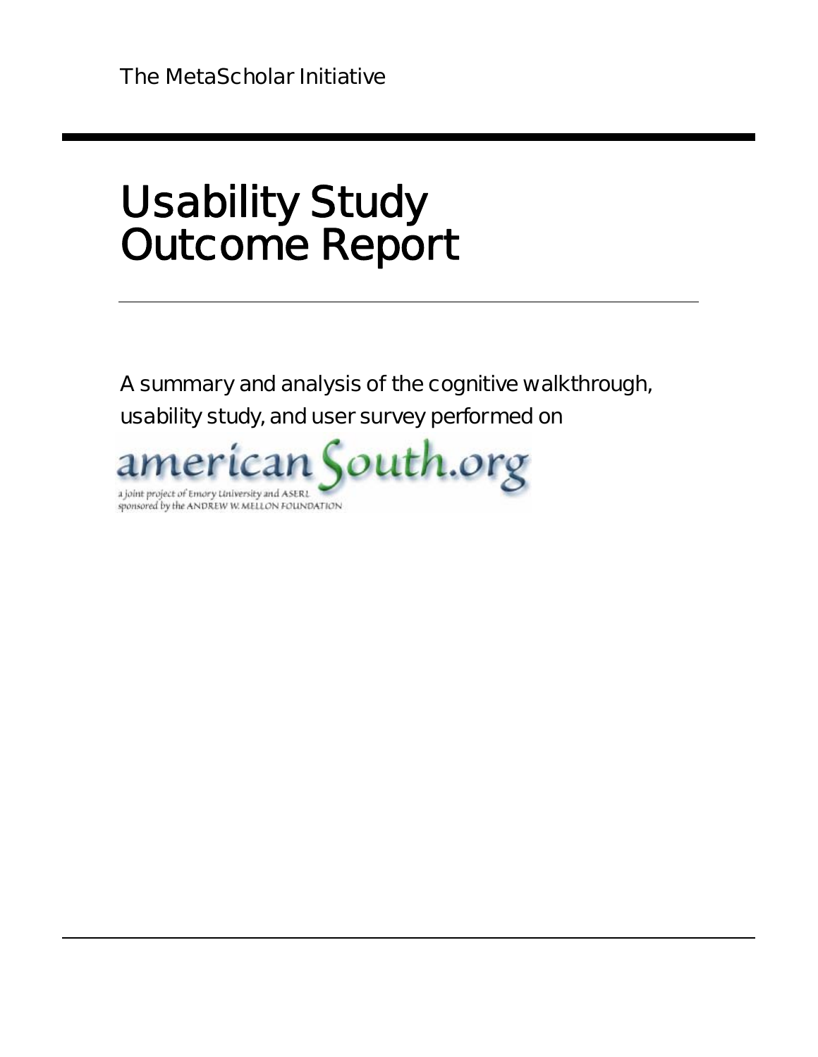The MetaScholar Initiative

# Usability Study Outcome Report

A summary and analysis of the cognitive walkthrough, usability study, and user survey performed on

americanSouth.org

a joint project of Emory University and ASERL
sponsored by the ANDREW W. MELLON FOUNDATION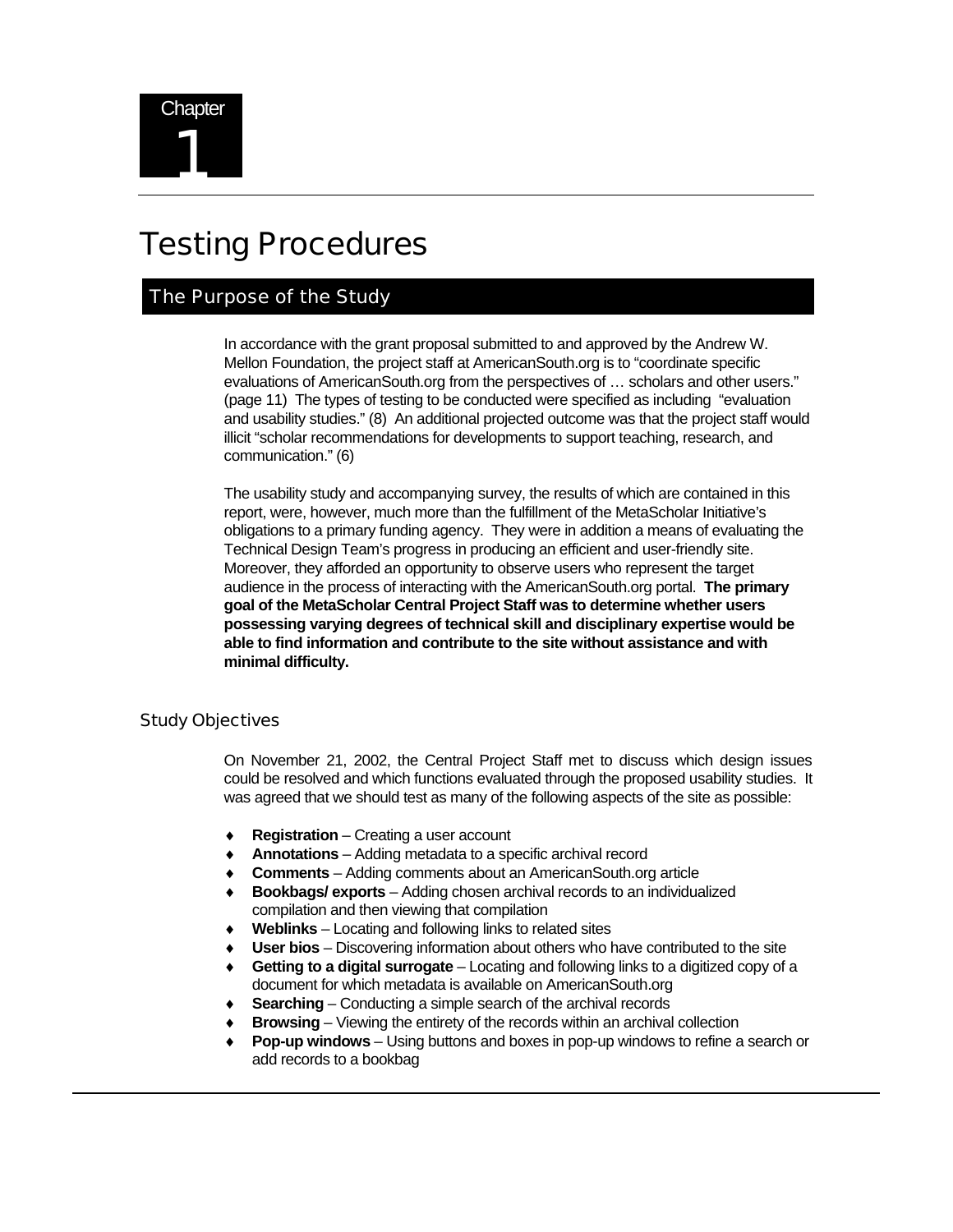Chapter 1

# Testing Procedures

## The Purpose of the Study

In accordance with the grant proposal submitted to and approved by the Andrew W. Mellon Foundation, the project staff at AmericanSouth.org is to "coordinate specific evaluations of AmericanSouth.org from the perspectives of … scholars and other users." (page 11) The types of testing to be conducted were specified as including "evaluation and usability studies." (8) An additional projected outcome was that the project staff would illicit "scholar recommendations for developments to support teaching, research, and communication." (6)

The usability study and accompanying survey, the results of which are contained in this report, were, however, much more than the fulfillment of the MetaScholar Initiative's obligations to a primary funding agency. They were in addition a means of evaluating the Technical Design Team's progress in producing an efficient and user-friendly site. Moreover, they afforded an opportunity to observe users who represent the target audience in the process of interacting with the AmericanSouth.org portal. **The primary goal of the MetaScholar Central Project Staff was to determine whether users possessing varying degrees of technical skill and disciplinary expertise would be able to find information and contribute to the site without assistance and with minimal difficulty.**

### Study Objectives

On November 21, 2002, the Central Project Staff met to discuss which design issues could be resolved and which functions evaluated through the proposed usability studies. It was agreed that we should test as many of the following aspects of the site as possible:

- **Registration** – Creating a user account
- **Annotations** – Adding metadata to a specific archival record
- **Comments** – Adding comments about an AmericanSouth.org article
- **Bookbags/ exports** – Adding chosen archival records to an individualized compilation and then viewing that compilation
- **Weblinks** – Locating and following links to related sites
- **User bios** – Discovering information about others who have contributed to the site
- **Getting to a digital surrogate** – Locating and following links to a digitized copy of a document for which metadata is available on AmericanSouth.org
- **Searching** – Conducting a simple search of the archival records
- **Browsing** – Viewing the entirety of the records within an archival collection
- **Pop-up windows** – Using buttons and boxes in pop-up windows to refine a search or add records to a bookbag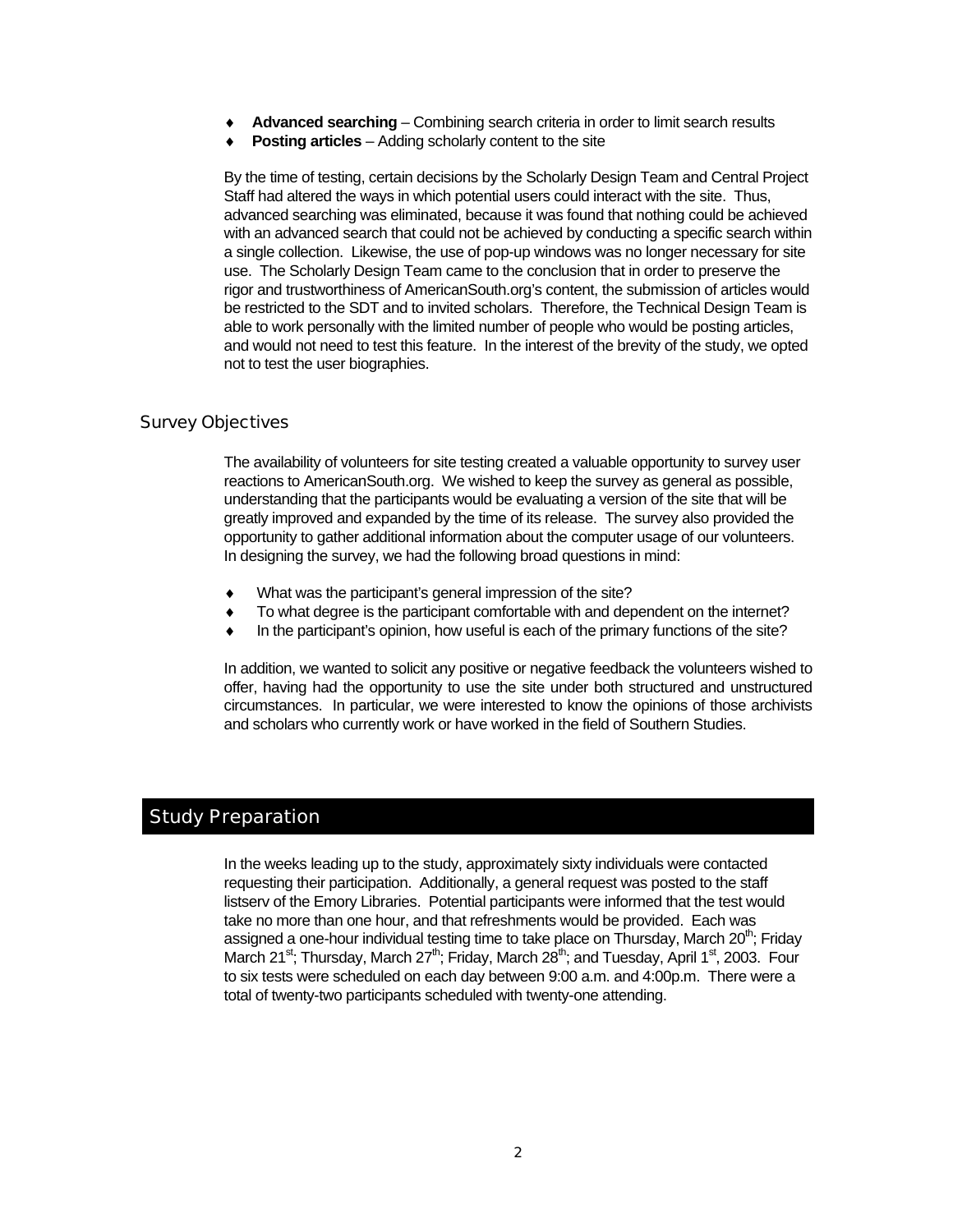- **Advanced searching** – Combining search criteria in order to limit search results
- **Posting articles** – Adding scholarly content to the site

By the time of testing, certain decisions by the Scholarly Design Team and Central Project Staff had altered the ways in which potential users could interact with the site. Thus, advanced searching was eliminated, because it was found that nothing could be achieved with an advanced search that could not be achieved by conducting a specific search within a single collection. Likewise, the use of pop-up windows was no longer necessary for site use. The Scholarly Design Team came to the conclusion that in order to preserve the rigor and trustworthiness of AmericanSouth.org's content, the submission of articles would be restricted to the SDT and to invited scholars. Therefore, the Technical Design Team is able to work personally with the limited number of people who would be posting articles, and would not need to test this feature. In the interest of the brevity of the study, we opted not to test the user biographies.

### Survey Objectives

The availability of volunteers for site testing created a valuable opportunity to survey user reactions to AmericanSouth.org. We wished to keep the survey as general as possible, understanding that the participants would be evaluating a version of the site that will be greatly improved and expanded by the time of its release. The survey also provided the opportunity to gather additional information about the computer usage of our volunteers. In designing the survey, we had the following broad questions in mind:

- What was the participant's general impression of the site?
- To what degree is the participant comfortable with and dependent on the internet?
- In the participant's opinion, how useful is each of the primary functions of the site?

In addition, we wanted to solicit any positive or negative feedback the volunteers wished to offer, having had the opportunity to use the site under both structured and unstructured circumstances. In particular, we were interested to know the opinions of those archivists and scholars who currently work or have worked in the field of Southern Studies.

## Study Preparation

In the weeks leading up to the study, approximately sixty individuals were contacted requesting their participation. Additionally, a general request was posted to the staff listserv of the Emory Libraries. Potential participants were informed that the test would take no more than one hour, and that refreshments would be provided. Each was assigned a one-hour individual testing time to take place on Thursday, March 20th; Friday March 21st; Thursday, March 27th; Friday, March 28th; and Tuesday, April 1st, 2003. Four to six tests were scheduled on each day between 9:00 a.m. and 4:00p.m. There were a total of twenty-two participants scheduled with twenty-one attending.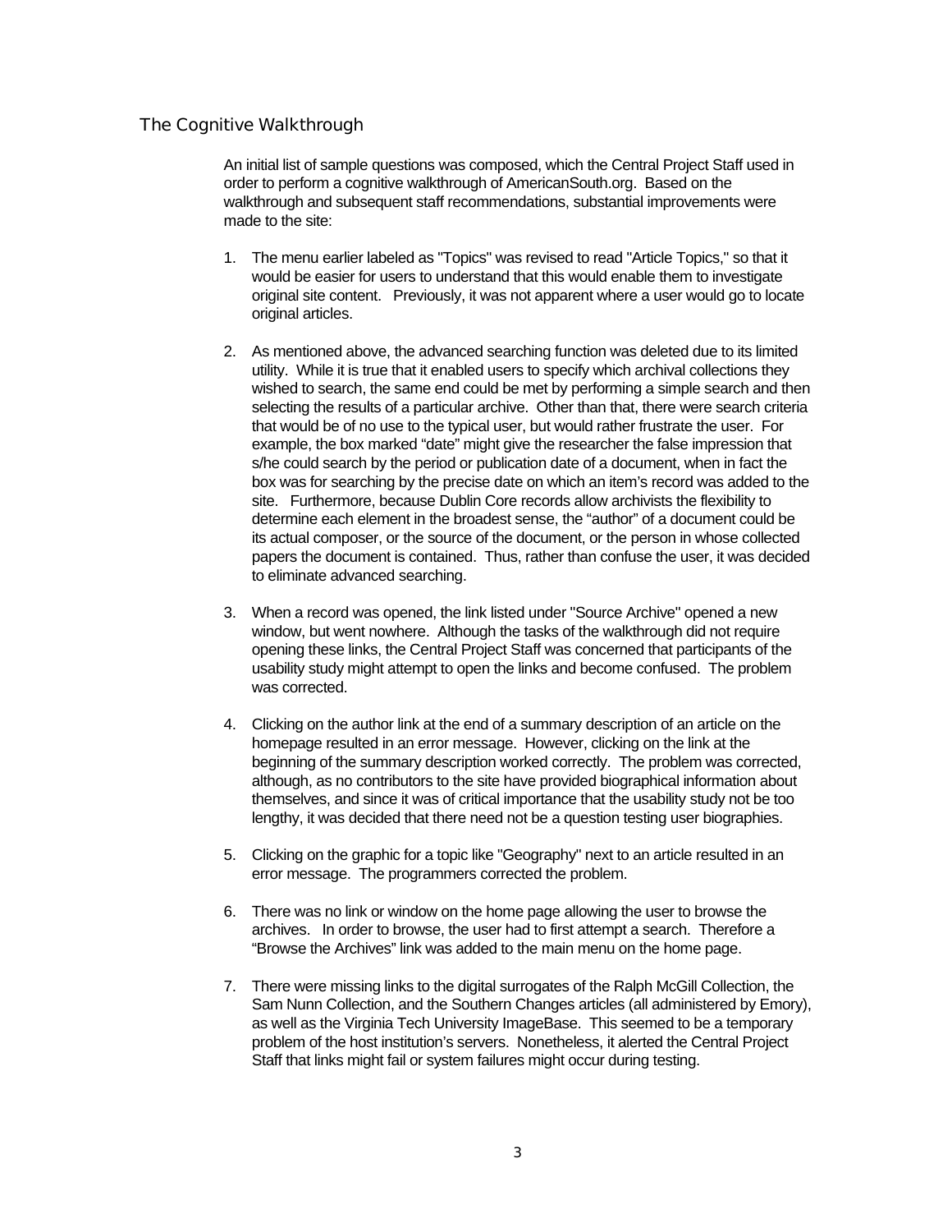## The Cognitive Walkthrough

An initial list of sample questions was composed, which the Central Project Staff used in order to perform a cognitive walkthrough of AmericanSouth.org. Based on the walkthrough and subsequent staff recommendations, substantial improvements were made to the site:

1. The menu earlier labeled as "Topics" was revised to read "Article Topics," so that it would be easier for users to understand that this would enable them to investigate original site content. Previously, it was not apparent where a user would go to locate original articles.

2. As mentioned above, the advanced searching function was deleted due to its limited utility. While it is true that it enabled users to specify which archival collections they wished to search, the same end could be met by performing a simple search and then selecting the results of a particular archive. Other than that, there were search criteria that would be of no use to the typical user, but would rather frustrate the user. For example, the box marked "date" might give the researcher the false impression that s/he could search by the period or publication date of a document, when in fact the box was for searching by the precise date on which an item's record was added to the site. Furthermore, because Dublin Core records allow archivists the flexibility to determine each element in the broadest sense, the "author" of a document could be its actual composer, or the source of the document, or the person in whose collected papers the document is contained. Thus, rather than confuse the user, it was decided to eliminate advanced searching.

3. When a record was opened, the link listed under "Source Archive" opened a new window, but went nowhere. Although the tasks of the walkthrough did not require opening these links, the Central Project Staff was concerned that participants of the usability study might attempt to open the links and become confused. The problem was corrected.

4. Clicking on the author link at the end of a summary description of an article on the homepage resulted in an error message. However, clicking on the link at the beginning of the summary description worked correctly. The problem was corrected, although, as no contributors to the site have provided biographical information about themselves, and since it was of critical importance that the usability study not be too lengthy, it was decided that there need not be a question testing user biographies.

5. Clicking on the graphic for a topic like "Geography" next to an article resulted in an error message. The programmers corrected the problem.

6. There was no link or window on the home page allowing the user to browse the archives. In order to browse, the user had to first attempt a search. Therefore a "Browse the Archives" link was added to the main menu on the home page.

7. There were missing links to the digital surrogates of the Ralph McGill Collection, the Sam Nunn Collection, and the Southern Changes articles (all administered by Emory), as well as the Virginia Tech University ImageBase. This seemed to be a temporary problem of the host institution's servers. Nonetheless, it alerted the Central Project Staff that links might fail or system failures might occur during testing.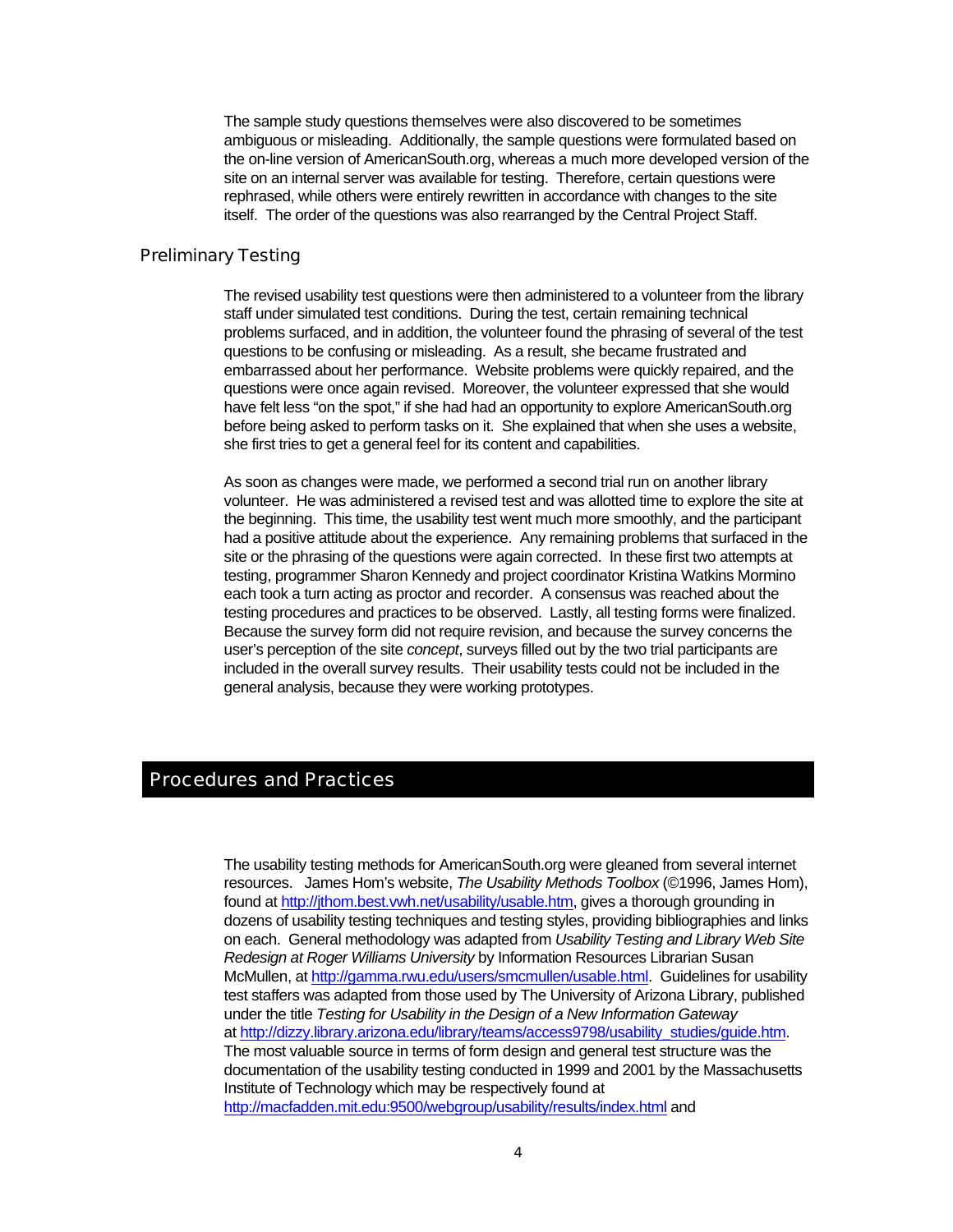The sample study questions themselves were also discovered to be sometimes ambiguous or misleading. Additionally, the sample questions were formulated based on the on-line version of AmericanSouth.org, whereas a much more developed version of the site on an internal server was available for testing. Therefore, certain questions were rephrased, while others were entirely rewritten in accordance with changes to the site itself. The order of the questions was also rearranged by the Central Project Staff.

### Preliminary Testing

The revised usability test questions were then administered to a volunteer from the library staff under simulated test conditions. During the test, certain remaining technical problems surfaced, and in addition, the volunteer found the phrasing of several of the test questions to be confusing or misleading. As a result, she became frustrated and embarrassed about her performance. Website problems were quickly repaired, and the questions were once again revised. Moreover, the volunteer expressed that she would have felt less "on the spot," if she had had an opportunity to explore AmericanSouth.org before being asked to perform tasks on it. She explained that when she uses a website, she first tries to get a general feel for its content and capabilities.

As soon as changes were made, we performed a second trial run on another library volunteer. He was administered a revised test and was allotted time to explore the site at the beginning. This time, the usability test went much more smoothly, and the participant had a positive attitude about the experience. Any remaining problems that surfaced in the site or the phrasing of the questions were again corrected. In these first two attempts at testing, programmer Sharon Kennedy and project coordinator Kristina Watkins Mormino each took a turn acting as proctor and recorder. A consensus was reached about the testing procedures and practices to be observed. Lastly, all testing forms were finalized. Because the survey form did not require revision, and because the survey concerns the user's perception of the site *concept*, surveys filled out by the two trial participants are included in the overall survey results. Their usability tests could not be included in the general analysis, because they were working prototypes.

## Procedures and Practices

The usability testing methods for AmericanSouth.org were gleaned from several internet resources. James Hom's website, *The Usability Methods Toolbox* (©1996, James Hom), found at http://jthom.best.vwh.net/usability/usable.htm, gives a thorough grounding in dozens of usability testing techniques and testing styles, providing bibliographies and links on each. General methodology was adapted from *Usability Testing and Library Web Site Redesign at Roger Williams University* by Information Resources Librarian Susan McMullen, at http://gamma.rwu.edu/users/smcmullen/usable.html. Guidelines for usability test staffers was adapted from those used by The University of Arizona Library, published under the title *Testing for Usability in the Design of a New Information Gateway* at http://dizzy.library.arizona.edu/library/teams/access9798/usability_studies/guide.htm. The most valuable source in terms of form design and general test structure was the documentation of the usability testing conducted in 1999 and 2001 by the Massachusetts Institute of Technology which may be respectively found at http://macfadden.mit.edu:9500/webgroup/usability/results/index.html and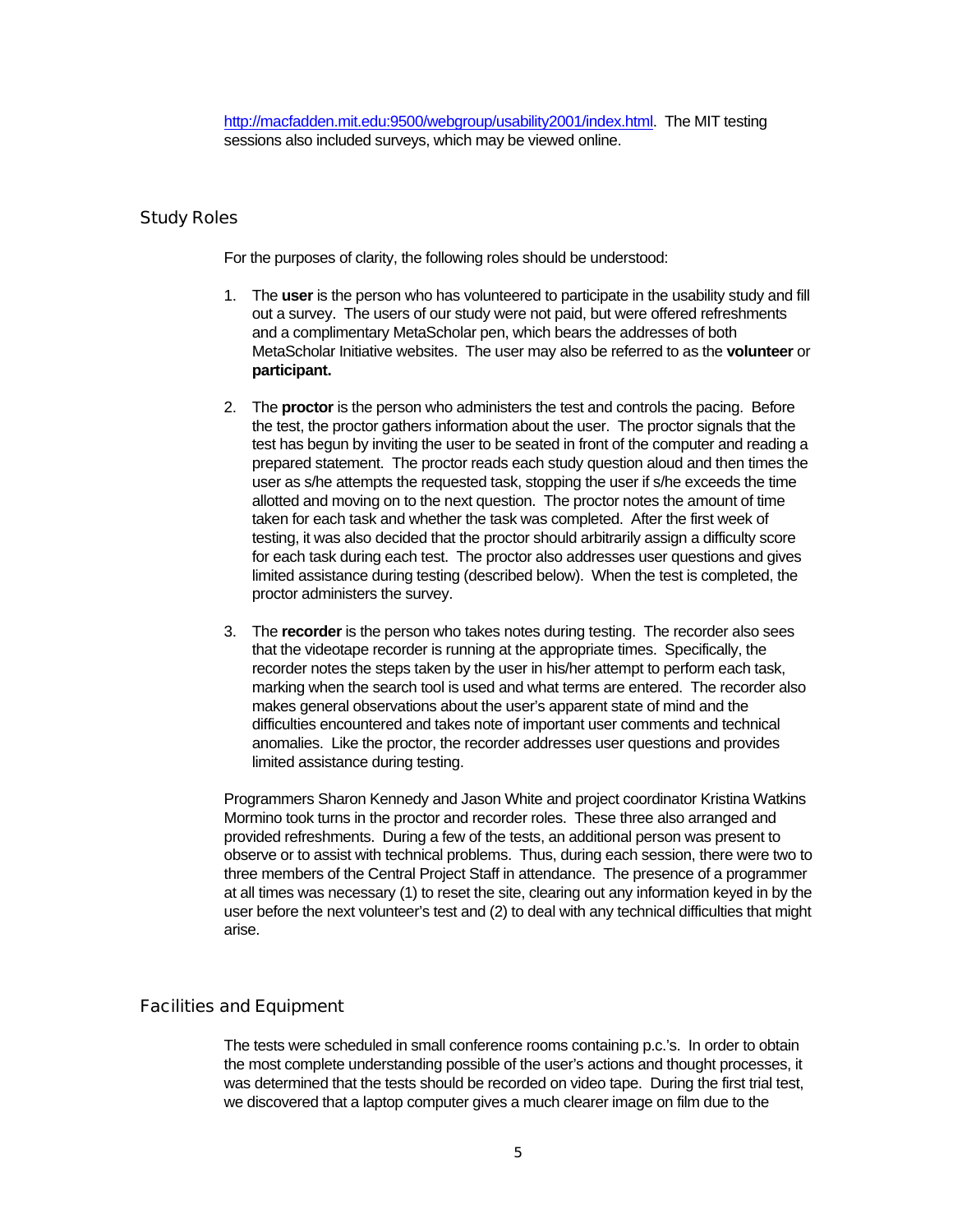http://macfadden.mit.edu:9500/webgroup/usability2001/index.html. The MIT testing sessions also included surveys, which may be viewed online.

## Study Roles

For the purposes of clarity, the following roles should be understood:

1. The **user** is the person who has volunteered to participate in the usability study and fill out a survey. The users of our study were not paid, but were offered refreshments and a complimentary MetaScholar pen, which bears the addresses of both MetaScholar Initiative websites. The user may also be referred to as the **volunteer** or **participant.**

2. The **proctor** is the person who administers the test and controls the pacing. Before the test, the proctor gathers information about the user. The proctor signals that the test has begun by inviting the user to be seated in front of the computer and reading a prepared statement. The proctor reads each study question aloud and then times the user as s/he attempts the requested task, stopping the user if s/he exceeds the time allotted and moving on to the next question. The proctor notes the amount of time taken for each task and whether the task was completed. After the first week of testing, it was also decided that the proctor should arbitrarily assign a difficulty score for each task during each test. The proctor also addresses user questions and gives limited assistance during testing (described below). When the test is completed, the proctor administers the survey.

3. The **recorder** is the person who takes notes during testing. The recorder also sees that the videotape recorder is running at the appropriate times. Specifically, the recorder notes the steps taken by the user in his/her attempt to perform each task, marking when the search tool is used and what terms are entered. The recorder also makes general observations about the user's apparent state of mind and the difficulties encountered and takes note of important user comments and technical anomalies. Like the proctor, the recorder addresses user questions and provides limited assistance during testing.

Programmers Sharon Kennedy and Jason White and project coordinator Kristina Watkins Mormino took turns in the proctor and recorder roles. These three also arranged and provided refreshments. During a few of the tests, an additional person was present to observe or to assist with technical problems. Thus, during each session, there were two to three members of the Central Project Staff in attendance. The presence of a programmer at all times was necessary (1) to reset the site, clearing out any information keyed in by the user before the next volunteer's test and (2) to deal with any technical difficulties that might arise.

## Facilities and Equipment

The tests were scheduled in small conference rooms containing p.c.'s. In order to obtain the most complete understanding possible of the user's actions and thought processes, it was determined that the tests should be recorded on video tape. During the first trial test, we discovered that a laptop computer gives a much clearer image on film due to the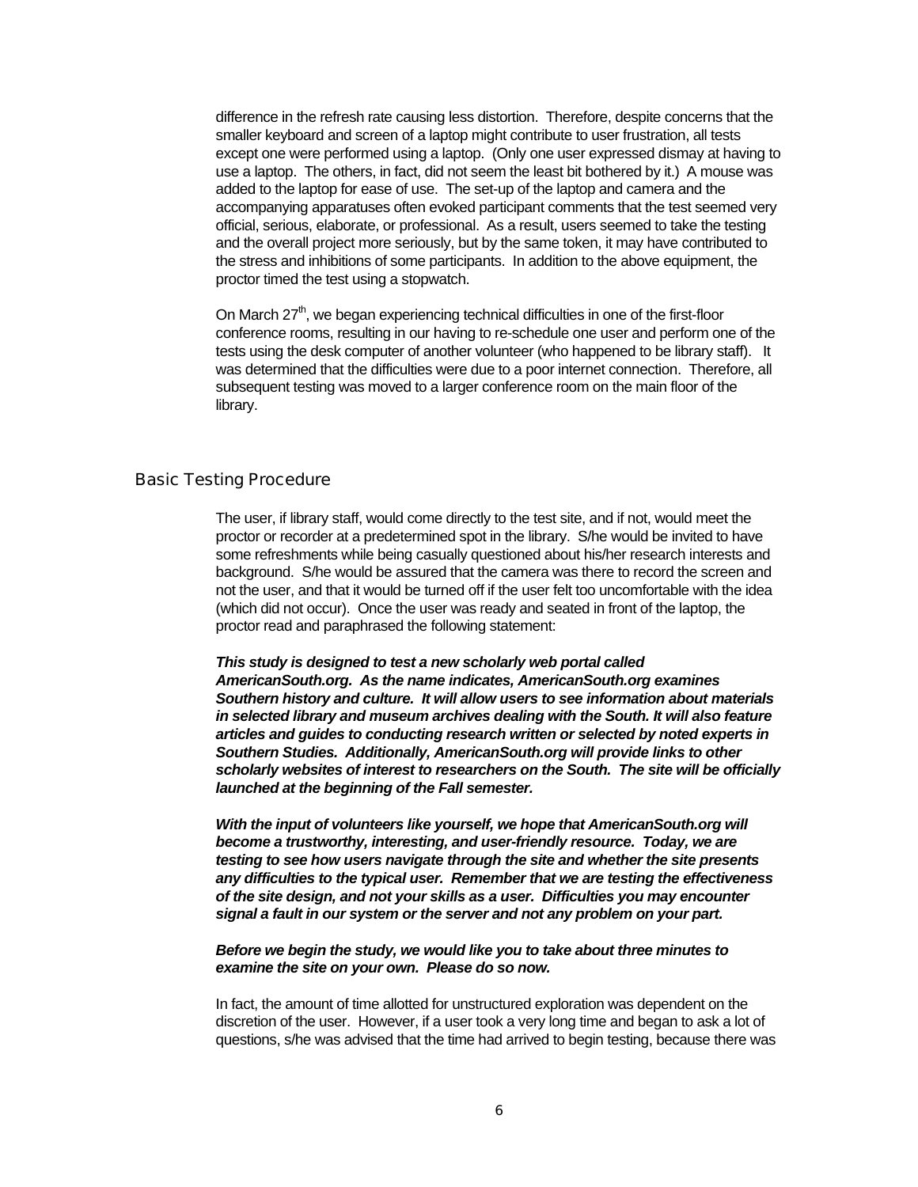difference in the refresh rate causing less distortion. Therefore, despite concerns that the smaller keyboard and screen of a laptop might contribute to user frustration, all tests except one were performed using a laptop. (Only one user expressed dismay at having to use a laptop. The others, in fact, did not seem the least bit bothered by it.) A mouse was added to the laptop for ease of use. The set-up of the laptop and camera and the accompanying apparatuses often evoked participant comments that the test seemed very official, serious, elaborate, or professional. As a result, users seemed to take the testing and the overall project more seriously, but by the same token, it may have contributed to the stress and inhibitions of some participants. In addition to the above equipment, the proctor timed the test using a stopwatch.

On March 27th, we began experiencing technical difficulties in one of the first-floor conference rooms, resulting in our having to re-schedule one user and perform one of the tests using the desk computer of another volunteer (who happened to be library staff). It was determined that the difficulties were due to a poor internet connection. Therefore, all subsequent testing was moved to a larger conference room on the main floor of the library.

## Basic Testing Procedure

The user, if library staff, would come directly to the test site, and if not, would meet the proctor or recorder at a predetermined spot in the library. S/he would be invited to have some refreshments while being casually questioned about his/her research interests and background. S/he would be assured that the camera was there to record the screen and not the user, and that it would be turned off if the user felt too uncomfortable with the idea (which did not occur). Once the user was ready and seated in front of the laptop, the proctor read and paraphrased the following statement:

***This study is designed to test a new scholarly web portal called AmericanSouth.org. As the name indicates, AmericanSouth.org examines Southern history and culture. It will allow users to see information about materials in selected library and museum archives dealing with the South. It will also feature articles and guides to conducting research written or selected by noted experts in Southern Studies. Additionally, AmericanSouth.org will provide links to other scholarly websites of interest to researchers on the South. The site will be officially launched at the beginning of the Fall semester.***

***With the input of volunteers like yourself, we hope that AmericanSouth.org will become a trustworthy, interesting, and user-friendly resource. Today, we are testing to see how users navigate through the site and whether the site presents any difficulties to the typical user. Remember that we are testing the effectiveness of the site design, and not your skills as a user. Difficulties you may encounter signal a fault in our system or the server and not any problem on your part.***

***Before we begin the study, we would like you to take about three minutes to examine the site on your own. Please do so now.***

In fact, the amount of time allotted for unstructured exploration was dependent on the discretion of the user. However, if a user took a very long time and began to ask a lot of questions, s/he was advised that the time had arrived to begin testing, because there was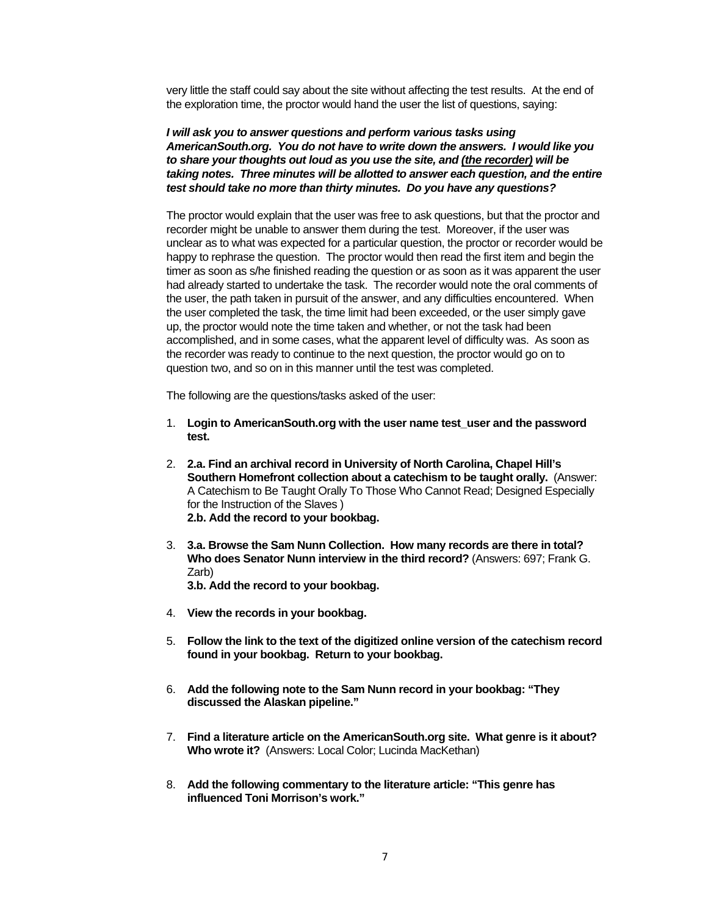very little the staff could say about the site without affecting the test results. At the end of the exploration time, the proctor would hand the user the list of questions, saying:

***I will ask you to answer questions and perform various tasks using AmericanSouth.org. You do not have to write down the answers. I would like you to share your thoughts out loud as you use the site, and <u>(the recorder)</u> will be taking notes. Three minutes will be allotted to answer each question, and the entire test should take no more than thirty minutes. Do you have any questions?***

The proctor would explain that the user was free to ask questions, but that the proctor and recorder might be unable to answer them during the test. Moreover, if the user was unclear as to what was expected for a particular question, the proctor or recorder would be happy to rephrase the question. The proctor would then read the first item and begin the timer as soon as s/he finished reading the question or as soon as it was apparent the user had already started to undertake the task. The recorder would note the oral comments of the user, the path taken in pursuit of the answer, and any difficulties encountered. When the user completed the task, the time limit had been exceeded, or the user simply gave up, the proctor would note the time taken and whether, or not the task had been accomplished, and in some cases, what the apparent level of difficulty was. As soon as the recorder was ready to continue to the next question, the proctor would go on to question two, and so on in this manner until the test was completed.

The following are the questions/tasks asked of the user:

1. **Login to AmericanSouth.org with the user name test_user and the password test.**
2. **2.a. Find an archival record in University of North Carolina, Chapel Hill's Southern Homefront collection about a catechism to be taught orally.** (Answer: A Catechism to Be Taught Orally To Those Who Cannot Read; Designed Especially for the Instruction of the Slaves )
   **2.b. Add the record to your bookbag.**
3. **3.a. Browse the Sam Nunn Collection. How many records are there in total? Who does Senator Nunn interview in the third record?** (Answers: 697; Frank G. Zarb)
   **3.b. Add the record to your bookbag.**
4. **View the records in your bookbag.**
5. **Follow the link to the text of the digitized online version of the catechism record found in your bookbag. Return to your bookbag.**
6. **Add the following note to the Sam Nunn record in your bookbag: "They discussed the Alaskan pipeline."**
7. **Find a literature article on the AmericanSouth.org site. What genre is it about? Who wrote it?** (Answers: Local Color; Lucinda MacKethan)
8. **Add the following commentary to the literature article: "This genre has influenced Toni Morrison's work."**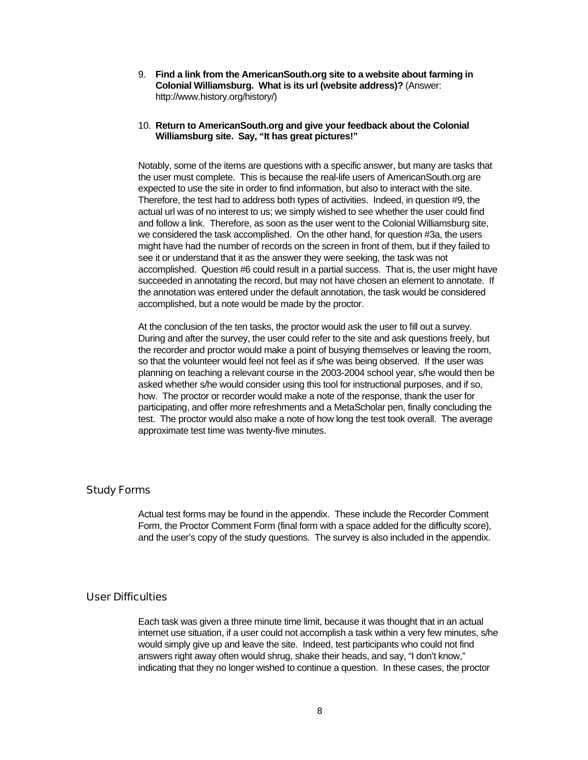9. **Find a link from the AmericanSouth.org site to a website about farming in Colonial Williamsburg. What is its url (website address)?** (Answer: http://www.history.org/history/)

10. **Return to AmericanSouth.org and give your feedback about the Colonial Williamsburg site. Say, "It has great pictures!"**

Notably, some of the items are questions with a specific answer, but many are tasks that the user must complete. This is because the real-life users of AmericanSouth.org are expected to use the site in order to find information, but also to interact with the site. Therefore, the test had to address both types of activities. Indeed, in question #9, the actual url was of no interest to us; we simply wished to see whether the user could find and follow a link. Therefore, as soon as the user went to the Colonial Williamsburg site, we considered the task accomplished. On the other hand, for question #3a, the users might have had the number of records on the screen in front of them, but if they failed to see it or understand that it as the answer they were seeking, the task was not accomplished. Question #6 could result in a partial success. That is, the user might have succeeded in annotating the record, but may not have chosen an element to annotate. If the annotation was entered under the default annotation, the task would be considered accomplished, but a note would be made by the proctor.

At the conclusion of the ten tasks, the proctor would ask the user to fill out a survey. During and after the survey, the user could refer to the site and ask questions freely, but the recorder and proctor would make a point of busying themselves or leaving the room, so that the volunteer would feel not feel as if s/he was being observed. If the user was planning on teaching a relevant course in the 2003-2004 school year, s/he would then be asked whether s/he would consider using this tool for instructional purposes, and if so, how. The proctor or recorder would make a note of the response, thank the user for participating, and offer more refreshments and a MetaScholar pen, finally concluding the test. The proctor would also make a note of how long the test took overall. The average approximate test time was twenty-five minutes.

## Study Forms

Actual test forms may be found in the appendix. These include the Recorder Comment Form, the Proctor Comment Form (final form with a space added for the difficulty score), and the user's copy of the study questions. The survey is also included in the appendix.

## User Difficulties

Each task was given a three minute time limit, because it was thought that in an actual internet use situation, if a user could not accomplish a task within a very few minutes, s/he would simply give up and leave the site. Indeed, test participants who could not find answers right away often would shrug, shake their heads, and say, "I don't know," indicating that they no longer wished to continue a question. In these cases, the proctor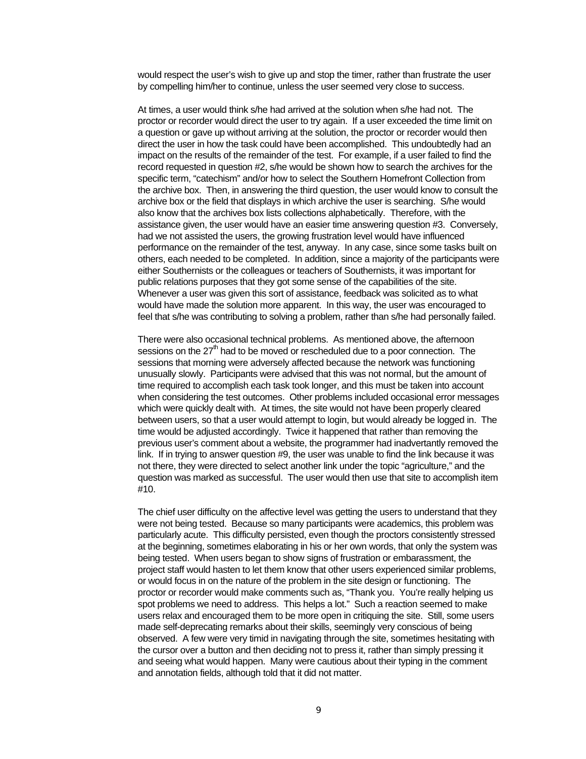would respect the user's wish to give up and stop the timer, rather than frustrate the user by compelling him/her to continue, unless the user seemed very close to success.

At times, a user would think s/he had arrived at the solution when s/he had not. The proctor or recorder would direct the user to try again. If a user exceeded the time limit on a question or gave up without arriving at the solution, the proctor or recorder would then direct the user in how the task could have been accomplished. This undoubtedly had an impact on the results of the remainder of the test. For example, if a user failed to find the record requested in question #2, s/he would be shown how to search the archives for the specific term, "catechism" and/or how to select the Southern Homefront Collection from the archive box. Then, in answering the third question, the user would know to consult the archive box or the field that displays in which archive the user is searching. S/he would also know that the archives box lists collections alphabetically. Therefore, with the assistance given, the user would have an easier time answering question #3. Conversely, had we not assisted the users, the growing frustration level would have influenced performance on the remainder of the test, anyway. In any case, since some tasks built on others, each needed to be completed. In addition, since a majority of the participants were either Southernists or the colleagues or teachers of Southernists, it was important for public relations purposes that they got some sense of the capabilities of the site. Whenever a user was given this sort of assistance, feedback was solicited as to what would have made the solution more apparent. In this way, the user was encouraged to feel that s/he was contributing to solving a problem, rather than s/he had personally failed.

There were also occasional technical problems. As mentioned above, the afternoon sessions on the 27th had to be moved or rescheduled due to a poor connection. The sessions that morning were adversely affected because the network was functioning unusually slowly. Participants were advised that this was not normal, but the amount of time required to accomplish each task took longer, and this must be taken into account when considering the test outcomes. Other problems included occasional error messages which were quickly dealt with. At times, the site would not have been properly cleared between users, so that a user would attempt to login, but would already be logged in. The time would be adjusted accordingly. Twice it happened that rather than removing the previous user's comment about a website, the programmer had inadvertantly removed the link. If in trying to answer question #9, the user was unable to find the link because it was not there, they were directed to select another link under the topic "agriculture," and the question was marked as successful. The user would then use that site to accomplish item #10.

The chief user difficulty on the affective level was getting the users to understand that they were not being tested. Because so many participants were academics, this problem was particularly acute. This difficulty persisted, even though the proctors consistently stressed at the beginning, sometimes elaborating in his or her own words, that only the system was being tested. When users began to show signs of frustration or embarassment, the project staff would hasten to let them know that other users experienced similar problems, or would focus in on the nature of the problem in the site design or functioning. The proctor or recorder would make comments such as, "Thank you. You're really helping us spot problems we need to address. This helps a lot." Such a reaction seemed to make users relax and encouraged them to be more open in critiquing the site. Still, some users made self-deprecating remarks about their skills, seemingly very conscious of being observed. A few were very timid in navigating through the site, sometimes hesitating with the cursor over a button and then deciding not to press it, rather than simply pressing it and seeing what would happen. Many were cautious about their typing in the comment and annotation fields, although told that it did not matter.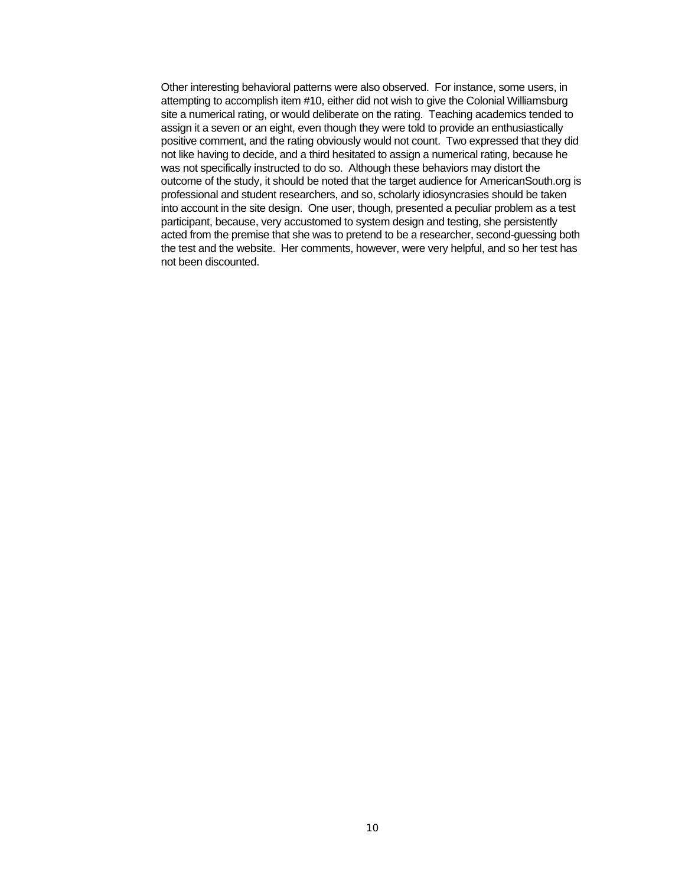Other interesting behavioral patterns were also observed. For instance, some users, in attempting to accomplish item #10, either did not wish to give the Colonial Williamsburg site a numerical rating, or would deliberate on the rating. Teaching academics tended to assign it a seven or an eight, even though they were told to provide an enthusiastically positive comment, and the rating obviously would not count. Two expressed that they did not like having to decide, and a third hesitated to assign a numerical rating, because he was not specifically instructed to do so. Although these behaviors may distort the outcome of the study, it should be noted that the target audience for AmericanSouth.org is professional and student researchers, and so, scholarly idiosyncrasies should be taken into account in the site design. One user, though, presented a peculiar problem as a test participant, because, very accustomed to system design and testing, she persistently acted from the premise that she was to pretend to be a researcher, second-guessing both the test and the website. Her comments, however, were very helpful, and so her test has not been discounted.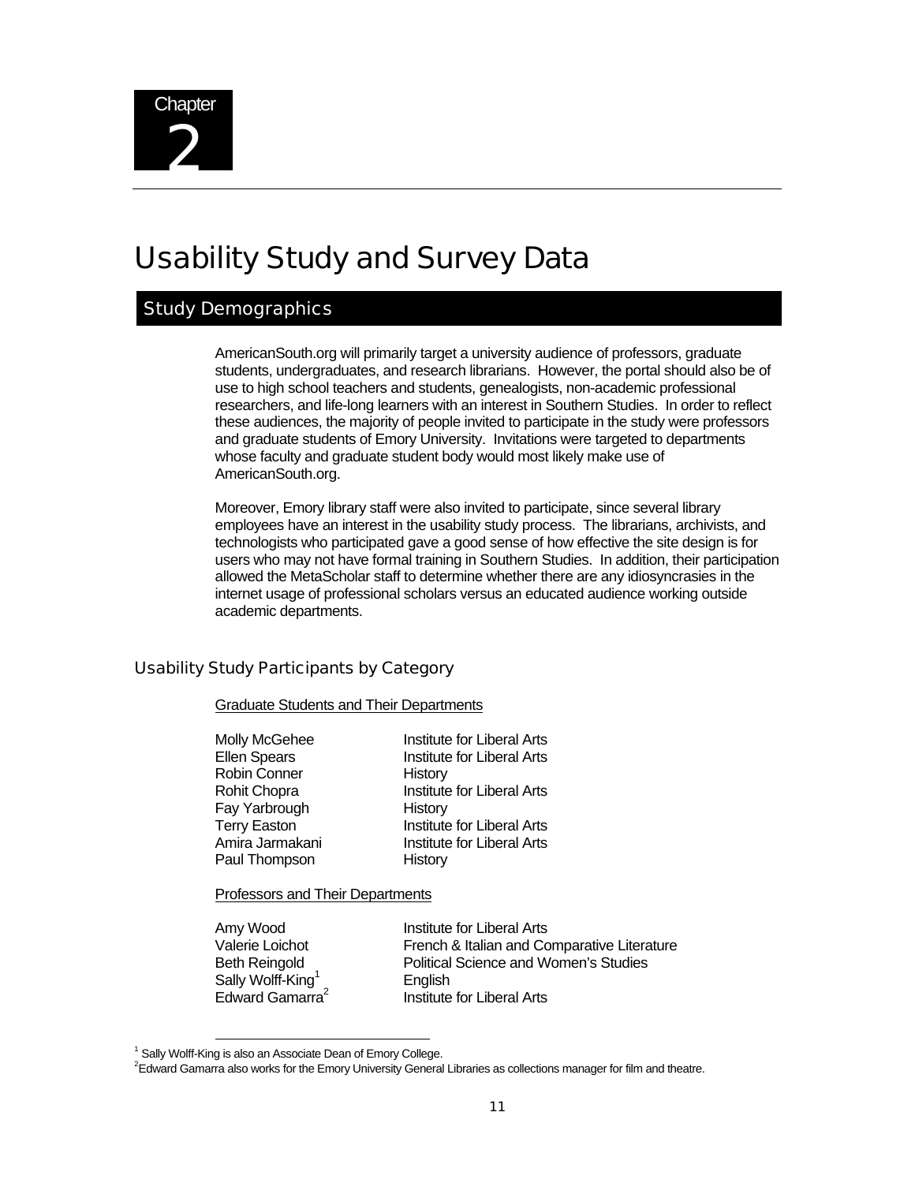Chapter 2

# Usability Study and Survey Data

## Study Demographics

AmericanSouth.org will primarily target a university audience of professors, graduate students, undergraduates, and research librarians. However, the portal should also be of use to high school teachers and students, genealogists, non-academic professional researchers, and life-long learners with an interest in Southern Studies. In order to reflect these audiences, the majority of people invited to participate in the study were professors and graduate students of Emory University. Invitations were targeted to departments whose faculty and graduate student body would most likely make use of AmericanSouth.org.

Moreover, Emory library staff were also invited to participate, since several library employees have an interest in the usability study process. The librarians, archivists, and technologists who participated gave a good sense of how effective the site design is for users who may not have formal training in Southern Studies. In addition, their participation allowed the MetaScholar staff to determine whether there are any idiosyncrasies in the internet usage of professional scholars versus an educated audience working outside academic departments.

### Usability Study Participants by Category

Graduate Students and Their Departments

| | |
|---|---|
| Molly McGehee | Institute for Liberal Arts |
| Ellen Spears | Institute for Liberal Arts |
| Robin Conner | History |
| Rohit Chopra | Institute for Liberal Arts |
| Fay Yarbrough | History |
| Terry Easton | Institute for Liberal Arts |
| Amira Jarmakani | Institute for Liberal Arts |
| Paul Thompson | History |

Professors and Their Departments

| | |
|---|---|
| Amy Wood | Institute for Liberal Arts |
| Valerie Loichot | French & Italian and Comparative Literature |
| Beth Reingold | Political Science and Women's Studies |
| Sally Wolff-King[1] | English |
| Edward Gamarra[2] | Institute for Liberal Arts |

[1] Sally Wolff-King is also an Associate Dean of Emory College.

[2] Edward Gamarra also works for the Emory University General Libraries as collections manager for film and theatre.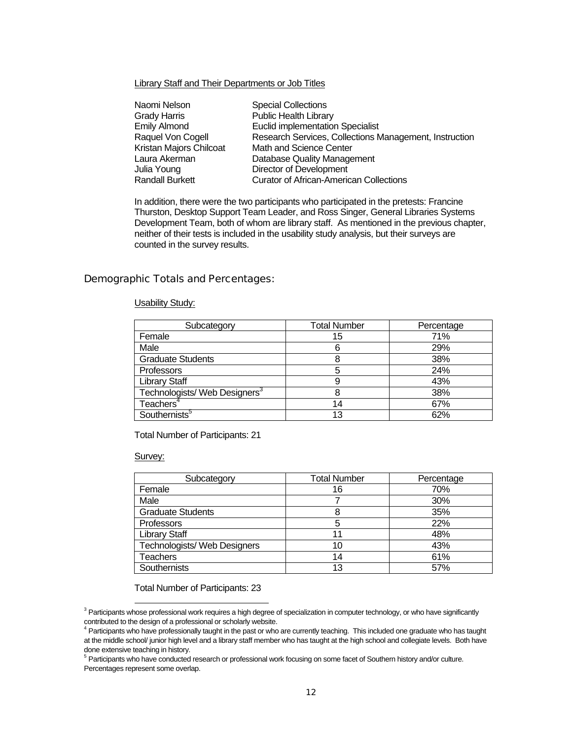Library Staff and Their Departments or Job Titles

| | |
|---|---|
| Naomi Nelson | Special Collections |
| Grady Harris | Public Health Library |
| Emily Almond | Euclid implementation Specialist |
| Raquel Von Cogell | Research Services, Collections Management, Instruction |
| Kristan Majors Chilcoat | Math and Science Center |
| Laura Akerman | Database Quality Management |
| Julia Young | Director of Development |
| Randall Burkett | Curator of African-American Collections |

In addition, there were the two participants who participated in the pretests: Francine Thurston, Desktop Support Team Leader, and Ross Singer, General Libraries Systems Development Team, both of whom are library staff. As mentioned in the previous chapter, neither of their tests is included in the usability study analysis, but their surveys are counted in the survey results.

## Demographic Totals and Percentages:

Usability Study:

| Subcategory | Total Number | Percentage |
|---|---|---|
| Female | 15 | 71% |
| Male | 6 | 29% |
| Graduate Students | 8 | 38% |
| Professors | 5 | 24% |
| Library Staff | 9 | 43% |
| Technologists/ Web Designers[3] | 8 | 38% |
| Teachers[4] | 14 | 67% |
| Southernists[5] | 13 | 62% |

Total Number of Participants: 21

Survey:

| Subcategory | Total Number | Percentage |
|---|---|---|
| Female | 16 | 70% |
| Male | 7 | 30% |
| Graduate Students | 8 | 35% |
| Professors | 5 | 22% |
| Library Staff | 11 | 48% |
| Technologists/ Web Designers | 10 | 43% |
| Teachers | 14 | 61% |
| Southernists | 13 | 57% |

Total Number of Participants: 23

[3] Participants whose professional work requires a high degree of specialization in computer technology, or who have significantly contributed to the design of a professional or scholarly website.

[4] Participants who have professionally taught in the past or who are currently teaching. This included one graduate who has taught at the middle school/ junior high level and a library staff member who has taught at the high school and collegiate levels. Both have done extensive teaching in history.

[5] Participants who have conducted research or professional work focusing on some facet of Southern history and/or culture. Percentages represent some overlap.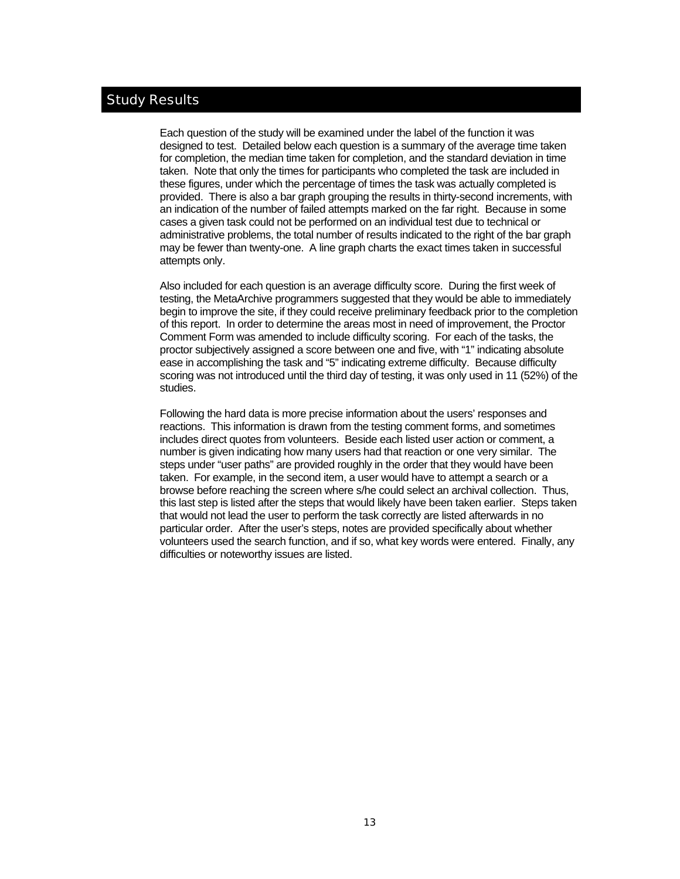# Study Results

Each question of the study will be examined under the label of the function it was designed to test. Detailed below each question is a summary of the average time taken for completion, the median time taken for completion, and the standard deviation in time taken. Note that only the times for participants who completed the task are included in these figures, under which the percentage of times the task was actually completed is provided. There is also a bar graph grouping the results in thirty-second increments, with an indication of the number of failed attempts marked on the far right. Because in some cases a given task could not be performed on an individual test due to technical or administrative problems, the total number of results indicated to the right of the bar graph may be fewer than twenty-one. A line graph charts the exact times taken in successful attempts only.

Also included for each question is an average difficulty score. During the first week of testing, the MetaArchive programmers suggested that they would be able to immediately begin to improve the site, if they could receive preliminary feedback prior to the completion of this report. In order to determine the areas most in need of improvement, the Proctor Comment Form was amended to include difficulty scoring. For each of the tasks, the proctor subjectively assigned a score between one and five, with "1" indicating absolute ease in accomplishing the task and "5" indicating extreme difficulty. Because difficulty scoring was not introduced until the third day of testing, it was only used in 11 (52%) of the studies.

Following the hard data is more precise information about the users' responses and reactions. This information is drawn from the testing comment forms, and sometimes includes direct quotes from volunteers. Beside each listed user action or comment, a number is given indicating how many users had that reaction or one very similar. The steps under "user paths" are provided roughly in the order that they would have been taken. For example, in the second item, a user would have to attempt a search or a browse before reaching the screen where s/he could select an archival collection. Thus, this last step is listed after the steps that would likely have been taken earlier. Steps taken that would not lead the user to perform the task correctly are listed afterwards in no particular order. After the user's steps, notes are provided specifically about whether volunteers used the search function, and if so, what key words were entered. Finally, any difficulties or noteworthy issues are listed.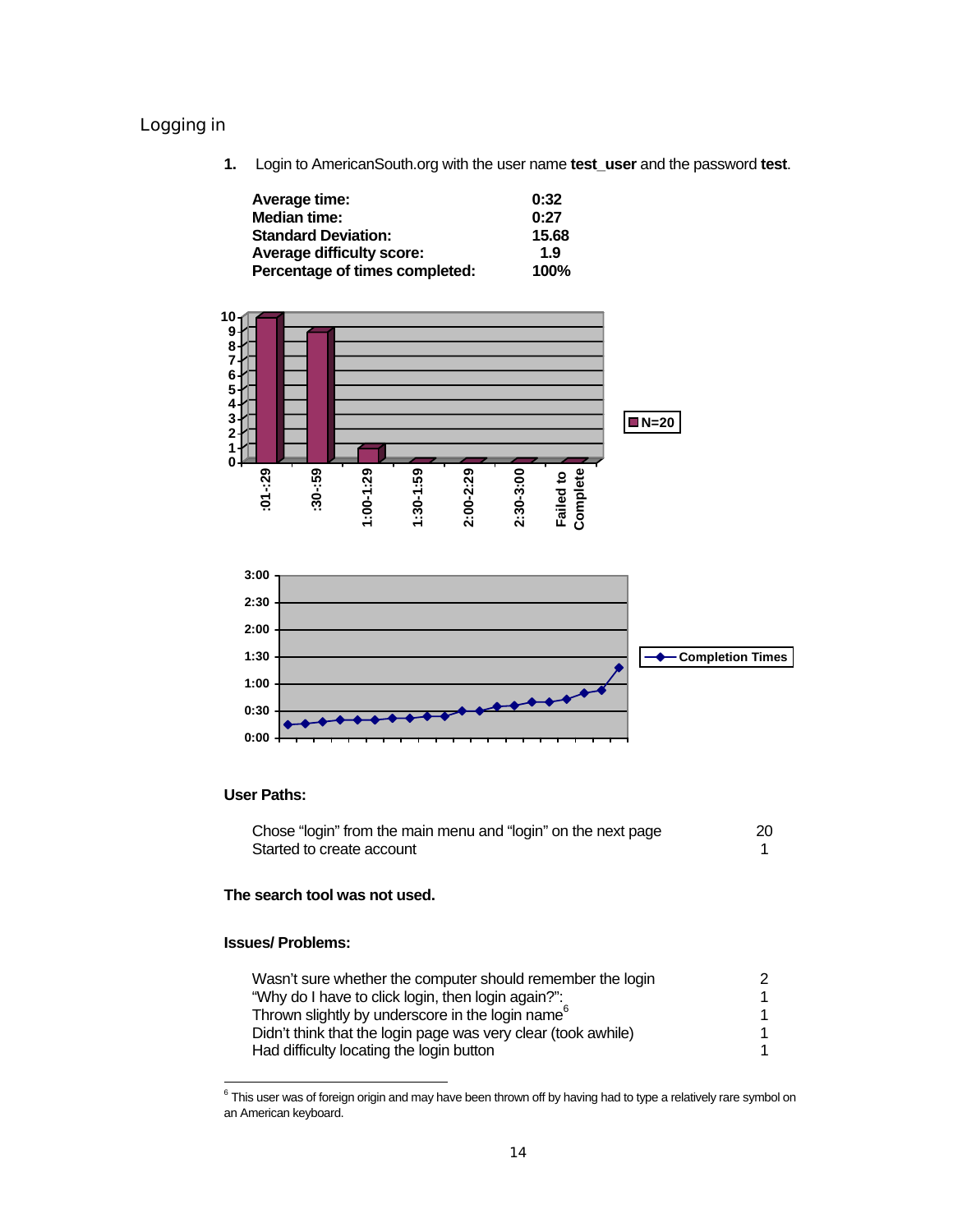## Logging in

**1.** Login to AmericanSouth.org with the user name **test_user** and the password **test**.

| | |
|---|---|
| **Average time:** | **0:32** |
| **Median time:** | **0:27** |
| **Standard Deviation:** | **15.68** |
| **Average difficulty score:** | **1.9** |
| **Percentage of times completed:** | **100%** |

**User Paths:**

| | |
|---|---|
| Chose "login" from the main menu and "login" on the next page | 20 |
| Started to create account | 1 |

**The search tool was not used.**

**Issues/ Problems:**

| | |
|---|---|
| Wasn't sure whether the computer should remember the login | 2 |
| "Why do I have to click login, then login again?": | 1 |
| Thrown slightly by underscore in the login name[6] | 1 |
| Didn't think that the login page was very clear (took awhile) | 1 |
| Had difficulty locating the login button | 1 |

[6] This user was of foreign origin and may have been thrown off by having had to type a relatively rare symbol on an American keyboard.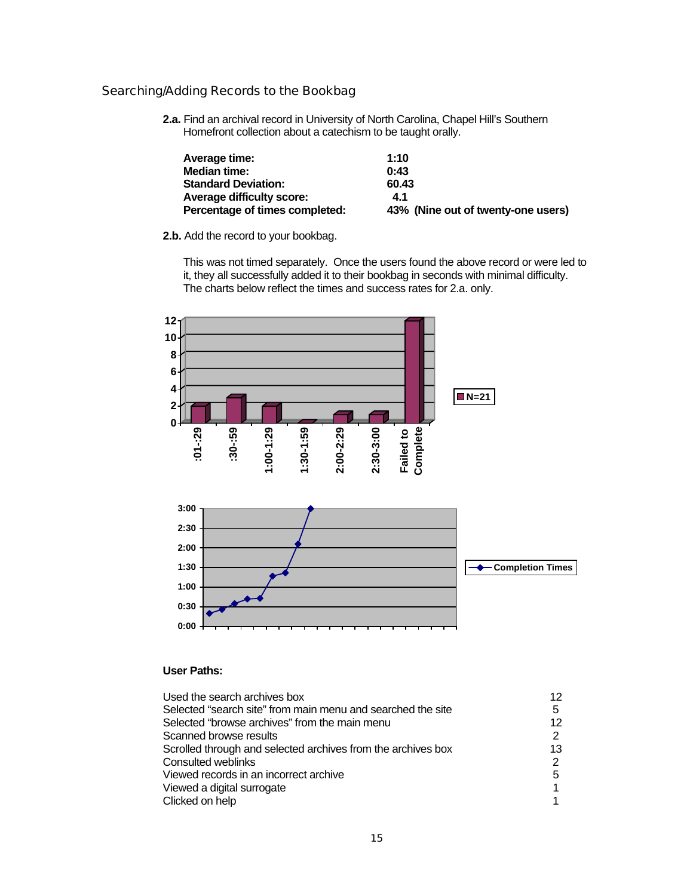## Searching/Adding Records to the Bookbag

**2.a.** Find an archival record in University of North Carolina, Chapel Hill's Southern Homefront collection about a catechism to be taught orally.

| | |
|---|---|
| **Average time:** | **1:10** |
| **Median time:** | **0:43** |
| **Standard Deviation:** | **60.43** |
| **Average difficulty score:** | **4.1** |
| **Percentage of times completed:** | **43% (Nine out of twenty-one users)** |

**2.b.** Add the record to your bookbag.

This was not timed separately. Once the users found the above record or were led to it, they all successfully added it to their bookbag in seconds with minimal difficulty. The charts below reflect the times and success rates for 2.a. only.

**User Paths:**

| | |
|---|---|
| Used the search archives box | 12 |
| Selected "search site" from main menu and searched the site | 5 |
| Selected "browse archives" from the main menu | 12 |
| Scanned browse results | 2 |
| Scrolled through and selected archives from the archives box | 13 |
| Consulted weblinks | 2 |
| Viewed records in an incorrect archive | 5 |
| Viewed a digital surrogate | 1 |
| Clicked on help | 1 |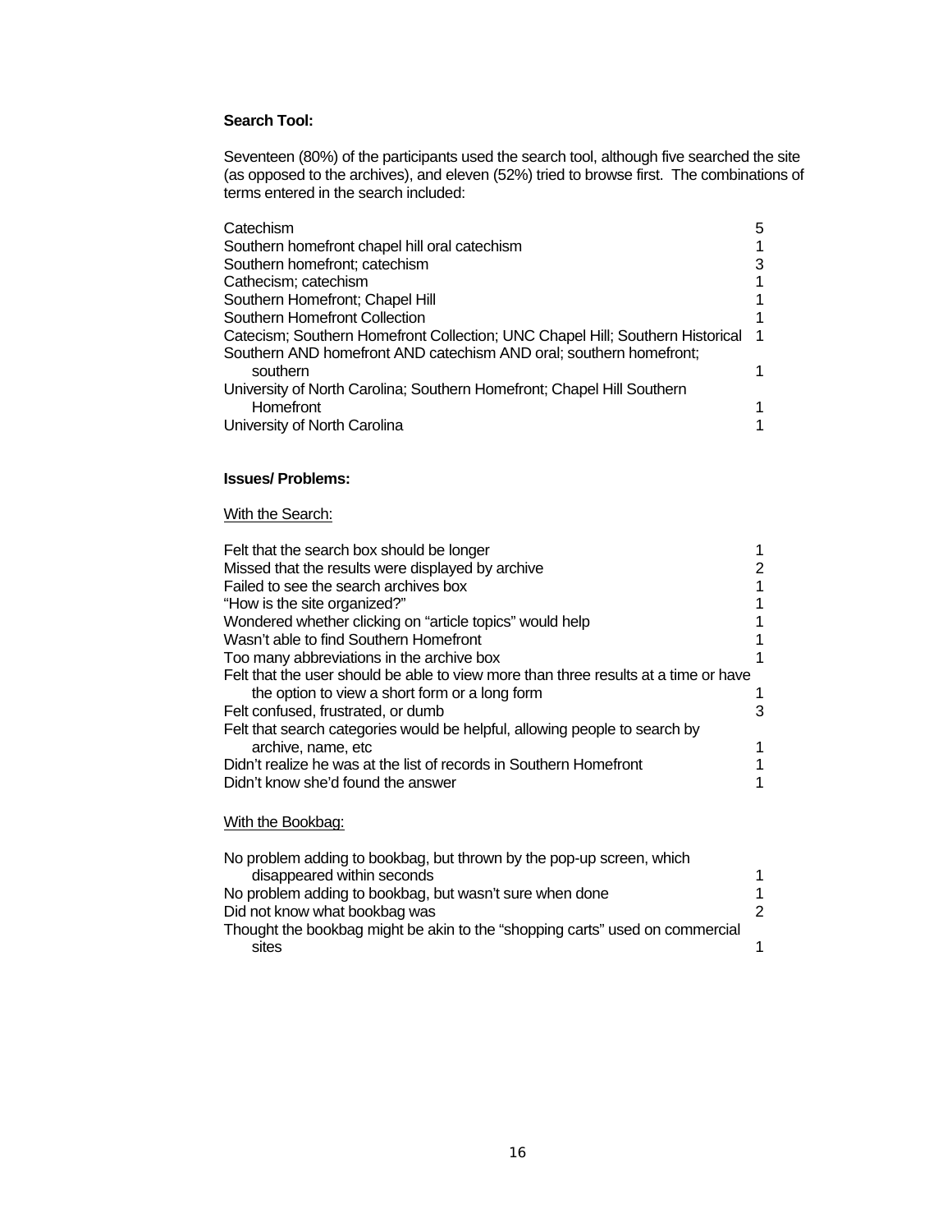**Search Tool:**

Seventeen (80%) of the participants used the search tool, although five searched the site (as opposed to the archives), and eleven (52%) tried to browse first. The combinations of terms entered in the search included:

| | |
|---|---|
| Catechism | 5 |
| Southern homefront chapel hill oral catechism | 1 |
| Southern homefront; catechism | 3 |
| Cathecism; catechism | 1 |
| Southern Homefront; Chapel Hill | 1 |
| Southern Homefront Collection | 1 |
| Catecism; Southern Homefront Collection; UNC Chapel Hill; Southern Historical | 1 |
| Southern AND homefront AND catechism AND oral; southern homefront; southern | 1 |
| University of North Carolina; Southern Homefront; Chapel Hill Southern Homefront | 1 |
| University of North Carolina | 1 |

**Issues/ Problems:**

<u>With the Search:</u>

| | |
|---|---|
| Felt that the search box should be longer | 1 |
| Missed that the results were displayed by archive | 2 |
| Failed to see the search archives box | 1 |
| "How is the site organized?" | 1 |
| Wondered whether clicking on "article topics" would help | 1 |
| Wasn't able to find Southern Homefront | 1 |
| Too many abbreviations in the archive box | 1 |
| Felt that the user should be able to view more than three results at a time or have the option to view a short form or a long form | 1 |
| Felt confused, frustrated, or dumb | 3 |
| Felt that search categories would be helpful, allowing people to search by archive, name, etc | 1 |
| Didn't realize he was at the list of records in Southern Homefront | 1 |
| Didn't know she'd found the answer | 1 |

<u>With the Bookbag:</u>

| | |
|---|---|
| No problem adding to bookbag, but thrown by the pop-up screen, which disappeared within seconds | 1 |
| No problem adding to bookbag, but wasn't sure when done | 1 |
| Did not know what bookbag was | 2 |
| Thought the bookbag might be akin to the "shopping carts" used on commercial sites | 1 |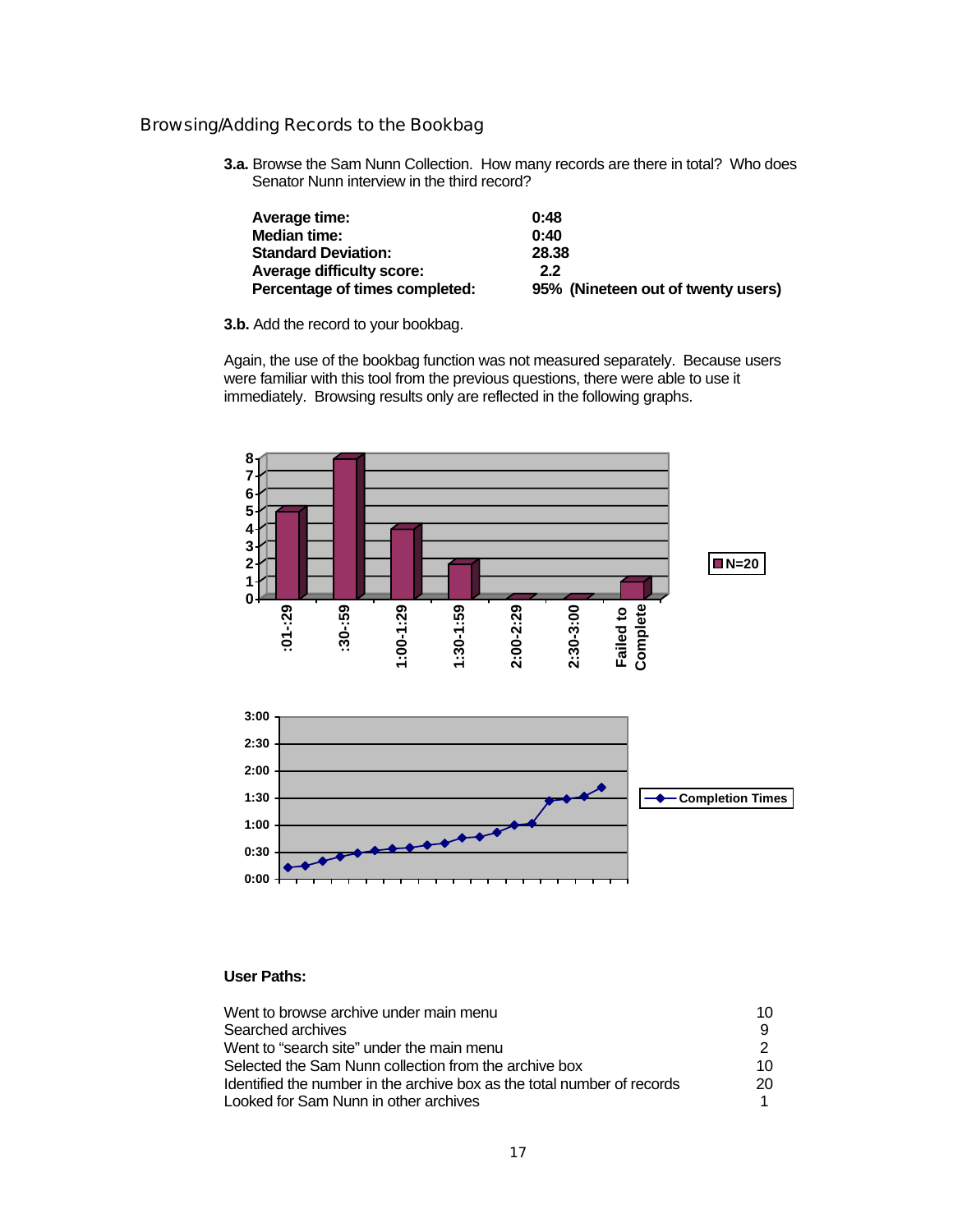## Browsing/Adding Records to the Bookbag

**3.a.** Browse the Sam Nunn Collection. How many records are there in total? Who does Senator Nunn interview in the third record?

| | |
|---|---|
| **Average time:** | **0:48** |
| **Median time:** | **0:40** |
| **Standard Deviation:** | **28.38** |
| **Average difficulty score:** | **2.2** |
| **Percentage of times completed:** | **95% (Nineteen out of twenty users)** |

**3.b.** Add the record to your bookbag.

Again, the use of the bookbag function was not measured separately. Because users were familiar with this tool from the previous questions, there were able to use it immediately. Browsing results only are reflected in the following graphs.

**User Paths:**

| | |
|---|---|
| Went to browse archive under main menu | 10 |
| Searched archives | 9 |
| Went to "search site" under the main menu | 2 |
| Selected the Sam Nunn collection from the archive box | 10 |
| Identified the number in the archive box as the total number of records | 20 |
| Looked for Sam Nunn in other archives | 1 |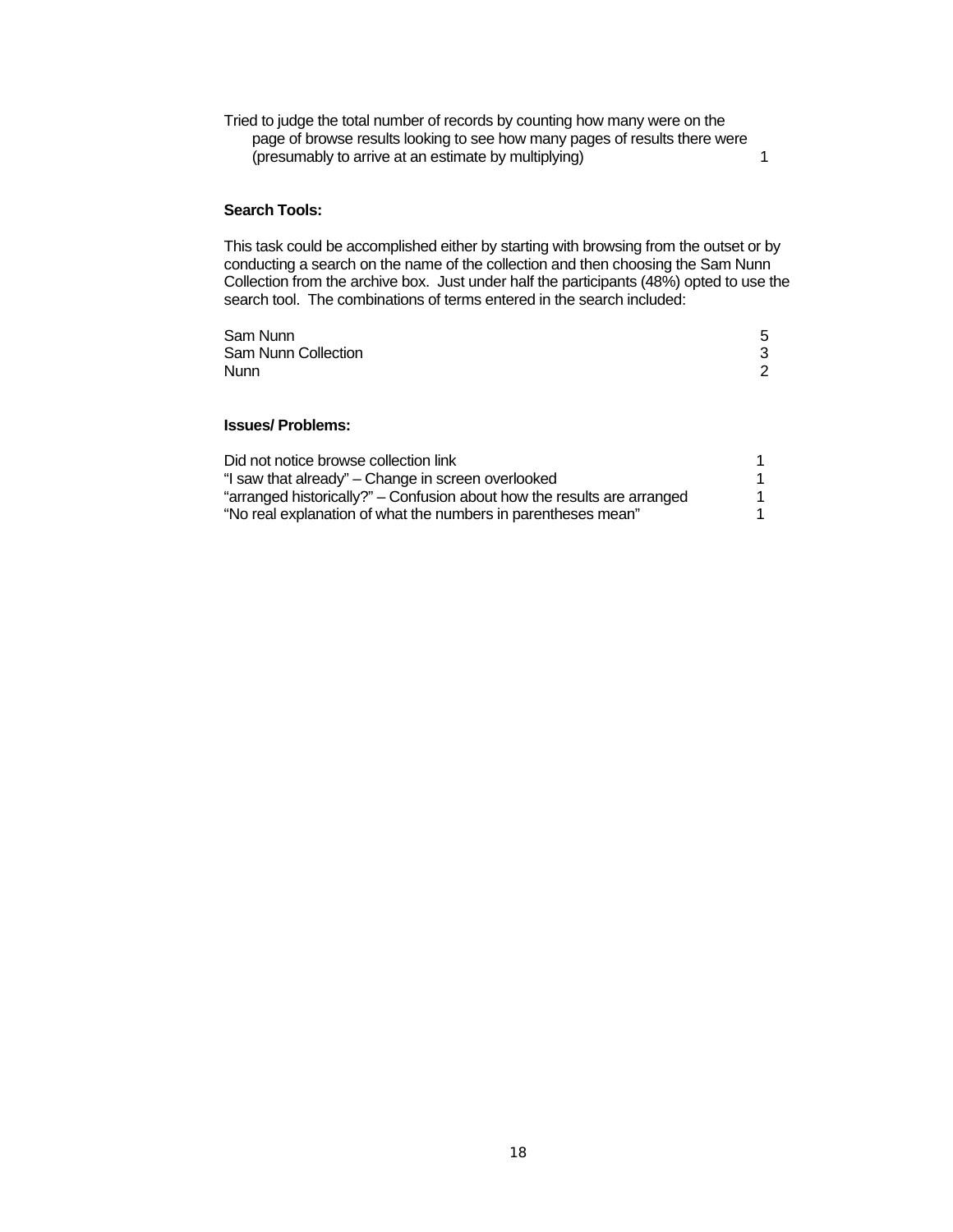Tried to judge the total number of records by counting how many were on the page of browse results looking to see how many pages of results there were (presumably to arrive at an estimate by multiplying) 1

**Search Tools:**

This task could be accomplished either by starting with browsing from the outset or by conducting a search on the name of the collection and then choosing the Sam Nunn Collection from the archive box. Just under half the participants (48%) opted to use the search tool. The combinations of terms entered in the search included:

| | |
|---|---|
| Sam Nunn | 5 |
| Sam Nunn Collection | 3 |
| Nunn | 2 |

**Issues/ Problems:**

| | |
|---|---|
| Did not notice browse collection link | 1 |
| "I saw that already" – Change in screen overlooked | 1 |
| "arranged historically?" – Confusion about how the results are arranged | 1 |
| "No real explanation of what the numbers in parentheses mean" | 1 |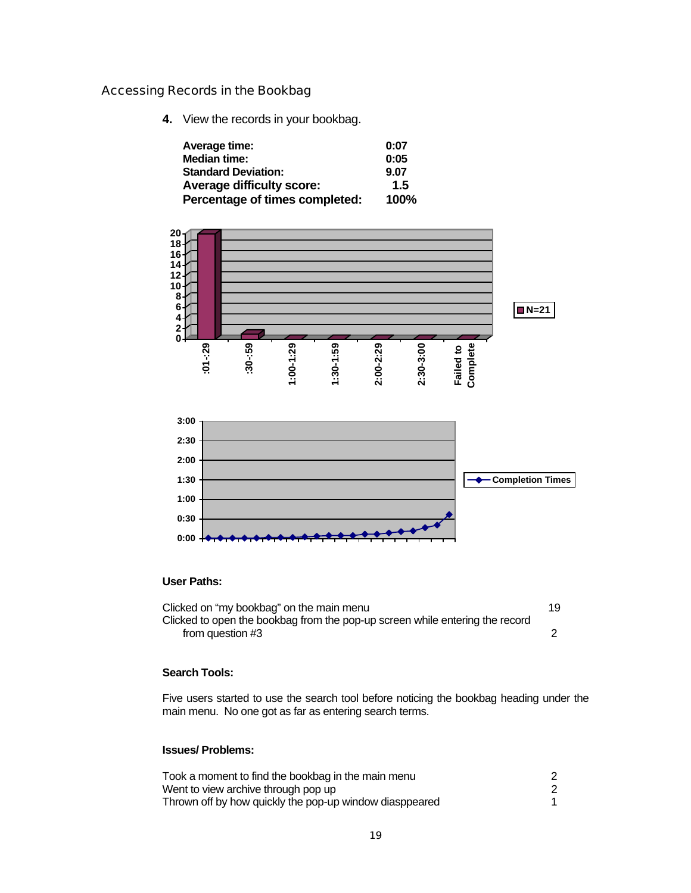## Accessing Records in the Bookbag

**4.** View the records in your bookbag.

| | |
|---|---|
| **Average time:** | **0:07** |
| **Median time:** | **0:05** |
| **Standard Deviation:** | **9.07** |
| **Average difficulty score:** | **1.5** |
| **Percentage of times completed:** | **100%** |

**User Paths:**

| | |
|---|---|
| Clicked on "my bookbag" on the main menu | 19 |
| Clicked to open the bookbag from the pop-up screen while entering the record from question #3 | 2 |

**Search Tools:**

Five users started to use the search tool before noticing the bookbag heading under the main menu. No one got as far as entering search terms.

**Issues/ Problems:**

| | |
|---|---|
| Took a moment to find the bookbag in the main menu | 2 |
| Went to view archive through pop up | 2 |
| Thrown off by how quickly the pop-up window diasppeared | 1 |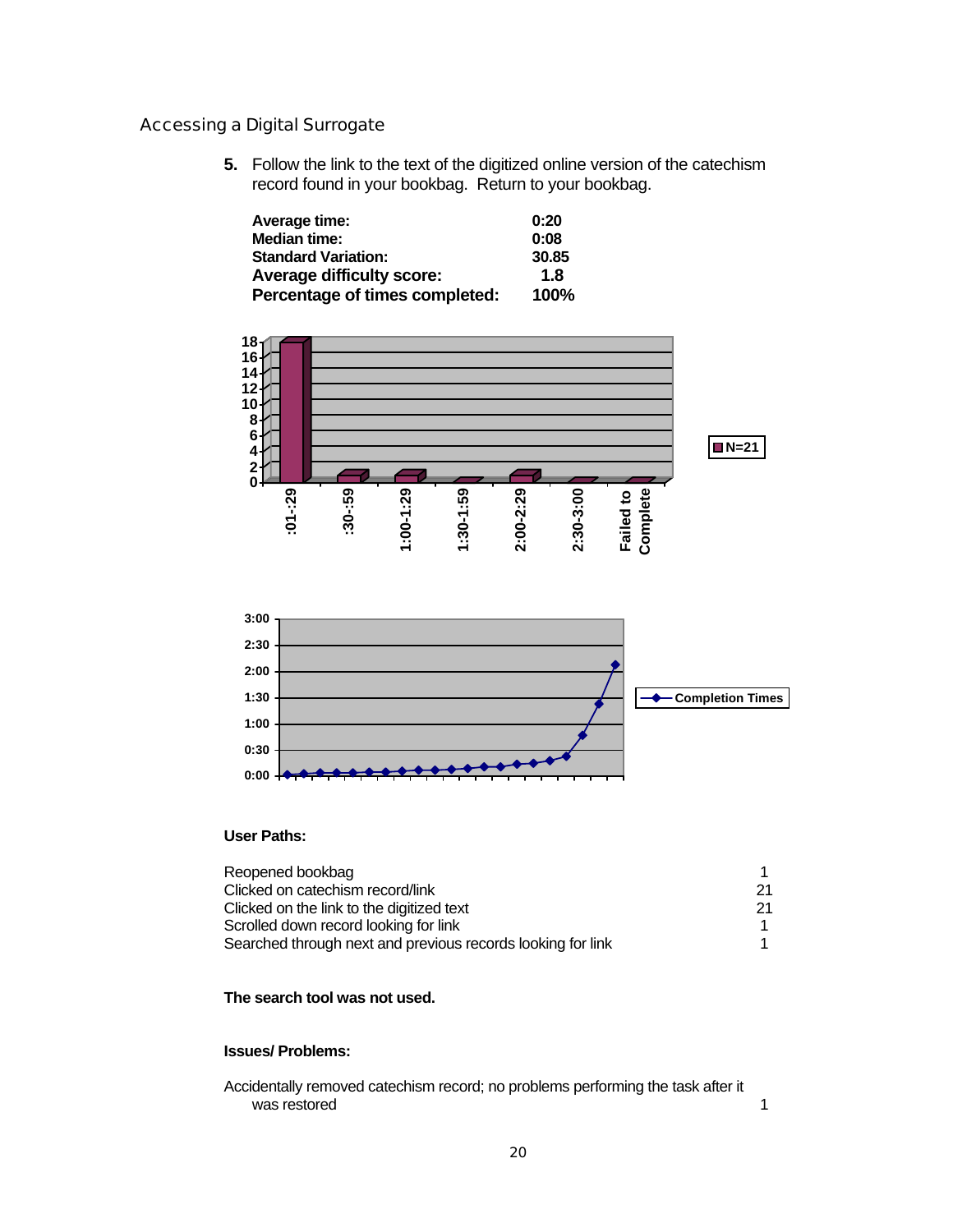## Accessing a Digital Surrogate

**5.** Follow the link to the text of the digitized online version of the catechism record found in your bookbag. Return to your bookbag.

| | |
|---|---|
| **Average time:** | **0:20** |
| **Median time:** | **0:08** |
| **Standard Variation:** | **30.85** |
| **Average difficulty score:** | **1.8** |
| **Percentage of times completed:** | **100%** |

**User Paths:**

| | |
|---|---|
| Reopened bookbag | 1 |
| Clicked on catechism record/link | 21 |
| Clicked on the link to the digitized text | 21 |
| Scrolled down record looking for link | 1 |
| Searched through next and previous records looking for link | 1 |

**The search tool was not used.**

**Issues/ Problems:**

| | |
|---|---|
| Accidentally removed catechism record; no problems performing the task after it was restored | 1 |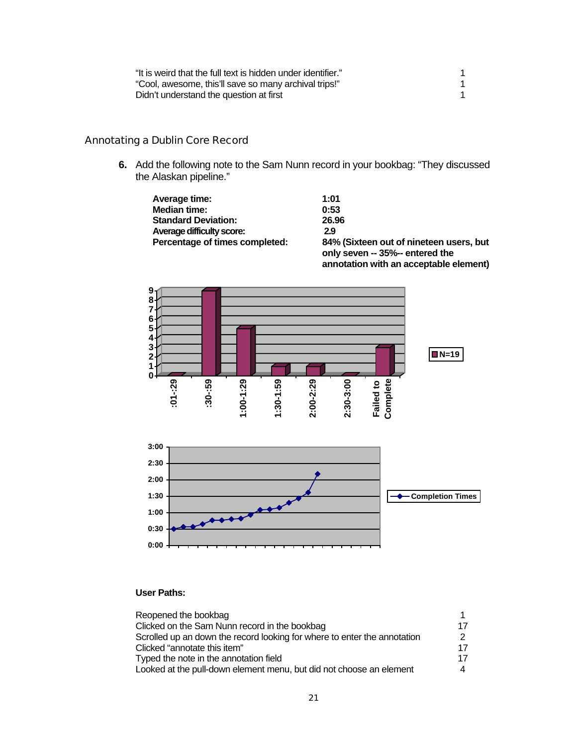| | |
|---|---|
| "It is weird that the full text is hidden under identifier." | 1 |
| "Cool, awesome, this'll save so many archival trips!" | 1 |
| Didn't understand the question at first | 1 |

## Annotating a Dublin Core Record

**6.** Add the following note to the Sam Nunn record in your bookbag: "They discussed the Alaskan pipeline."

| | |
|---|---|
| **Average time:** | **1:01** |
| **Median time:** | **0:53** |
| **Standard Deviation:** | **26.96** |
| **Average difficulty score:** | **2.9** |
| **Percentage of times completed:** | **84% (Sixteen out of nineteen users, but only seven -- 35%-- entered the annotation with an acceptable element)** |

| Time | N=19 |
|---|---|
| :01-:29 | 0 |
| :30-:59 | 9 |
| 1:00-1:29 | 5 |
| 1:30-1:59 | 1 |
| 2:00-2:29 | 1 |
| 2:30-3:00 | 0 |
| Failed to Complete | 3 |

Completion Times

**User Paths:**

| | |
|---|---|
| Reopened the bookbag | 1 |
| Clicked on the Sam Nunn record in the bookbag | 17 |
| Scrolled up an down the record looking for where to enter the annotation | 2 |
| Clicked "annotate this item" | 17 |
| Typed the note in the annotation field | 17 |
| Looked at the pull-down element menu, but did not choose an element | 4 |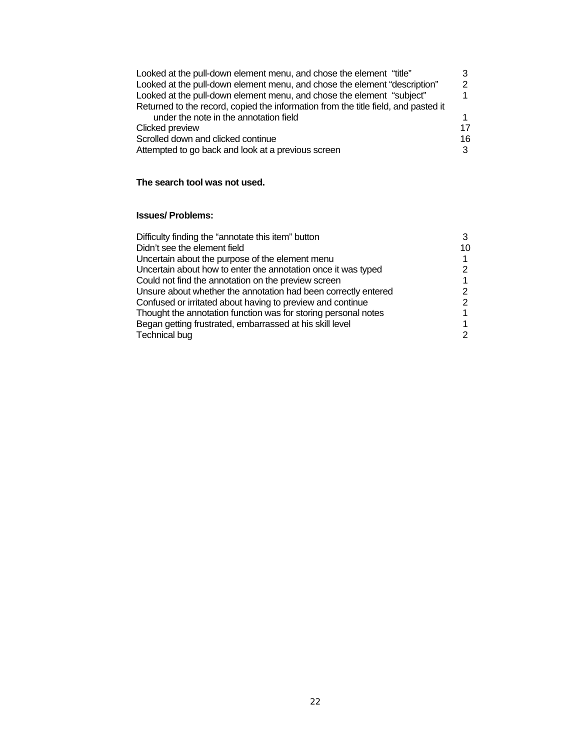| | |
|---|---|
| Looked at the pull-down element menu, and chose the element "title" | 3 |
| Looked at the pull-down element menu, and chose the element "description" | 2 |
| Looked at the pull-down element menu, and chose the element "subject" | 1 |
| Returned to the record, copied the information from the title field, and pasted it under the note in the annotation field | 1 |
| Clicked preview | 17 |
| Scrolled down and clicked continue | 16 |
| Attempted to go back and look at a previous screen | 3 |

**The search tool was not used.**

**Issues/ Problems:**

| | |
|---|---|
| Difficulty finding the "annotate this item" button | 3 |
| Didn't see the element field | 10 |
| Uncertain about the purpose of the element menu | 1 |
| Uncertain about how to enter the annotation once it was typed | 2 |
| Could not find the annotation on the preview screen | 1 |
| Unsure about whether the annotation had been correctly entered | 2 |
| Confused or irritated about having to preview and continue | 2 |
| Thought the annotation function was for storing personal notes | 1 |
| Began getting frustrated, embarrassed at his skill level | 1 |
| Technical bug | 2 |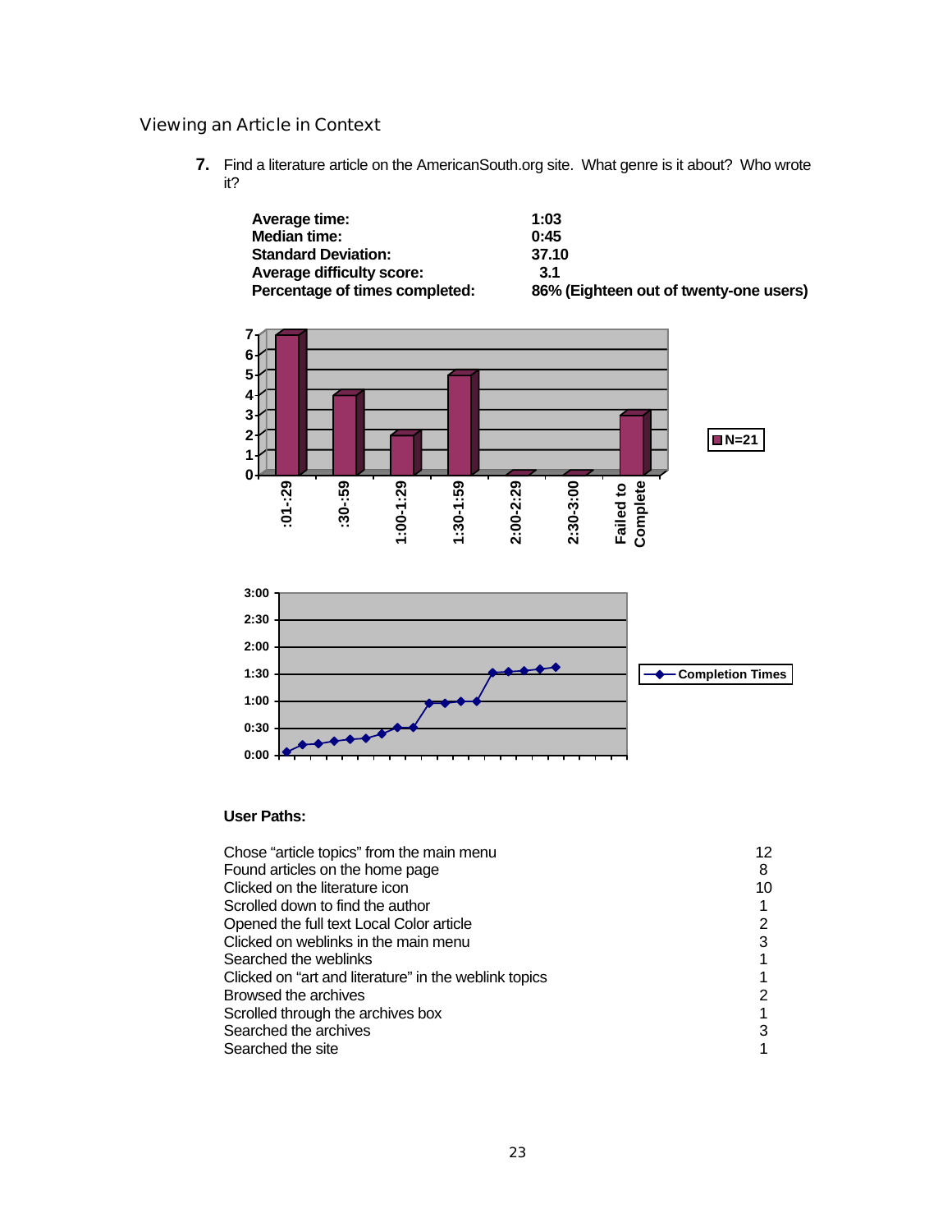## Viewing an Article in Context

**7.** Find a literature article on the AmericanSouth.org site. What genre is it about? Who wrote it?

| | |
|---|---|
| **Average time:** | **1:03** |
| **Median time:** | **0:45** |
| **Standard Deviation:** | **37.10** |
| **Average difficulty score:** | **3.1** |
| **Percentage of times completed:** | **86% (Eighteen out of twenty-one users)** |

**User Paths:**

| | |
|---|---|
| Chose "article topics" from the main menu | 12 |
| Found articles on the home page | 8 |
| Clicked on the literature icon | 10 |
| Scrolled down to find the author | 1 |
| Opened the full text Local Color article | 2 |
| Clicked on weblinks in the main menu | 3 |
| Searched the weblinks | 1 |
| Clicked on "art and literature" in the weblink topics | 1 |
| Browsed the archives | 2 |
| Scrolled through the archives box | 1 |
| Searched the archives | 3 |
| Searched the site | 1 |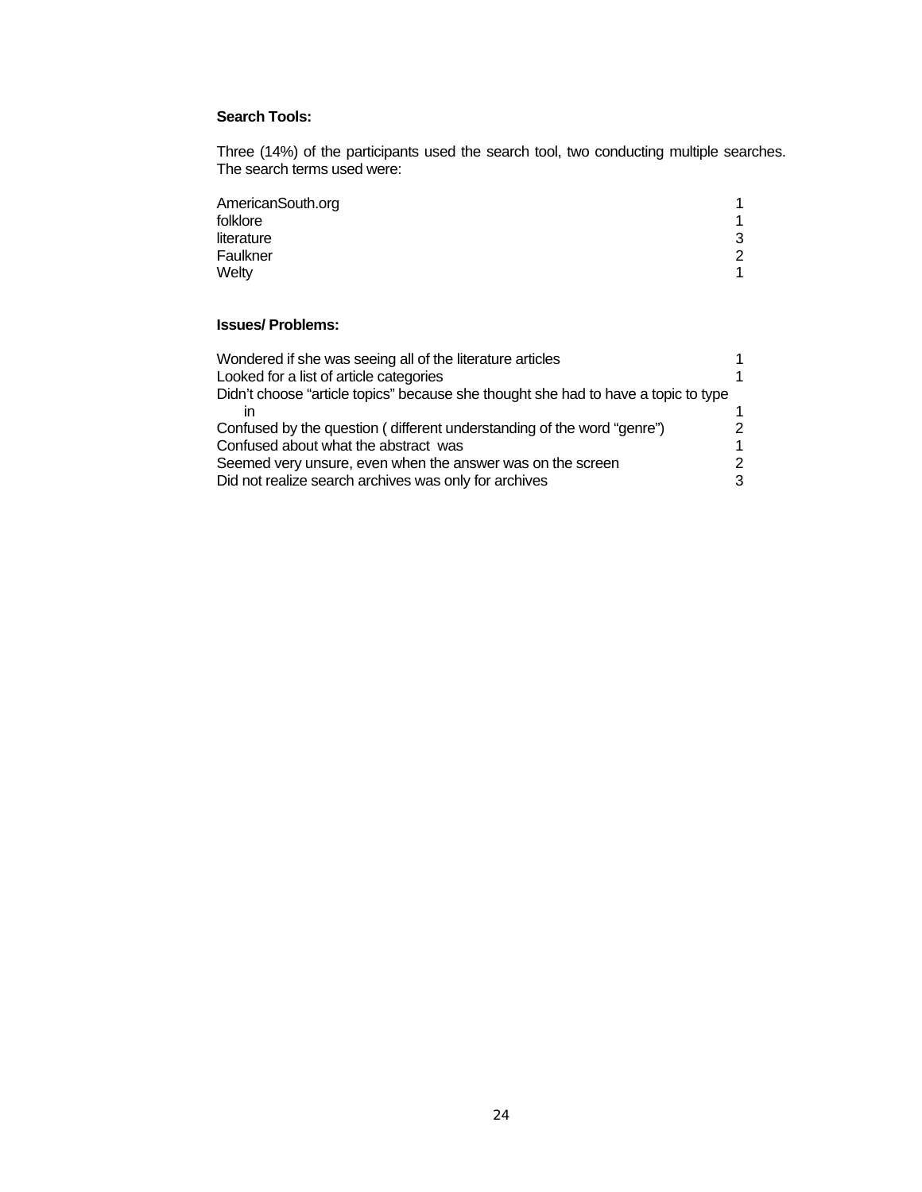**Search Tools:**

Three (14%) of the participants used the search tool, two conducting multiple searches. The search terms used were:

| | |
|---|---|
| AmericanSouth.org | 1 |
| folklore | 1 |
| literature | 3 |
| Faulkner | 2 |
| Welty | 1 |

**Issues/ Problems:**

| | |
|---|---|
| Wondered if she was seeing all of the literature articles | 1 |
| Looked for a list of article categories | 1 |
| Didn't choose "article topics" because she thought she had to have a topic to type in | 1 |
| Confused by the question ( different understanding of the word "genre") | 2 |
| Confused about what the abstract was | 1 |
| Seemed very unsure, even when the answer was on the screen | 2 |
| Did not realize search archives was only for archives | 3 |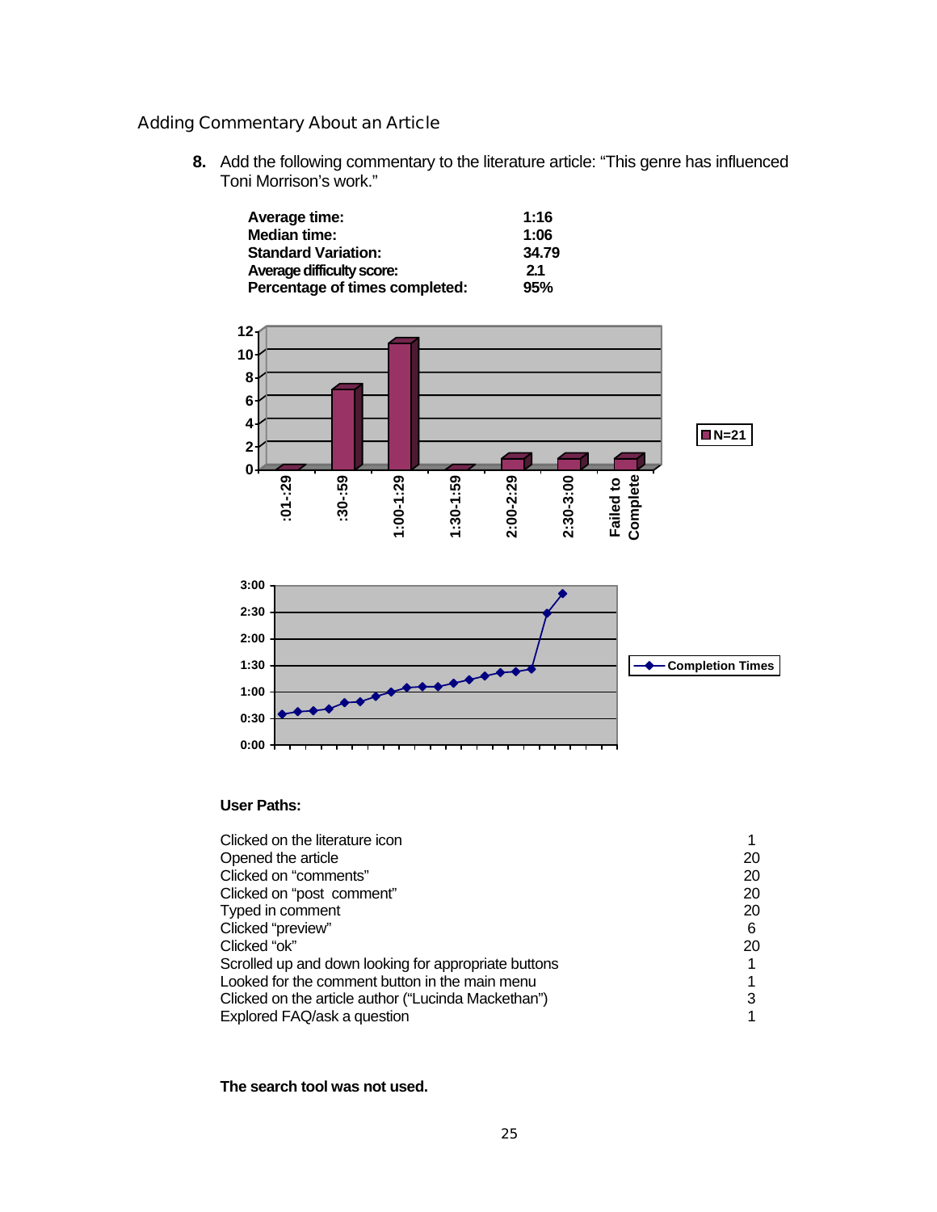### Adding Commentary About an Article

**8.** Add the following commentary to the literature article: "This genre has influenced Toni Morrison's work."

| | |
|---|---|
| **Average time:** | **1:16** |
| **Median time:** | **1:06** |
| **Standard Variation:** | **34.79** |
| **Average difficulty score:** | **2.1** |
| **Percentage of times completed:** | **95%** |

**User Paths:**

| | |
|---|---|
| Clicked on the literature icon | 1 |
| Opened the article | 20 |
| Clicked on "comments" | 20 |
| Clicked on "post comment" | 20 |
| Typed in comment | 20 |
| Clicked "preview" | 6 |
| Clicked "ok" | 20 |
| Scrolled up and down looking for appropriate buttons | 1 |
| Looked for the comment button in the main menu | 1 |
| Clicked on the article author ("Lucinda Mackethan") | 3 |
| Explored FAQ/ask a question | 1 |

**The search tool was not used.**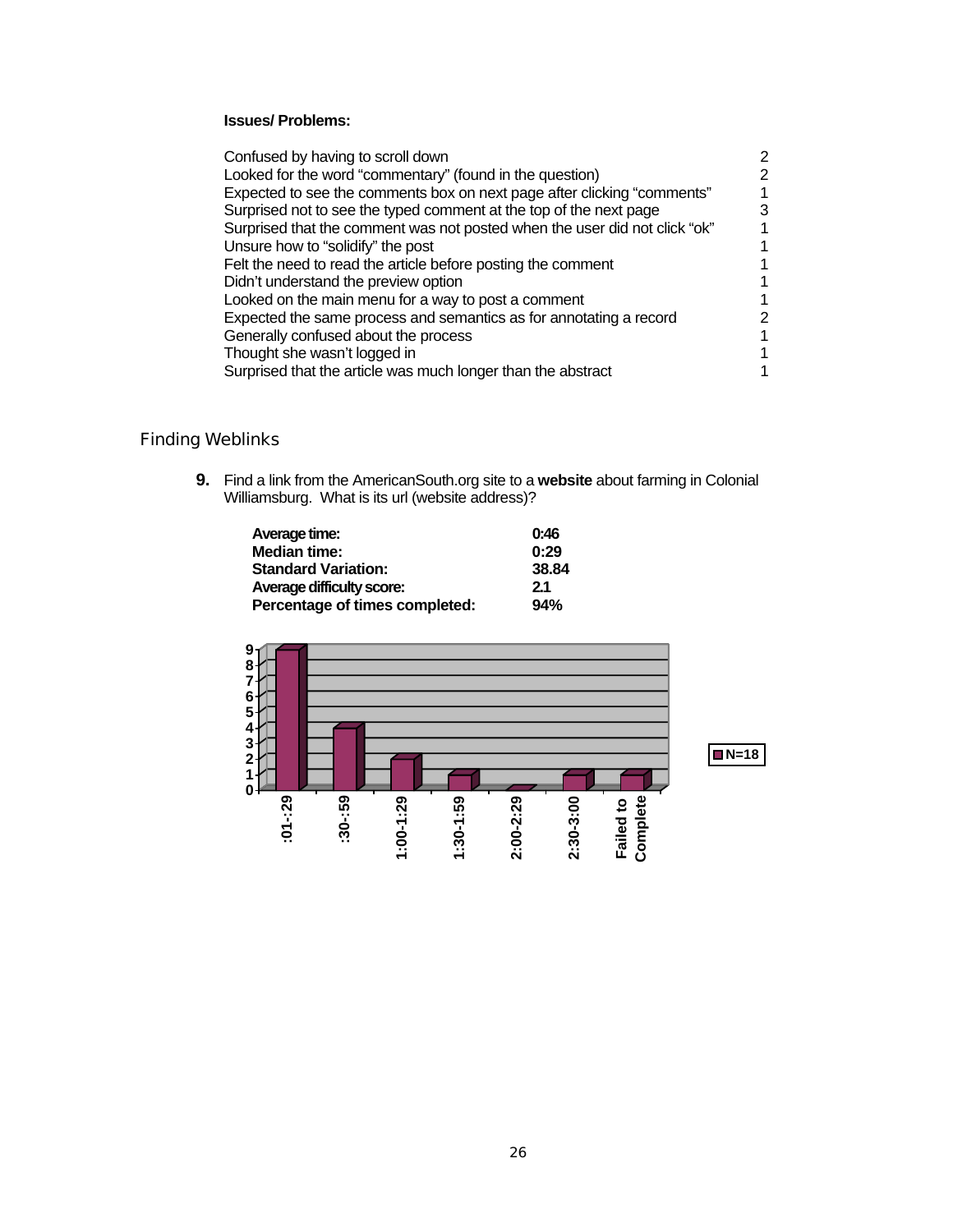**Issues/ Problems:**

| | |
|---|---|
| Confused by having to scroll down | 2 |
| Looked for the word “commentary” (found in the question) | 2 |
| Expected to see the comments box on next page after clicking “comments” | 1 |
| Surprised not to see the typed comment at the top of the next page | 3 |
| Surprised that the comment was not posted when the user did not click “ok” | 1 |
| Unsure how to “solidify” the post | 1 |
| Felt the need to read the article before posting the comment | 1 |
| Didn’t understand the preview option | 1 |
| Looked on the main menu for a way to post a comment | 1 |
| Expected the same process and semantics as for annotating a record | 2 |
| Generally confused about the process | 1 |
| Thought she wasn’t logged in | 1 |
| Surprised that the article was much longer than the abstract | 1 |

## Finding Weblinks

**9.** Find a link from the AmericanSouth.org site to a **website** about farming in Colonial Williamsburg. What is its url (website address)?

| | |
|---|---|
| **Average time:** | **0:46** |
| **Median time:** | **0:29** |
| **Standard Variation:** | **38.84** |
| **Average difficulty score:** | **2.1** |
| **Percentage of times completed:** | **94%** |

| Time | N=18 |
|---|---|
| :01-:29 | 9 |
| :30-:59 | 4 |
| 1:00-1:29 | 2 |
| 1:30-1:59 | 1 |
| 2:00-2:29 | 0 |
| 2:30-3:00 | 1 |
| Failed to Complete | 1 |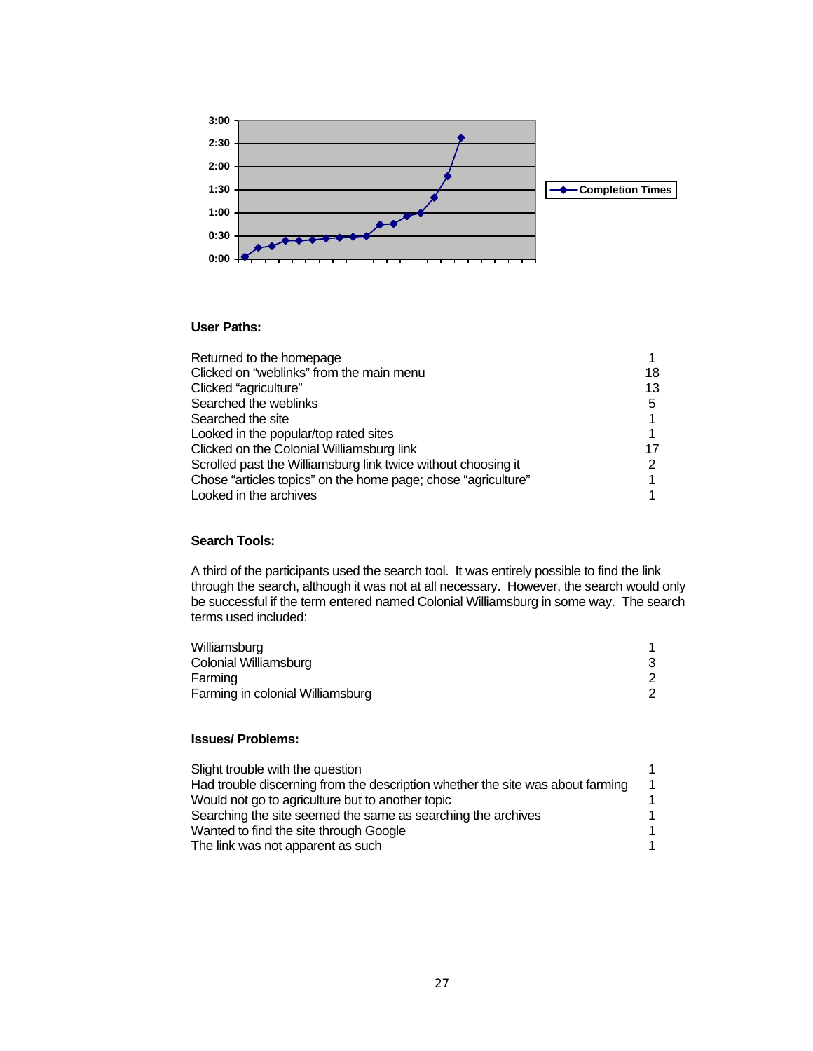## User Paths:

| | |
|---|---|
| Returned to the homepage | 1 |
| Clicked on “weblinks” from the main menu | 18 |
| Clicked “agriculture” | 13 |
| Searched the weblinks | 5 |
| Searched the site | 1 |
| Looked in the popular/top rated sites | 1 |
| Clicked on the Colonial Williamsburg link | 17 |
| Scrolled past the Williamsburg link twice without choosing it | 2 |
| Chose “articles topics” on the home page; chose “agriculture” | 1 |
| Looked in the archives | 1 |

## Search Tools:

A third of the participants used the search tool. It was entirely possible to find the link through the search, although it was not at all necessary. However, the search would only be successful if the term entered named Colonial Williamsburg in some way. The search terms used included:

| | |
|---|---|
| Williamsburg | 1 |
| Colonial Williamsburg | 3 |
| Farming | 2 |
| Farming in colonial Williamsburg | 2 |

## Issues/ Problems:

| | |
|---|---|
| Slight trouble with the question | 1 |
| Had trouble discerning from the description whether the site was about farming | 1 |
| Would not go to agriculture but to another topic | 1 |
| Searching the site seemed the same as searching the archives | 1 |
| Wanted to find the site through Google | 1 |
| The link was not apparent as such | 1 |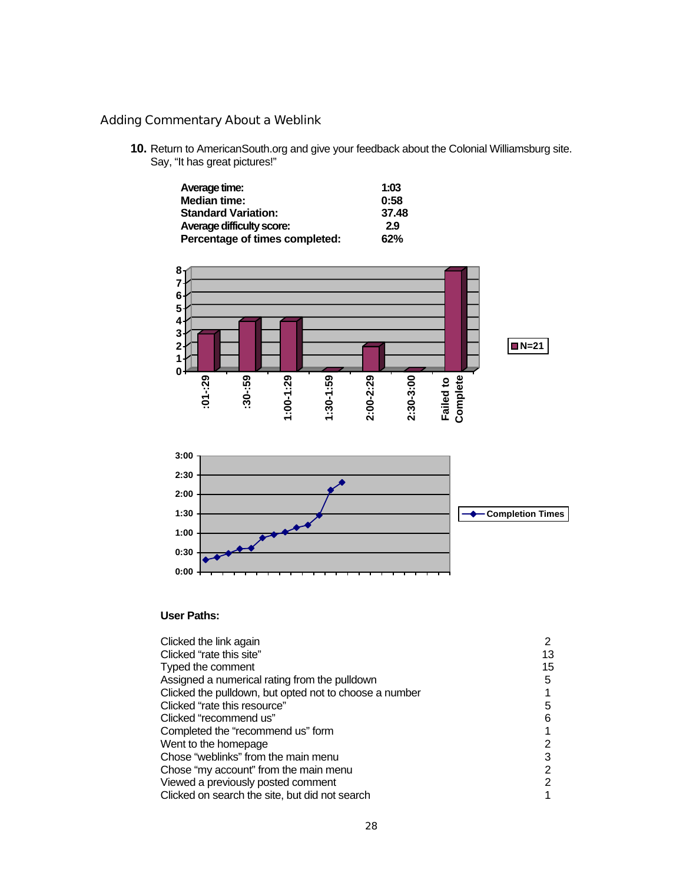## Adding Commentary About a Weblink

**10.** Return to AmericanSouth.org and give your feedback about the Colonial Williamsburg site. Say, "It has great pictures!"

| | |
|---|---|
| **Average time:** | **1:03** |
| **Median time:** | **0:58** |
| **Standard Variation:** | **37.48** |
| **Average difficulty score:** | **2.9** |
| **Percentage of times completed:** | **62%** |

| Time range | Count (N=21) |
|---|---|
| :01-:29 | 3 |
| :30-:59 | 4 |
| 1:00-1:29 | 4 |
| 1:30-1:59 | 0 |
| 2:00-2:29 | 2 |
| 2:30-3:00 | 0 |
| Failed to Complete | 8 |

Completion Times

**User Paths:**

| | |
|---|---|
| Clicked the link again | 2 |
| Clicked "rate this site" | 13 |
| Typed the comment | 15 |
| Assigned a numerical rating from the pulldown | 5 |
| Clicked the pulldown, but opted not to choose a number | 1 |
| Clicked "rate this resource" | 5 |
| Clicked "recommend us" | 6 |
| Completed the "recommend us" form | 1 |
| Went to the homepage | 2 |
| Chose "weblinks" from the main menu | 3 |
| Chose "my account" from the main menu | 2 |
| Viewed a previously posted comment | 2 |
| Clicked on search the site, but did not search | 1 |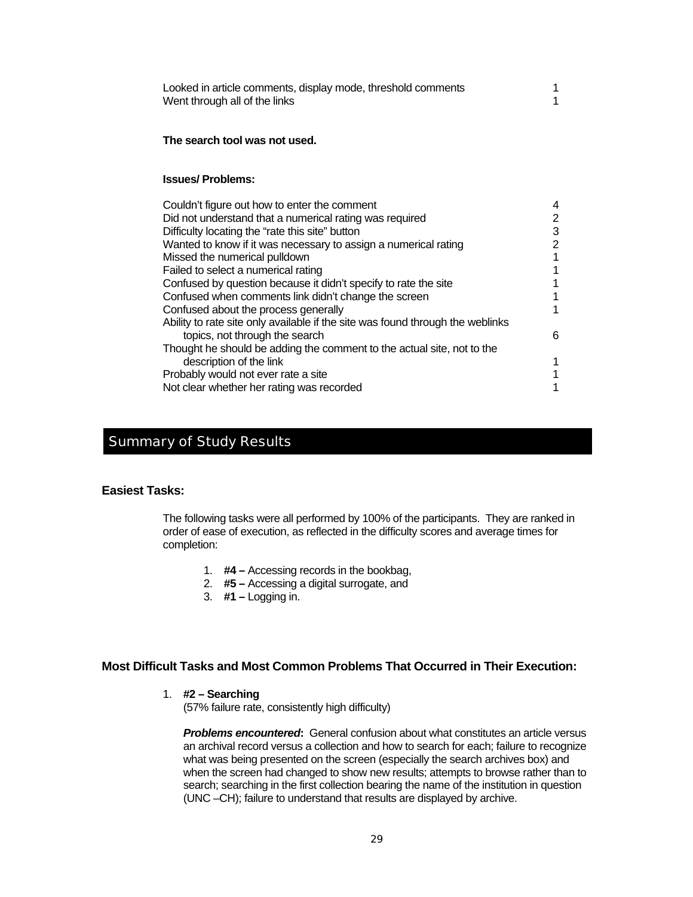| | |
|---|---|
| Looked in article comments, display mode, threshold comments | 1 |
| Went through all of the links | 1 |

**The search tool was not used.**

**Issues/ Problems:**

| | |
|---|---|
| Couldn't figure out how to enter the comment | 4 |
| Did not understand that a numerical rating was required | 2 |
| Difficulty locating the "rate this site" button | 3 |
| Wanted to know if it was necessary to assign a numerical rating | 2 |
| Missed the numerical pulldown | 1 |
| Failed to select a numerical rating | 1 |
| Confused by question because it didn't specify to rate the site | 1 |
| Confused when comments link didn't change the screen | 1 |
| Confused about the process generally | 1 |
| Ability to rate site only available if the site was found through the weblinks topics, not through the search | 6 |
| Thought he should be adding the comment to the actual site, not to the description of the link | 1 |
| Probably would not ever rate a site | 1 |
| Not clear whether her rating was recorded | 1 |

## Summary of Study Results

### Easiest Tasks:

The following tasks were all performed by 100% of the participants. They are ranked in order of ease of execution, as reflected in the difficulty scores and average times for completion:

1. **#4 –** Accessing records in the bookbag,
2. **#5 –** Accessing a digital surrogate, and
3. **#1 –** Logging in.

### Most Difficult Tasks and Most Common Problems That Occurred in Their Execution:

1. **#2 – Searching**
   (57% failure rate, consistently high difficulty)

   ***Problems encountered*:** General confusion about what constitutes an article versus an archival record versus a collection and how to search for each; failure to recognize what was being presented on the screen (especially the search archives box) and when the screen had changed to show new results; attempts to browse rather than to search; searching in the first collection bearing the name of the institution in question (UNC –CH); failure to understand that results are displayed by archive.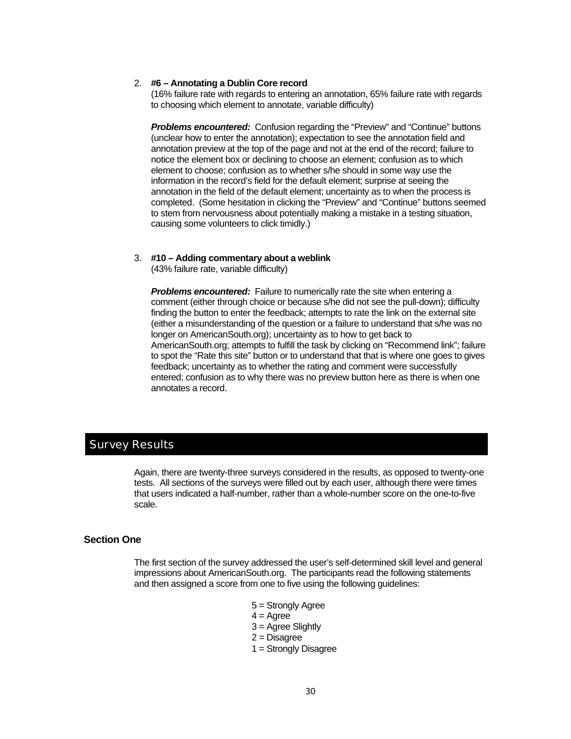2. **#6 – Annotating a Dublin Core record**
   (16% failure rate with regards to entering an annotation, 65% failure rate with regards to choosing which element to annotate, variable difficulty)

   ***Problems encountered:*** Confusion regarding the "Preview" and "Continue" buttons (unclear how to enter the annotation); expectation to see the annotation field and annotation preview at the top of the page and not at the end of the record; failure to notice the element box or declining to choose an element; confusion as to which element to choose; confusion as to whether s/he should in some way use the information in the record's field for the default element; surprise at seeing the annotation in the field of the default element; uncertainty as to when the process is completed. (Some hesitation in clicking the "Preview" and "Continue" buttons seemed to stem from nervousness about potentially making a mistake in a testing situation, causing some volunteers to click timidly.)

3. **#10 – Adding commentary about a weblink**
   (43% failure rate, variable difficulty)

   ***Problems encountered:*** Failure to numerically rate the site when entering a comment (either through choice or because s/he did not see the pull-down); difficulty finding the button to enter the feedback; attempts to rate the link on the external site (either a misunderstanding of the question or a failure to understand that s/he was no longer on AmericanSouth.org); uncertainty as to how to get back to AmericanSouth.org; attempts to fulfill the task by clicking on "Recommend link"; failure to spot the "Rate this site" button or to understand that that is where one goes to gives feedback; uncertainty as to whether the rating and comment were successfully entered; confusion as to why there was no preview button here as there is when one annotates a record.

## Survey Results

Again, there are twenty-three surveys considered in the results, as opposed to twenty-one tests. All sections of the surveys were filled out by each user, although there were times that users indicated a half-number, rather than a whole-number score on the one-to-five scale.

### Section One

The first section of the survey addressed the user's self-determined skill level and general impressions about AmericanSouth.org. The participants read the following statements and then assigned a score from one to five using the following guidelines:

5 = Strongly Agree
4 = Agree
3 = Agree Slightly
2 = Disagree
1 = Strongly Disagree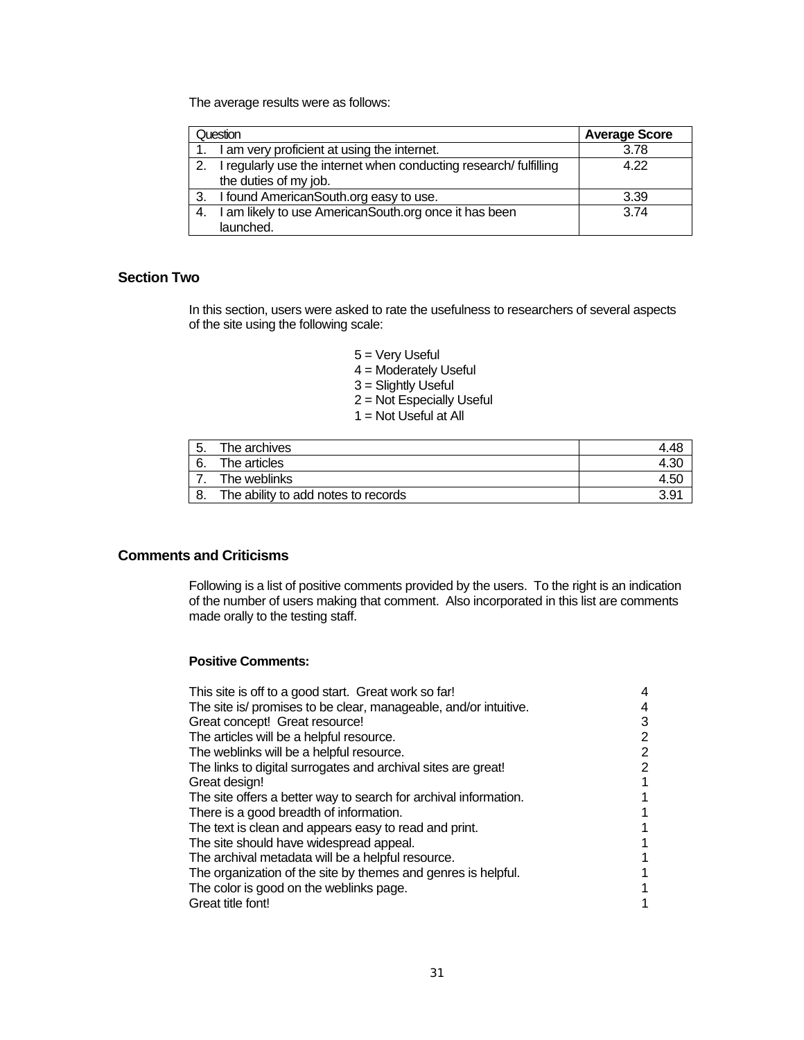The average results were as follows:

| Question | Average Score |
|---|---|
| 1. I am very proficient at using the internet. | 3.78 |
| 2. I regularly use the internet when conducting research/ fulfilling the duties of my job. | 4.22 |
| 3. I found AmericanSouth.org easy to use. | 3.39 |
| 4. I am likely to use AmericanSouth.org once it has been launched. | 3.74 |

## Section Two

In this section, users were asked to rate the usefulness to researchers of several aspects of the site using the following scale:

5 = Very Useful
4 = Moderately Useful
3 = Slightly Useful
2 = Not Especially Useful
1 = Not Useful at All

| | |
|---|---|
| 5. The archives | 4.48 |
| 6. The articles | 4.30 |
| 7. The weblinks | 4.50 |
| 8. The ability to add notes to records | 3.91 |

## Comments and Criticisms

Following is a list of positive comments provided by the users. To the right is an indication of the number of users making that comment. Also incorporated in this list are comments made orally to the testing staff.

**Positive Comments:**

| | |
|---|---|
| This site is off to a good start. Great work so far! | 4 |
| The site is/ promises to be clear, manageable, and/or intuitive. | 4 |
| Great concept! Great resource! | 3 |
| The articles will be a helpful resource. | 2 |
| The weblinks will be a helpful resource. | 2 |
| The links to digital surrogates and archival sites are great! | 2 |
| Great design! | 1 |
| The site offers a better way to search for archival information. | 1 |
| There is a good breadth of information. | 1 |
| The text is clean and appears easy to read and print. | 1 |
| The site should have widespread appeal. | 1 |
| The archival metadata will be a helpful resource. | 1 |
| The organization of the site by themes and genres is helpful. | 1 |
| The color is good on the weblinks page. | 1 |
| Great title font! | 1 |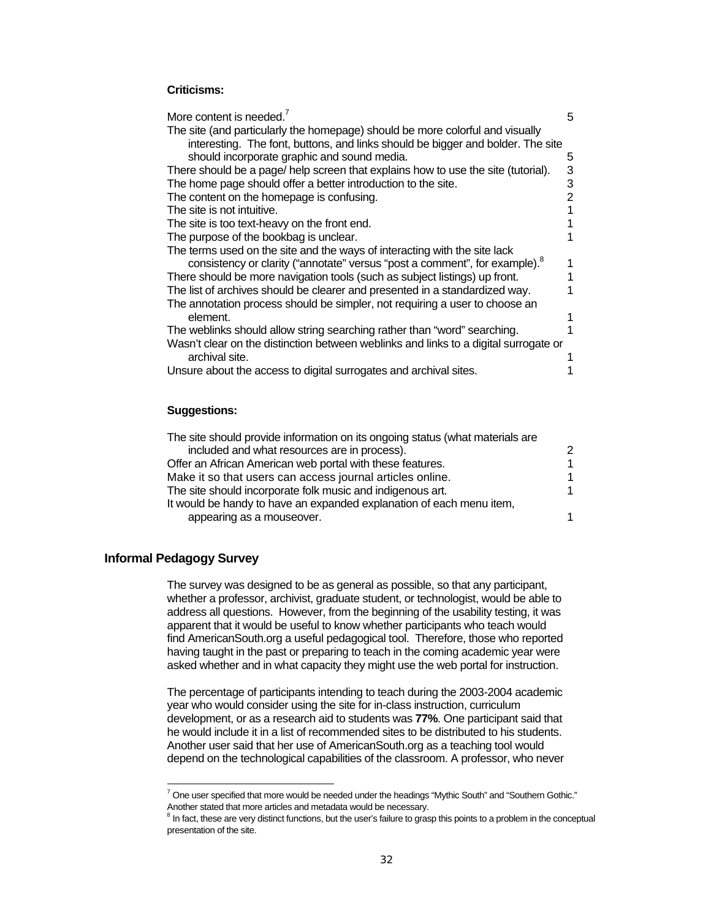**Criticisms:**

| | |
|---|---|
| More content is needed.[7] | 5 |
| The site (and particularly the homepage) should be more colorful and visually interesting. The font, buttons, and links should be bigger and bolder. The site should incorporate graphic and sound media. | 5 |
| There should be a page/ help screen that explains how to use the site (tutorial). | 3 |
| The home page should offer a better introduction to the site. | 3 |
| The content on the homepage is confusing. | 2 |
| The site is not intuitive. | 1 |
| The site is too text-heavy on the front end. | 1 |
| The purpose of the bookbag is unclear. | 1 |
| The terms used on the site and the ways of interacting with the site lack consistency or clarity ("annotate" versus "post a comment", for example).[8] | 1 |
| There should be more navigation tools (such as subject listings) up front. | 1 |
| The list of archives should be clearer and presented in a standardized way. | 1 |
| The annotation process should be simpler, not requiring a user to choose an element. | 1 |
| The weblinks should allow string searching rather than "word" searching. | 1 |
| Wasn't clear on the distinction between weblinks and links to a digital surrogate or archival site. | 1 |
| Unsure about the access to digital surrogates and archival sites. | 1 |

**Suggestions:**

| | |
|---|---|
| The site should provide information on its ongoing status (what materials are included and what resources are in process). | 2 |
| Offer an African American web portal with these features. | 1 |
| Make it so that users can access journal articles online. | 1 |
| The site should incorporate folk music and indigenous art. | 1 |
| It would be handy to have an expanded explanation of each menu item, appearing as a mouseover. | 1 |

## Informal Pedagogy Survey

The survey was designed to be as general as possible, so that any participant, whether a professor, archivist, graduate student, or technologist, would be able to address all questions. However, from the beginning of the usability testing, it was apparent that it would be useful to know whether participants who teach would find AmericanSouth.org a useful pedagogical tool. Therefore, those who reported having taught in the past or preparing to teach in the coming academic year were asked whether and in what capacity they might use the web portal for instruction.

The percentage of participants intending to teach during the 2003-2004 academic year who would consider using the site for in-class instruction, curriculum development, or as a research aid to students was **77%**. One participant said that he would include it in a list of recommended sites to be distributed to his students. Another user said that her use of AmericanSouth.org as a teaching tool would depend on the technological capabilities of the classroom. A professor, who never

[7] One user specified that more would be needed under the headings "Mythic South" and "Southern Gothic." Another stated that more articles and metadata would be necessary.

[8] In fact, these are very distinct functions, but the user's failure to grasp this points to a problem in the conceptual presentation of the site.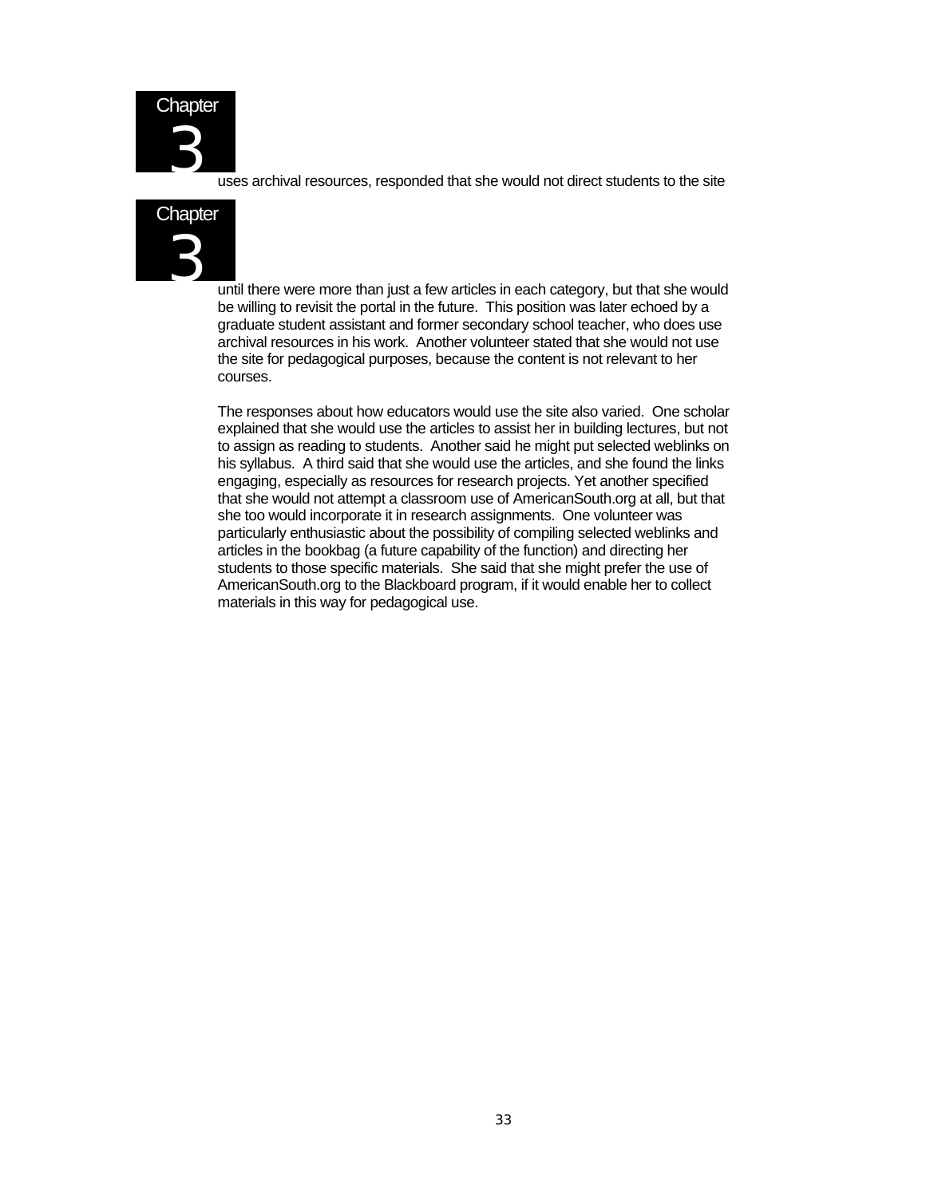uses archival resources, responded that she would not direct students to the site until there were more than just a few articles in each category, but that she would be willing to revisit the portal in the future. This position was later echoed by a graduate student assistant and former secondary school teacher, who does use archival resources in his work. Another volunteer stated that she would not use the site for pedagogical purposes, because the content is not relevant to her courses.

The responses about how educators would use the site also varied. One scholar explained that she would use the articles to assist her in building lectures, but not to assign as reading to students. Another said he might put selected weblinks on his syllabus. A third said that she would use the articles, and she found the links engaging, especially as resources for research projects. Yet another specified that she would not attempt a classroom use of AmericanSouth.org at all, but that she too would incorporate it in research assignments. One volunteer was particularly enthusiastic about the possibility of compiling selected weblinks and articles in the bookbag (a future capability of the function) and directing her students to those specific materials. She said that she might prefer the use of AmericanSouth.org to the Blackboard program, if it would enable her to collect materials in this way for pedagogical use.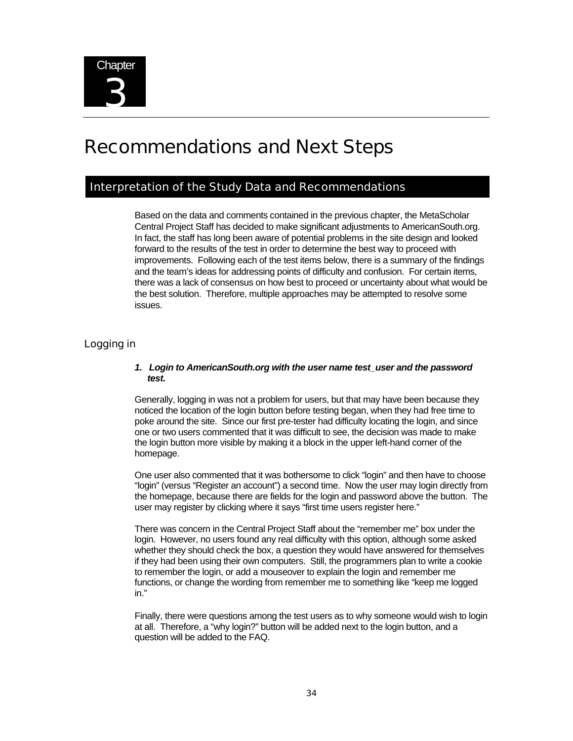Chapter 3

# Recommendations and Next Steps

## Interpretation of the Study Data and Recommendations

Based on the data and comments contained in the previous chapter, the MetaScholar Central Project Staff has decided to make significant adjustments to AmericanSouth.org. In fact, the staff has long been aware of potential problems in the site design and looked forward to the results of the test in order to determine the best way to proceed with improvements. Following each of the test items below, there is a summary of the findings and the team's ideas for addressing points of difficulty and confusion. For certain items, there was a lack of consensus on how best to proceed or uncertainty about what would be the best solution. Therefore, multiple approaches may be attempted to resolve some issues.

### Logging in

***1. Login to AmericanSouth.org with the user name test_user and the password test.***

Generally, logging in was not a problem for users, but that may have been because they noticed the location of the login button before testing began, when they had free time to poke around the site. Since our first pre-tester had difficulty locating the login, and since one or two users commented that it was difficult to see, the decision was made to make the login button more visible by making it a block in the upper left-hand corner of the homepage.

One user also commented that it was bothersome to click "login" and then have to choose "login" (versus "Register an account") a second time. Now the user may login directly from the homepage, because there are fields for the login and password above the button. The user may register by clicking where it says "first time users register here."

There was concern in the Central Project Staff about the "remember me" box under the login. However, no users found any real difficulty with this option, although some asked whether they should check the box, a question they would have answered for themselves if they had been using their own computers. Still, the programmers plan to write a cookie to remember the login, or add a mouseover to explain the login and remember me functions, or change the wording from remember me to something like "keep me logged in."

Finally, there were questions among the test users as to why someone would wish to login at all. Therefore, a "why login?" button will be added next to the login button, and a question will be added to the FAQ.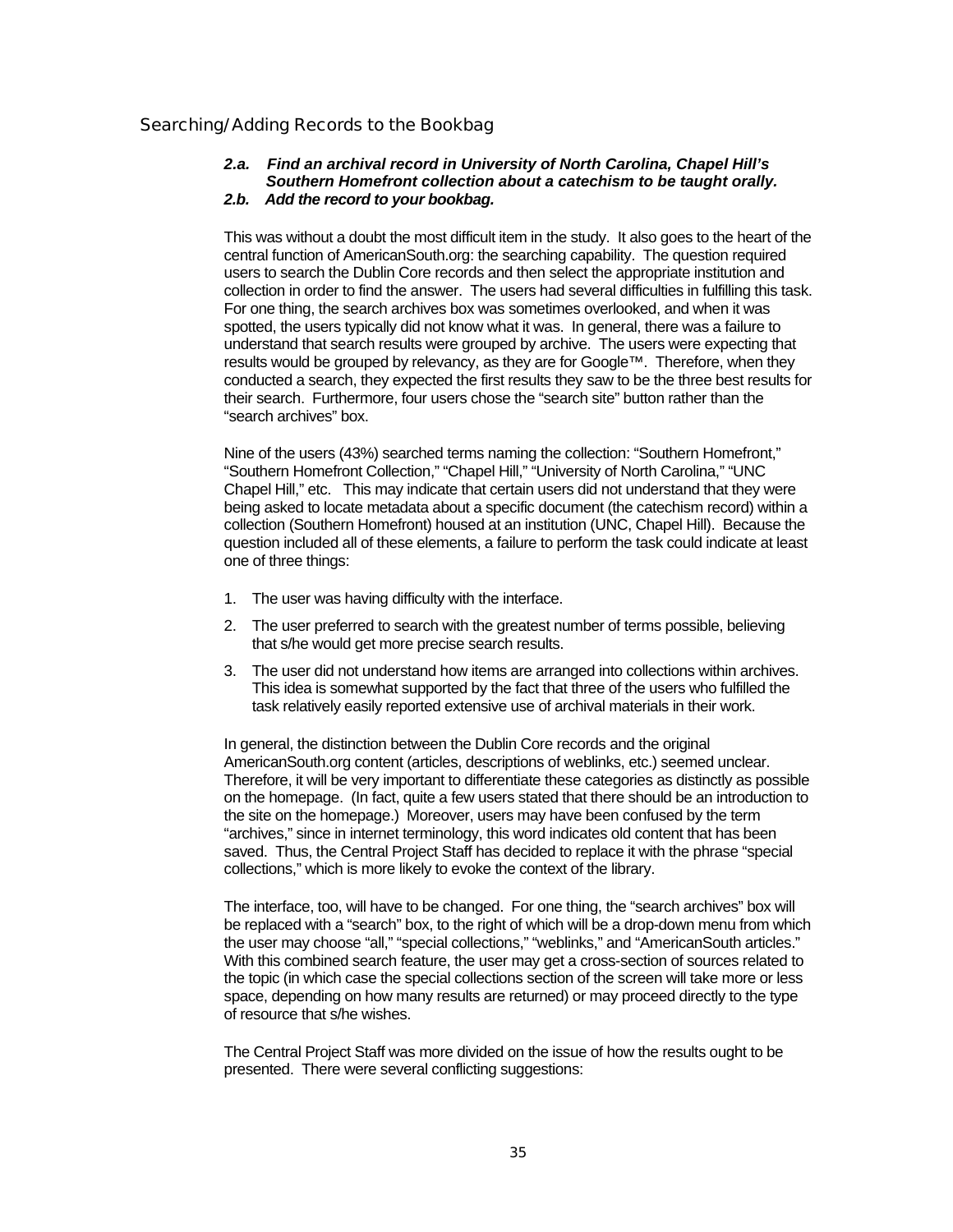## Searching/Adding Records to the Bookbag

***2.a. Find an archival record in University of North Carolina, Chapel Hill's Southern Homefront collection about a catechism to be taught orally.***

***2.b. Add the record to your bookbag.***

This was without a doubt the most difficult item in the study. It also goes to the heart of the central function of AmericanSouth.org: the searching capability. The question required users to search the Dublin Core records and then select the appropriate institution and collection in order to find the answer. The users had several difficulties in fulfilling this task. For one thing, the search archives box was sometimes overlooked, and when it was spotted, the users typically did not know what it was. In general, there was a failure to understand that search results were grouped by archive. The users were expecting that results would be grouped by relevancy, as they are for Google™. Therefore, when they conducted a search, they expected the first results they saw to be the three best results for their search. Furthermore, four users chose the "search site" button rather than the "search archives" box.

Nine of the users (43%) searched terms naming the collection: "Southern Homefront," "Southern Homefront Collection," "Chapel Hill," "University of North Carolina," "UNC Chapel Hill," etc. This may indicate that certain users did not understand that they were being asked to locate metadata about a specific document (the catechism record) within a collection (Southern Homefront) housed at an institution (UNC, Chapel Hill). Because the question included all of these elements, a failure to perform the task could indicate at least one of three things:

1. The user was having difficulty with the interface.
2. The user preferred to search with the greatest number of terms possible, believing that s/he would get more precise search results.
3. The user did not understand how items are arranged into collections within archives. This idea is somewhat supported by the fact that three of the users who fulfilled the task relatively easily reported extensive use of archival materials in their work.

In general, the distinction between the Dublin Core records and the original AmericanSouth.org content (articles, descriptions of weblinks, etc.) seemed unclear. Therefore, it will be very important to differentiate these categories as distinctly as possible on the homepage. (In fact, quite a few users stated that there should be an introduction to the site on the homepage.) Moreover, users may have been confused by the term "archives," since in internet terminology, this word indicates old content that has been saved. Thus, the Central Project Staff has decided to replace it with the phrase "special collections," which is more likely to evoke the context of the library.

The interface, too, will have to be changed. For one thing, the "search archives" box will be replaced with a "search" box, to the right of which will be a drop-down menu from which the user may choose "all," "special collections," "weblinks," and "AmericanSouth articles." With this combined search feature, the user may get a cross-section of sources related to the topic (in which case the special collections section of the screen will take more or less space, depending on how many results are returned) or may proceed directly to the type of resource that s/he wishes.

The Central Project Staff was more divided on the issue of how the results ought to be presented. There were several conflicting suggestions: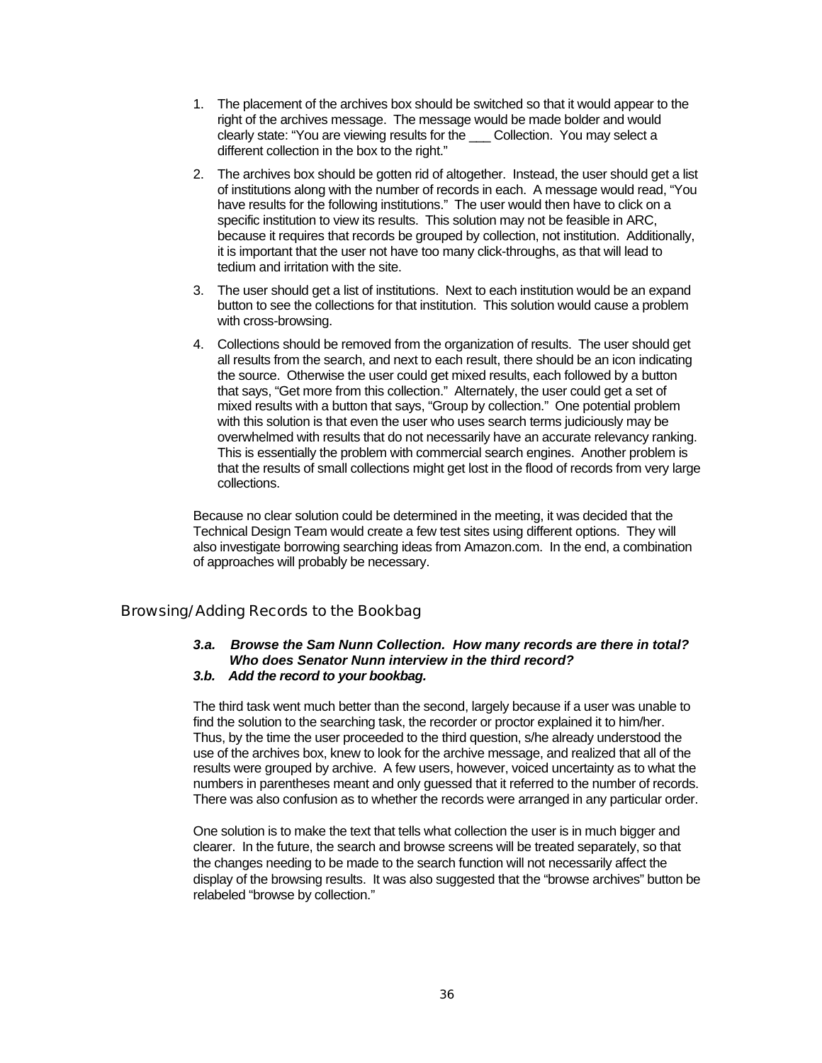1. The placement of the archives box should be switched so that it would appear to the right of the archives message. The message would be made bolder and would clearly state: "You are viewing results for the ___ Collection. You may select a different collection in the box to the right."
2. The archives box should be gotten rid of altogether. Instead, the user should get a list of institutions along with the number of records in each. A message would read, "You have results for the following institutions." The user would then have to click on a specific institution to view its results. This solution may not be feasible in ARC, because it requires that records be grouped by collection, not institution. Additionally, it is important that the user not have too many click-throughs, as that will lead to tedium and irritation with the site.
3. The user should get a list of institutions. Next to each institution would be an expand button to see the collections for that institution. This solution would cause a problem with cross-browsing.
4. Collections should be removed from the organization of results. The user should get all results from the search, and next to each result, there should be an icon indicating the source. Otherwise the user could get mixed results, each followed by a button that says, "Get more from this collection." Alternately, the user could get a set of mixed results with a button that says, "Group by collection." One potential problem with this solution is that even the user who uses search terms judiciously may be overwhelmed with results that do not necessarily have an accurate relevancy ranking. This is essentially the problem with commercial search engines. Another problem is that the results of small collections might get lost in the flood of records from very large collections.

Because no clear solution could be determined in the meeting, it was decided that the Technical Design Team would create a few test sites using different options. They will also investigate borrowing searching ideas from Amazon.com. In the end, a combination of approaches will probably be necessary.

## Browsing/Adding Records to the Bookbag

***3.a. Browse the Sam Nunn Collection. How many records are there in total? Who does Senator Nunn interview in the third record?***
***3.b. Add the record to your bookbag.***

The third task went much better than the second, largely because if a user was unable to find the solution to the searching task, the recorder or proctor explained it to him/her. Thus, by the time the user proceeded to the third question, s/he already understood the use of the archives box, knew to look for the archive message, and realized that all of the results were grouped by archive. A few users, however, voiced uncertainty as to what the numbers in parentheses meant and only guessed that it referred to the number of records. There was also confusion as to whether the records were arranged in any particular order.

One solution is to make the text that tells what collection the user is in much bigger and clearer. In the future, the search and browse screens will be treated separately, so that the changes needing to be made to the search function will not necessarily affect the display of the browsing results. It was also suggested that the "browse archives" button be relabeled "browse by collection."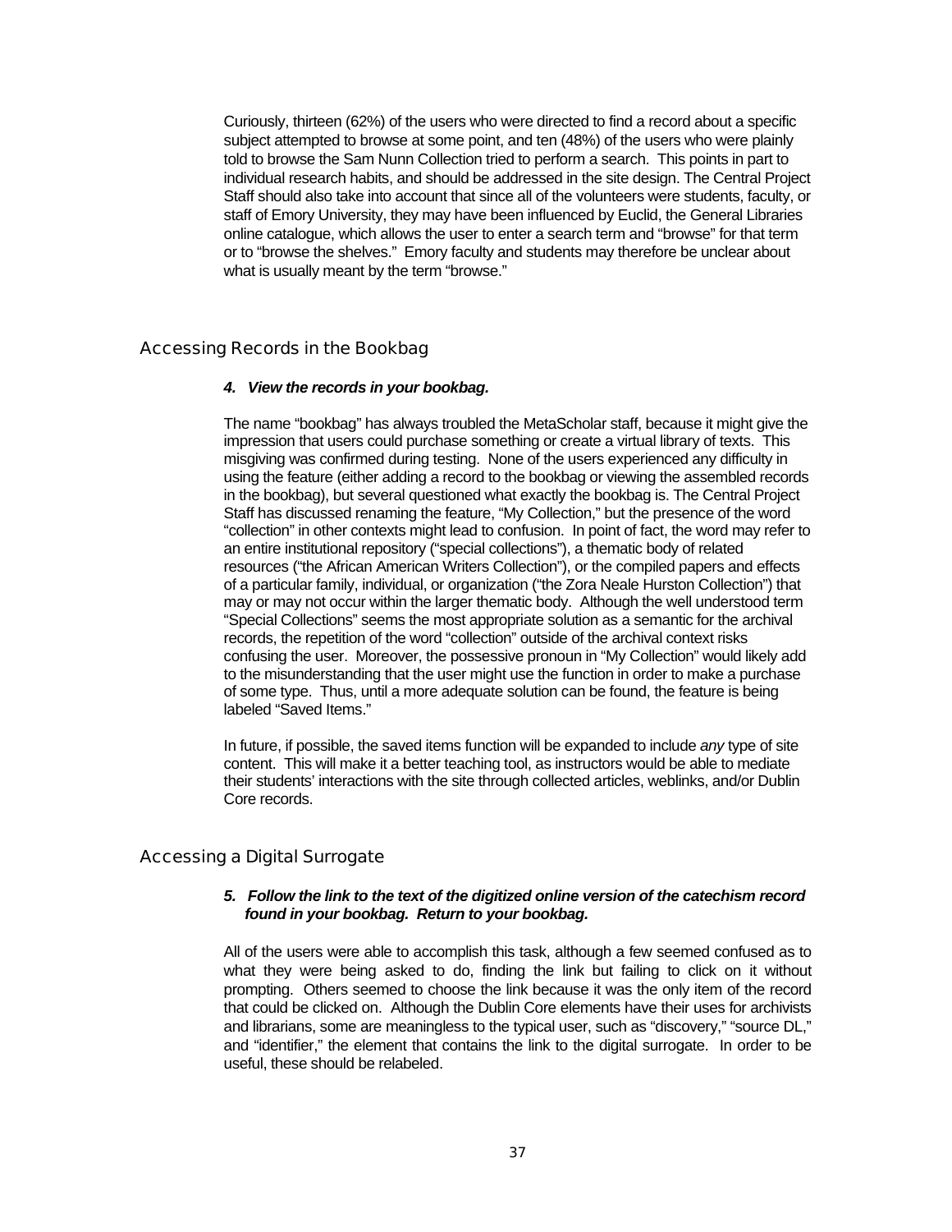Curiously, thirteen (62%) of the users who were directed to find a record about a specific subject attempted to browse at some point, and ten (48%) of the users who were plainly told to browse the Sam Nunn Collection tried to perform a search. This points in part to individual research habits, and should be addressed in the site design. The Central Project Staff should also take into account that since all of the volunteers were students, faculty, or staff of Emory University, they may have been influenced by Euclid, the General Libraries online catalogue, which allows the user to enter a search term and "browse" for that term or to "browse the shelves." Emory faculty and students may therefore be unclear about what is usually meant by the term "browse."

## Accessing Records in the Bookbag

***4. View the records in your bookbag.***

The name "bookbag" has always troubled the MetaScholar staff, because it might give the impression that users could purchase something or create a virtual library of texts. This misgiving was confirmed during testing. None of the users experienced any difficulty in using the feature (either adding a record to the bookbag or viewing the assembled records in the bookbag), but several questioned what exactly the bookbag is. The Central Project Staff has discussed renaming the feature, "My Collection," but the presence of the word "collection" in other contexts might lead to confusion. In point of fact, the word may refer to an entire institutional repository ("special collections"), a thematic body of related resources ("the African American Writers Collection"), or the compiled papers and effects of a particular family, individual, or organization ("the Zora Neale Hurston Collection") that may or may not occur within the larger thematic body. Although the well understood term "Special Collections" seems the most appropriate solution as a semantic for the archival records, the repetition of the word "collection" outside of the archival context risks confusing the user. Moreover, the possessive pronoun in "My Collection" would likely add to the misunderstanding that the user might use the function in order to make a purchase of some type. Thus, until a more adequate solution can be found, the feature is being labeled "Saved Items."

In future, if possible, the saved items function will be expanded to include *any* type of site content. This will make it a better teaching tool, as instructors would be able to mediate their students' interactions with the site through collected articles, weblinks, and/or Dublin Core records.

## Accessing a Digital Surrogate

***5. Follow the link to the text of the digitized online version of the catechism record found in your bookbag. Return to your bookbag.***

All of the users were able to accomplish this task, although a few seemed confused as to what they were being asked to do, finding the link but failing to click on it without prompting. Others seemed to choose the link because it was the only item of the record that could be clicked on. Although the Dublin Core elements have their uses for archivists and librarians, some are meaningless to the typical user, such as "discovery," "source DL," and "identifier," the element that contains the link to the digital surrogate. In order to be useful, these should be relabeled.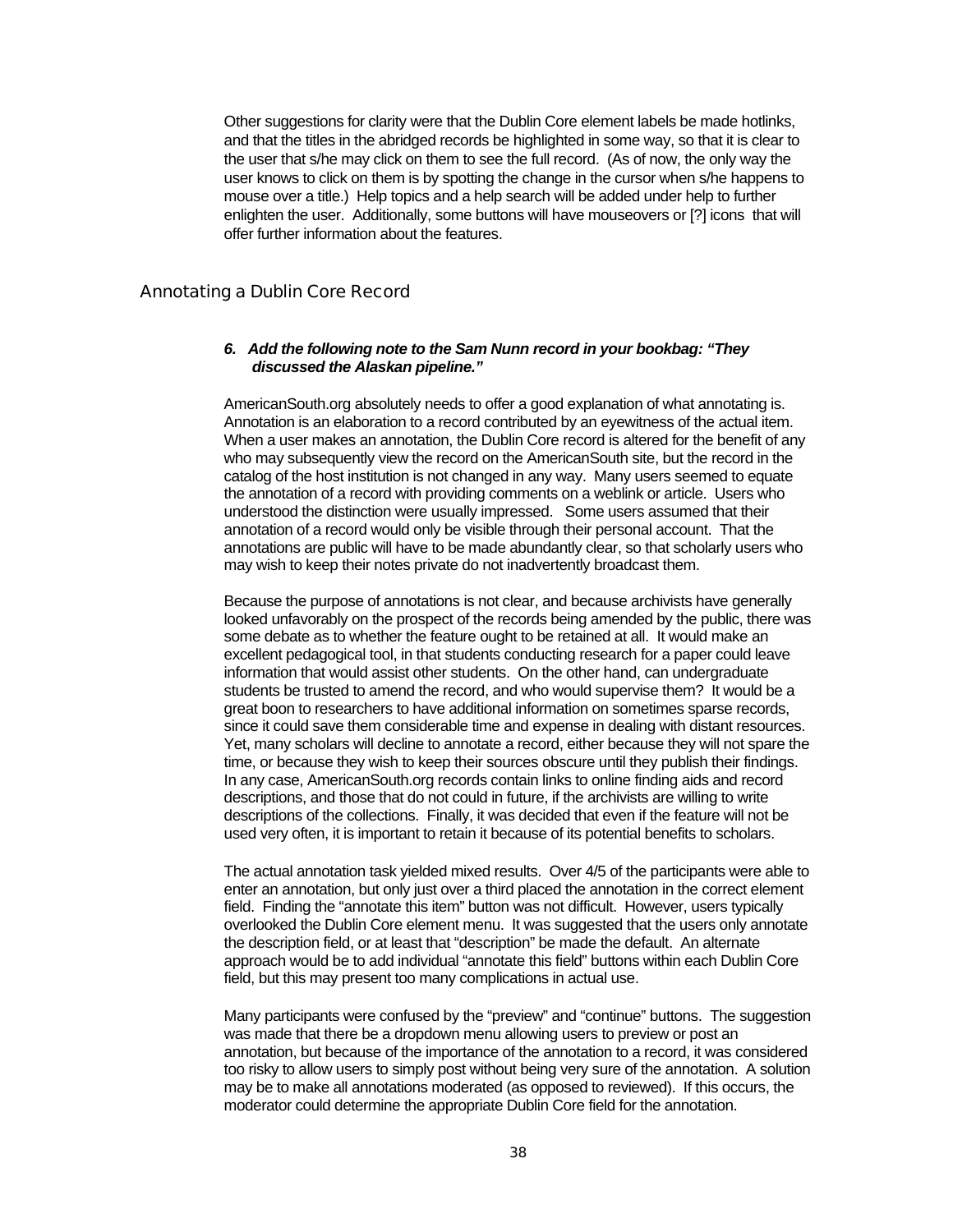Other suggestions for clarity were that the Dublin Core element labels be made hotlinks, and that the titles in the abridged records be highlighted in some way, so that it is clear to the user that s/he may click on them to see the full record. (As of now, the only way the user knows to click on them is by spotting the change in the cursor when s/he happens to mouse over a title.) Help topics and a help search will be added under help to further enlighten the user. Additionally, some buttons will have mouseovers or [?] icons that will offer further information about the features.

## Annotating a Dublin Core Record

***6. Add the following note to the Sam Nunn record in your bookbag: "They discussed the Alaskan pipeline."***

AmericanSouth.org absolutely needs to offer a good explanation of what annotating is. Annotation is an elaboration to a record contributed by an eyewitness of the actual item. When a user makes an annotation, the Dublin Core record is altered for the benefit of any who may subsequently view the record on the AmericanSouth site, but the record in the catalog of the host institution is not changed in any way. Many users seemed to equate the annotation of a record with providing comments on a weblink or article. Users who understood the distinction were usually impressed. Some users assumed that their annotation of a record would only be visible through their personal account. That the annotations are public will have to be made abundantly clear, so that scholarly users who may wish to keep their notes private do not inadvertently broadcast them.

Because the purpose of annotations is not clear, and because archivists have generally looked unfavorably on the prospect of the records being amended by the public, there was some debate as to whether the feature ought to be retained at all. It would make an excellent pedagogical tool, in that students conducting research for a paper could leave information that would assist other students. On the other hand, can undergraduate students be trusted to amend the record, and who would supervise them? It would be a great boon to researchers to have additional information on sometimes sparse records, since it could save them considerable time and expense in dealing with distant resources. Yet, many scholars will decline to annotate a record, either because they will not spare the time, or because they wish to keep their sources obscure until they publish their findings. In any case, AmericanSouth.org records contain links to online finding aids and record descriptions, and those that do not could in future, if the archivists are willing to write descriptions of the collections. Finally, it was decided that even if the feature will not be used very often, it is important to retain it because of its potential benefits to scholars.

The actual annotation task yielded mixed results. Over 4/5 of the participants were able to enter an annotation, but only just over a third placed the annotation in the correct element field. Finding the "annotate this item" button was not difficult. However, users typically overlooked the Dublin Core element menu. It was suggested that the users only annotate the description field, or at least that "description" be made the default. An alternate approach would be to add individual "annotate this field" buttons within each Dublin Core field, but this may present too many complications in actual use.

Many participants were confused by the "preview" and "continue" buttons. The suggestion was made that there be a dropdown menu allowing users to preview or post an annotation, but because of the importance of the annotation to a record, it was considered too risky to allow users to simply post without being very sure of the annotation. A solution may be to make all annotations moderated (as opposed to reviewed). If this occurs, the moderator could determine the appropriate Dublin Core field for the annotation.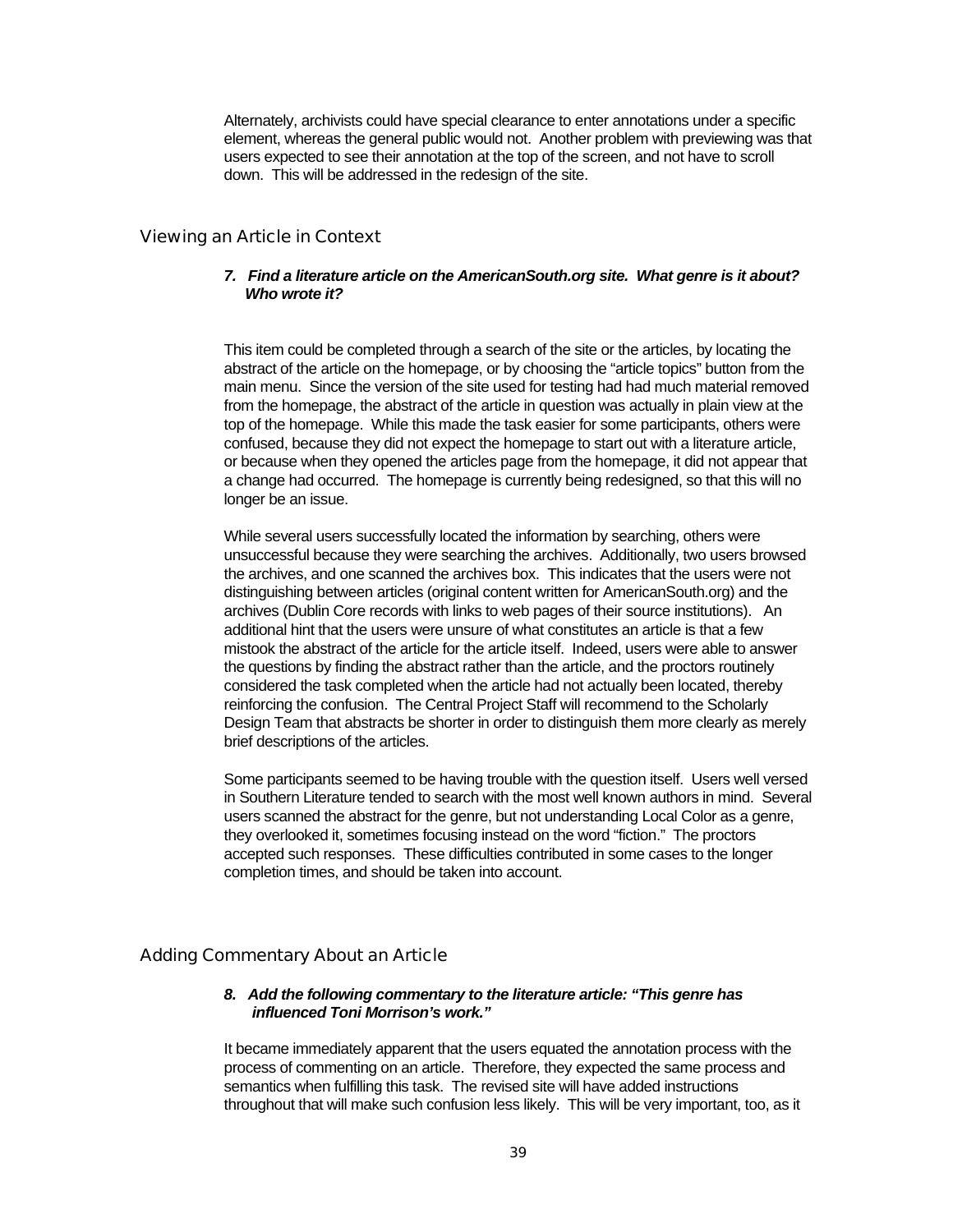Alternately, archivists could have special clearance to enter annotations under a specific element, whereas the general public would not. Another problem with previewing was that users expected to see their annotation at the top of the screen, and not have to scroll down. This will be addressed in the redesign of the site.

## Viewing an Article in Context

***7. Find a literature article on the AmericanSouth.org site. What genre is it about? Who wrote it?***

This item could be completed through a search of the site or the articles, by locating the abstract of the article on the homepage, or by choosing the "article topics" button from the main menu. Since the version of the site used for testing had had much material removed from the homepage, the abstract of the article in question was actually in plain view at the top of the homepage. While this made the task easier for some participants, others were confused, because they did not expect the homepage to start out with a literature article, or because when they opened the articles page from the homepage, it did not appear that a change had occurred. The homepage is currently being redesigned, so that this will no longer be an issue.

While several users successfully located the information by searching, others were unsuccessful because they were searching the archives. Additionally, two users browsed the archives, and one scanned the archives box. This indicates that the users were not distinguishing between articles (original content written for AmericanSouth.org) and the archives (Dublin Core records with links to web pages of their source institutions). An additional hint that the users were unsure of what constitutes an article is that a few mistook the abstract of the article for the article itself. Indeed, users were able to answer the questions by finding the abstract rather than the article, and the proctors routinely considered the task completed when the article had not actually been located, thereby reinforcing the confusion. The Central Project Staff will recommend to the Scholarly Design Team that abstracts be shorter in order to distinguish them more clearly as merely brief descriptions of the articles.

Some participants seemed to be having trouble with the question itself. Users well versed in Southern Literature tended to search with the most well known authors in mind. Several users scanned the abstract for the genre, but not understanding Local Color as a genre, they overlooked it, sometimes focusing instead on the word "fiction." The proctors accepted such responses. These difficulties contributed in some cases to the longer completion times, and should be taken into account.

## Adding Commentary About an Article

***8. Add the following commentary to the literature article: "This genre has influenced Toni Morrison's work."***

It became immediately apparent that the users equated the annotation process with the process of commenting on an article. Therefore, they expected the same process and semantics when fulfilling this task. The revised site will have added instructions throughout that will make such confusion less likely. This will be very important, too, as it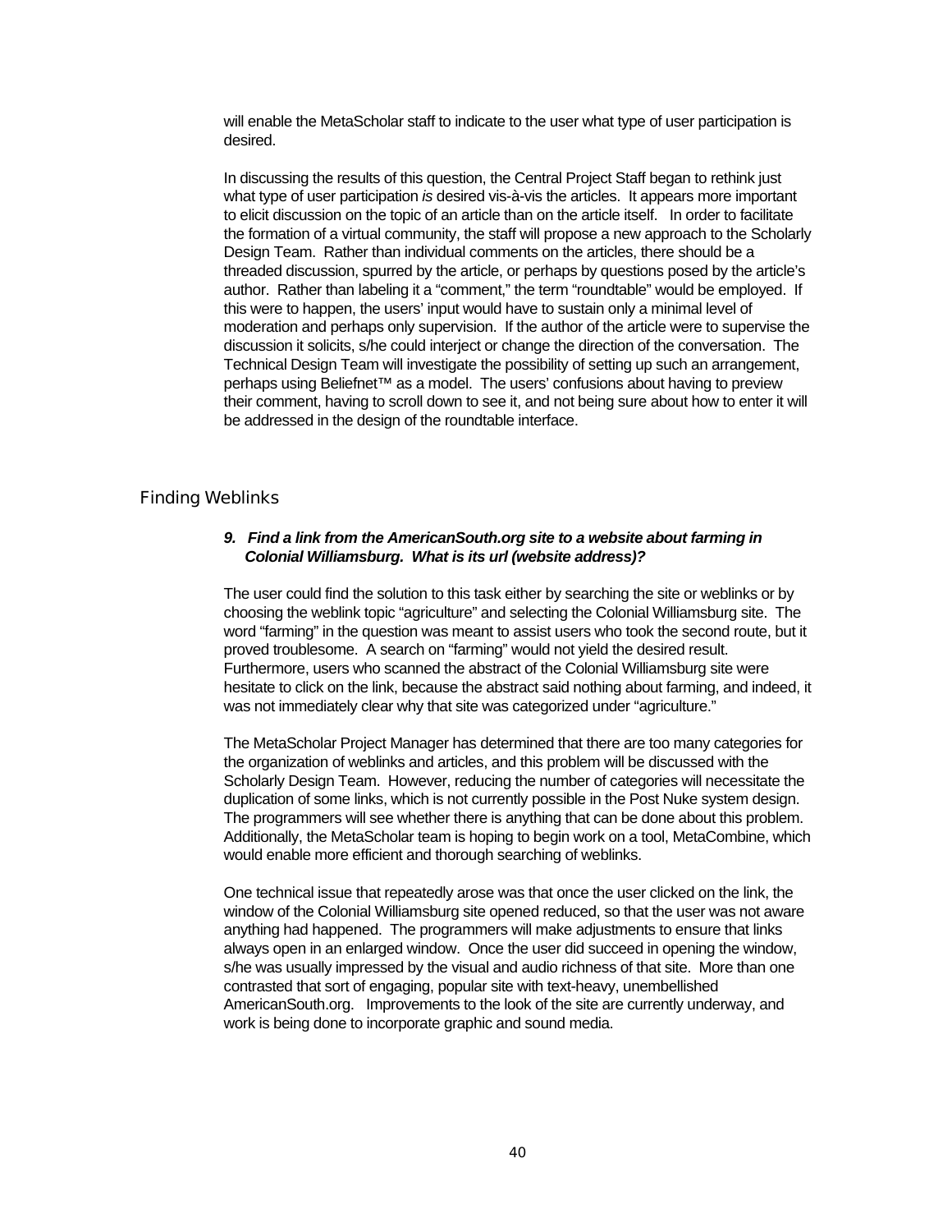will enable the MetaScholar staff to indicate to the user what type of user participation is desired.

In discussing the results of this question, the Central Project Staff began to rethink just what type of user participation *is* desired vis-à-vis the articles. It appears more important to elicit discussion on the topic of an article than on the article itself. In order to facilitate the formation of a virtual community, the staff will propose a new approach to the Scholarly Design Team. Rather than individual comments on the articles, there should be a threaded discussion, spurred by the article, or perhaps by questions posed by the article's author. Rather than labeling it a "comment," the term "roundtable" would be employed. If this were to happen, the users' input would have to sustain only a minimal level of moderation and perhaps only supervision. If the author of the article were to supervise the discussion it solicits, s/he could interject or change the direction of the conversation. The Technical Design Team will investigate the possibility of setting up such an arrangement, perhaps using Beliefnet™ as a model. The users' confusions about having to preview their comment, having to scroll down to see it, and not being sure about how to enter it will be addressed in the design of the roundtable interface.

## Finding Weblinks

***9. Find a link from the AmericanSouth.org site to a website about farming in Colonial Williamsburg. What is its url (website address)?***

The user could find the solution to this task either by searching the site or weblinks or by choosing the weblink topic "agriculture" and selecting the Colonial Williamsburg site. The word "farming" in the question was meant to assist users who took the second route, but it proved troublesome. A search on "farming" would not yield the desired result. Furthermore, users who scanned the abstract of the Colonial Williamsburg site were hesitate to click on the link, because the abstract said nothing about farming, and indeed, it was not immediately clear why that site was categorized under "agriculture."

The MetaScholar Project Manager has determined that there are too many categories for the organization of weblinks and articles, and this problem will be discussed with the Scholarly Design Team. However, reducing the number of categories will necessitate the duplication of some links, which is not currently possible in the Post Nuke system design. The programmers will see whether there is anything that can be done about this problem. Additionally, the MetaScholar team is hoping to begin work on a tool, MetaCombine, which would enable more efficient and thorough searching of weblinks.

One technical issue that repeatedly arose was that once the user clicked on the link, the window of the Colonial Williamsburg site opened reduced, so that the user was not aware anything had happened. The programmers will make adjustments to ensure that links always open in an enlarged window. Once the user did succeed in opening the window, s/he was usually impressed by the visual and audio richness of that site. More than one contrasted that sort of engaging, popular site with text-heavy, unembellished AmericanSouth.org. Improvements to the look of the site are currently underway, and work is being done to incorporate graphic and sound media.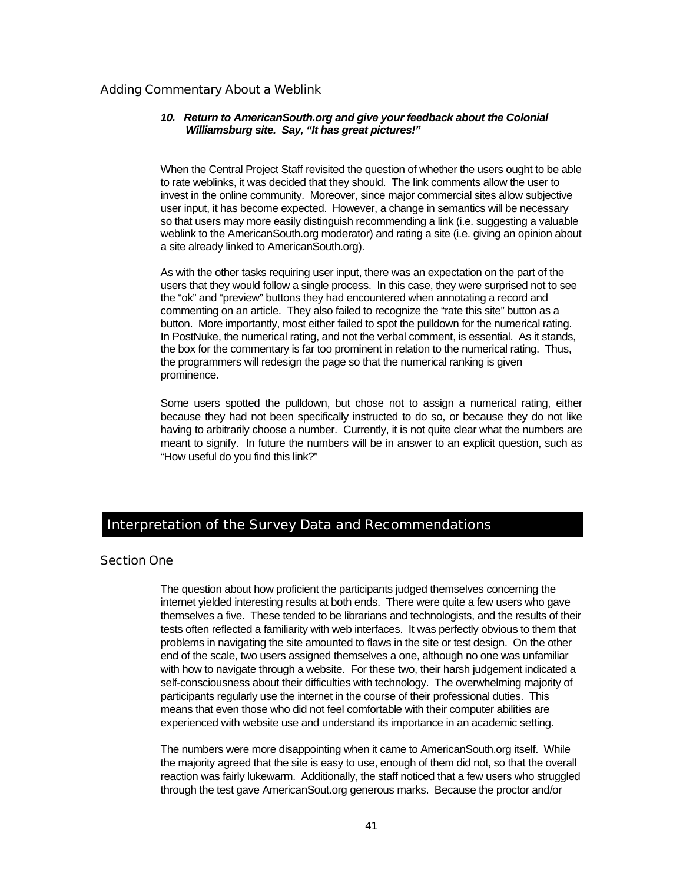### Adding Commentary About a Weblink

***10. Return to AmericanSouth.org and give your feedback about the Colonial Williamsburg site. Say, "It has great pictures!"***

When the Central Project Staff revisited the question of whether the users ought to be able to rate weblinks, it was decided that they should. The link comments allow the user to invest in the online community. Moreover, since major commercial sites allow subjective user input, it has become expected. However, a change in semantics will be necessary so that users may more easily distinguish recommending a link (i.e. suggesting a valuable weblink to the AmericanSouth.org moderator) and rating a site (i.e. giving an opinion about a site already linked to AmericanSouth.org).

As with the other tasks requiring user input, there was an expectation on the part of the users that they would follow a single process. In this case, they were surprised not to see the "ok" and "preview" buttons they had encountered when annotating a record and commenting on an article. They also failed to recognize the "rate this site" button as a button. More importantly, most either failed to spot the pulldown for the numerical rating. In PostNuke, the numerical rating, and not the verbal comment, is essential. As it stands, the box for the commentary is far too prominent in relation to the numerical rating. Thus, the programmers will redesign the page so that the numerical ranking is given prominence.

Some users spotted the pulldown, but chose not to assign a numerical rating, either because they had not been specifically instructed to do so, or because they do not like having to arbitrarily choose a number. Currently, it is not quite clear what the numbers are meant to signify. In future the numbers will be in answer to an explicit question, such as "How useful do you find this link?"

## Interpretation of the Survey Data and Recommendations

### Section One

The question about how proficient the participants judged themselves concerning the internet yielded interesting results at both ends. There were quite a few users who gave themselves a five. These tended to be librarians and technologists, and the results of their tests often reflected a familiarity with web interfaces. It was perfectly obvious to them that problems in navigating the site amounted to flaws in the site or test design. On the other end of the scale, two users assigned themselves a one, although no one was unfamiliar with how to navigate through a website. For these two, their harsh judgement indicated a self-consciousness about their difficulties with technology. The overwhelming majority of participants regularly use the internet in the course of their professional duties. This means that even those who did not feel comfortable with their computer abilities are experienced with website use and understand its importance in an academic setting.

The numbers were more disappointing when it came to AmericanSouth.org itself. While the majority agreed that the site is easy to use, enough of them did not, so that the overall reaction was fairly lukewarm. Additionally, the staff noticed that a few users who struggled through the test gave AmericanSout.org generous marks. Because the proctor and/or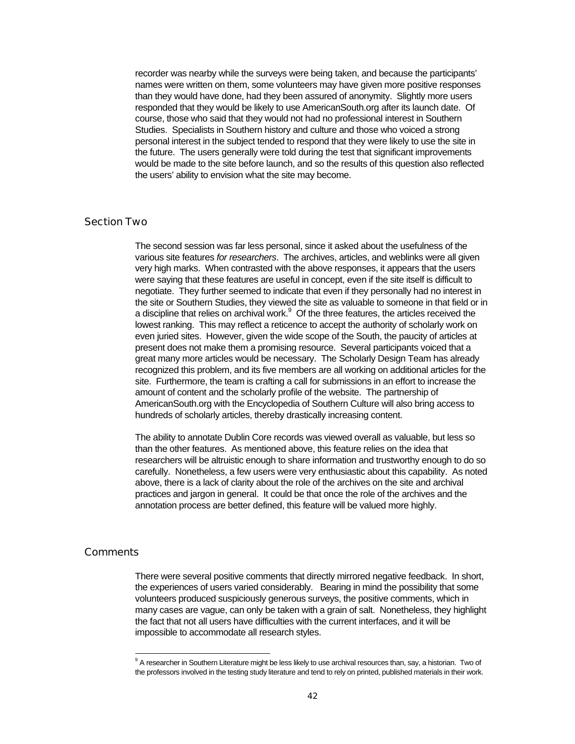recorder was nearby while the surveys were being taken, and because the participants' names were written on them, some volunteers may have given more positive responses than they would have done, had they been assured of anonymity. Slightly more users responded that they would be likely to use AmericanSouth.org after its launch date. Of course, those who said that they would not had no professional interest in Southern Studies. Specialists in Southern history and culture and those who voiced a strong personal interest in the subject tended to respond that they were likely to use the site in the future. The users generally were told during the test that significant improvements would be made to the site before launch, and so the results of this question also reflected the users' ability to envision what the site may become.

## Section Two

The second session was far less personal, since it asked about the usefulness of the various site features *for researchers*. The archives, articles, and weblinks were all given very high marks. When contrasted with the above responses, it appears that the users were saying that these features are useful in concept, even if the site itself is difficult to negotiate. They further seemed to indicate that even if they personally had no interest in the site or Southern Studies, they viewed the site as valuable to someone in that field or in a discipline that relies on archival work.[9] Of the three features, the articles received the lowest ranking. This may reflect a reticence to accept the authority of scholarly work on even juried sites. However, given the wide scope of the South, the paucity of articles at present does not make them a promising resource. Several participants voiced that a great many more articles would be necessary. The Scholarly Design Team has already recognized this problem, and its five members are all working on additional articles for the site. Furthermore, the team is crafting a call for submissions in an effort to increase the amount of content and the scholarly profile of the website. The partnership of AmericanSouth.org with the Encyclopedia of Southern Culture will also bring access to hundreds of scholarly articles, thereby drastically increasing content.

The ability to annotate Dublin Core records was viewed overall as valuable, but less so than the other features. As mentioned above, this feature relies on the idea that researchers will be altruistic enough to share information and trustworthy enough to do so carefully. Nonetheless, a few users were very enthusiastic about this capability. As noted above, there is a lack of clarity about the role of the archives on the site and archival practices and jargon in general. It could be that once the role of the archives and the annotation process are better defined, this feature will be valued more highly.

## Comments

There were several positive comments that directly mirrored negative feedback. In short, the experiences of users varied considerably. Bearing in mind the possibility that some volunteers produced suspiciously generous surveys, the positive comments, which in many cases are vague, can only be taken with a grain of salt. Nonetheless, they highlight the fact that not all users have difficulties with the current interfaces, and it will be impossible to accommodate all research styles.

---

[9] A researcher in Southern Literature might be less likely to use archival resources than, say, a historian. Two of the professors involved in the testing study literature and tend to rely on printed, published materials in their work.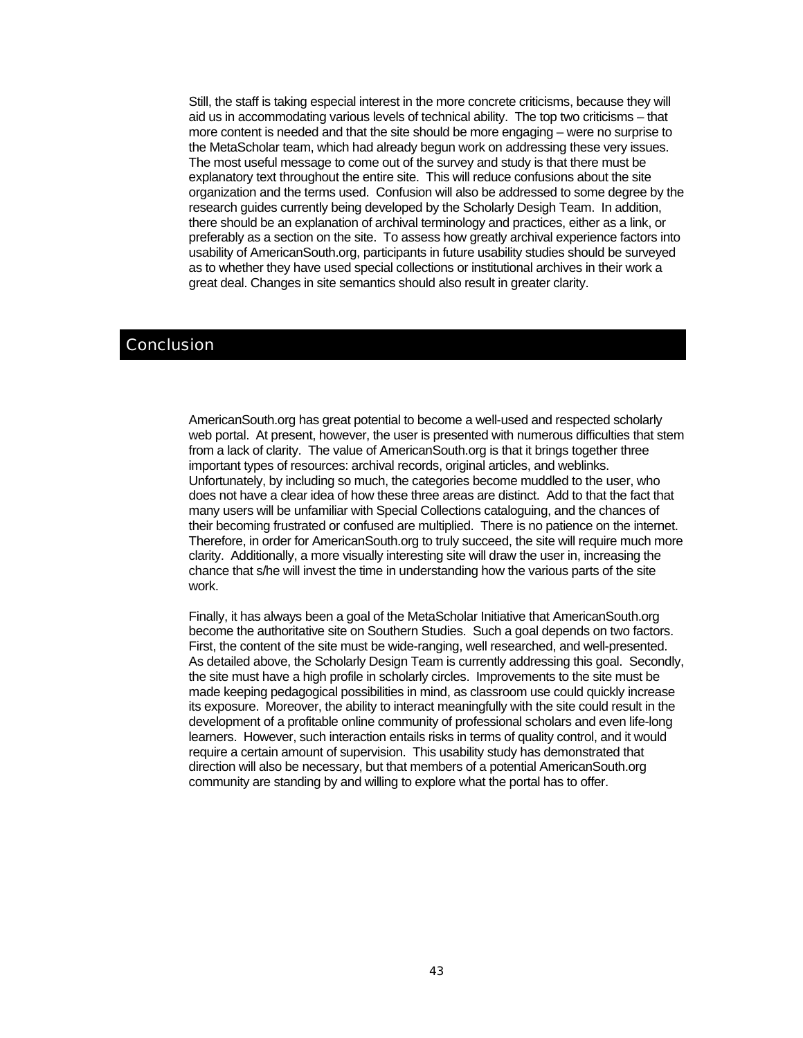Still, the staff is taking especial interest in the more concrete criticisms, because they will aid us in accommodating various levels of technical ability. The top two criticisms – that more content is needed and that the site should be more engaging – were no surprise to the MetaScholar team, which had already begun work on addressing these very issues. The most useful message to come out of the survey and study is that there must be explanatory text throughout the entire site. This will reduce confusions about the site organization and the terms used. Confusion will also be addressed to some degree by the research guides currently being developed by the Scholarly Desigh Team. In addition, there should be an explanation of archival terminology and practices, either as a link, or preferably as a section on the site. To assess how greatly archival experience factors into usability of AmericanSouth.org, participants in future usability studies should be surveyed as to whether they have used special collections or institutional archives in their work a great deal. Changes in site semantics should also result in greater clarity.

## Conclusion

AmericanSouth.org has great potential to become a well-used and respected scholarly web portal. At present, however, the user is presented with numerous difficulties that stem from a lack of clarity. The value of AmericanSouth.org is that it brings together three important types of resources: archival records, original articles, and weblinks. Unfortunately, by including so much, the categories become muddled to the user, who does not have a clear idea of how these three areas are distinct. Add to that the fact that many users will be unfamiliar with Special Collections cataloguing, and the chances of their becoming frustrated or confused are multiplied. There is no patience on the internet. Therefore, in order for AmericanSouth.org to truly succeed, the site will require much more clarity. Additionally, a more visually interesting site will draw the user in, increasing the chance that s/he will invest the time in understanding how the various parts of the site work.

Finally, it has always been a goal of the MetaScholar Initiative that AmericanSouth.org become the authoritative site on Southern Studies. Such a goal depends on two factors. First, the content of the site must be wide-ranging, well researched, and well-presented. As detailed above, the Scholarly Design Team is currently addressing this goal. Secondly, the site must have a high profile in scholarly circles. Improvements to the site must be made keeping pedagogical possibilities in mind, as classroom use could quickly increase its exposure. Moreover, the ability to interact meaningfully with the site could result in the development of a profitable online community of professional scholars and even life-long learners. However, such interaction entails risks in terms of quality control, and it would require a certain amount of supervision. This usability study has demonstrated that direction will also be necessary, but that members of a potential AmericanSouth.org community are standing by and willing to explore what the portal has to offer.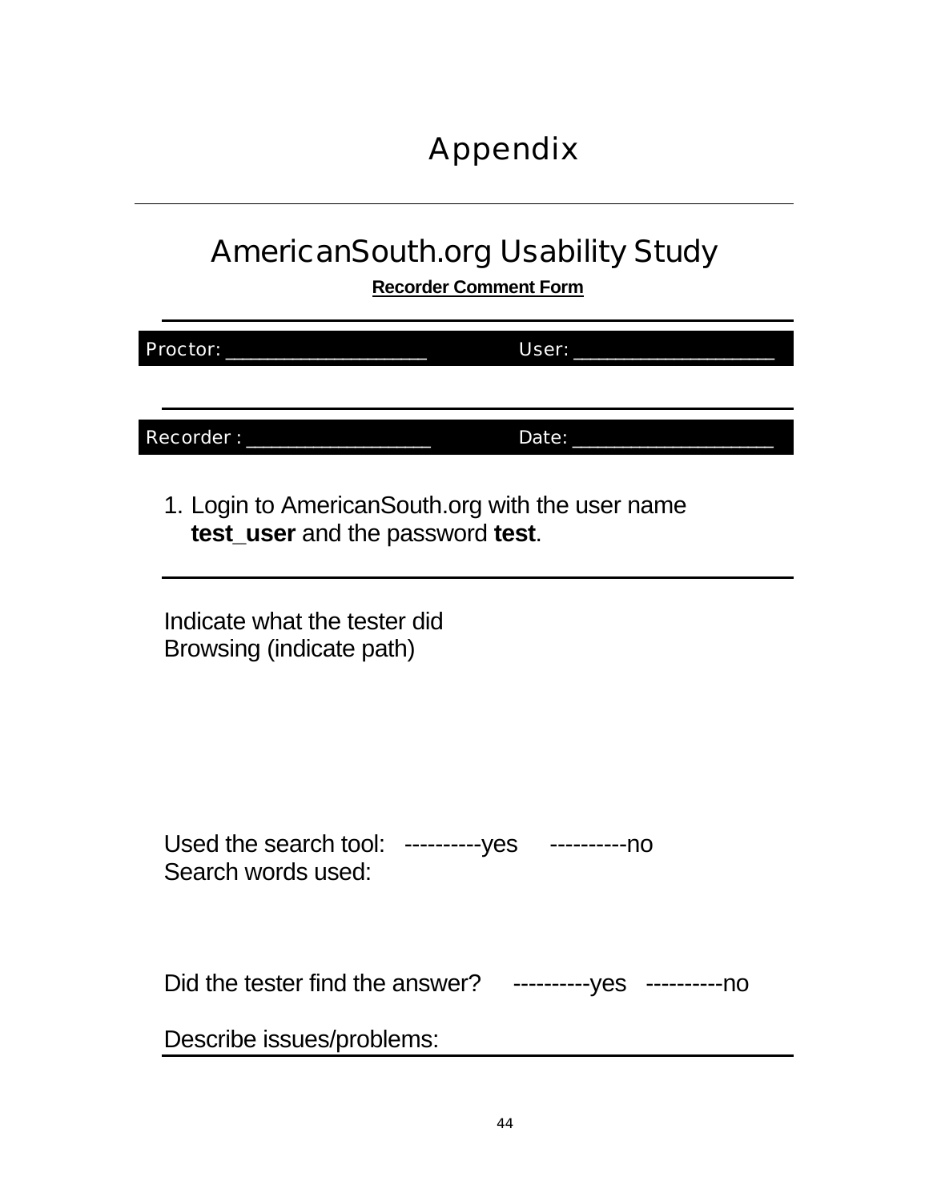# Appendix

---

## AmericanSouth.org Usability Study

**Recorder Comment Form**

---

Proctor: ____________________ User: ____________________

---

Recorder : ___________________ Date: ____________________

1. Login to AmericanSouth.org with the user name **test_user** and the password **test**.

---

Indicate what the tester did
Browsing (indicate path)

Used the search tool: ----------yes ----------no
Search words used:

Did the tester find the answer? ----------yes ----------no

Describe issues/problems:

---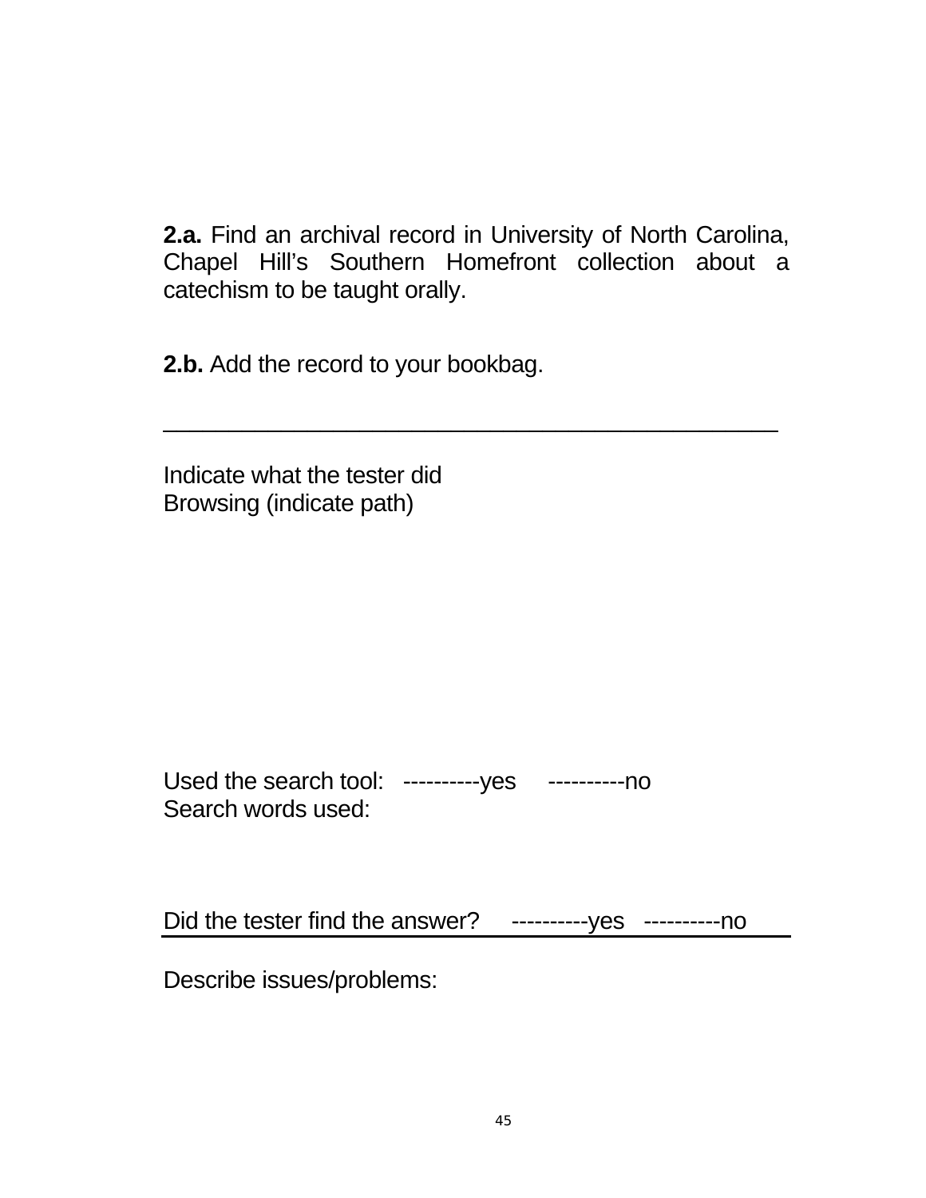**2.a.** Find an archival record in University of North Carolina, Chapel Hill's Southern Homefront collection about a catechism to be taught orally.

**2.b.** Add the record to your bookbag.

---

Indicate what the tester did
Browsing (indicate path)

Used the search tool: ----------yes ----------no
Search words used:

Did the tester find the answer? ----------yes ----------no

---

Describe issues/problems: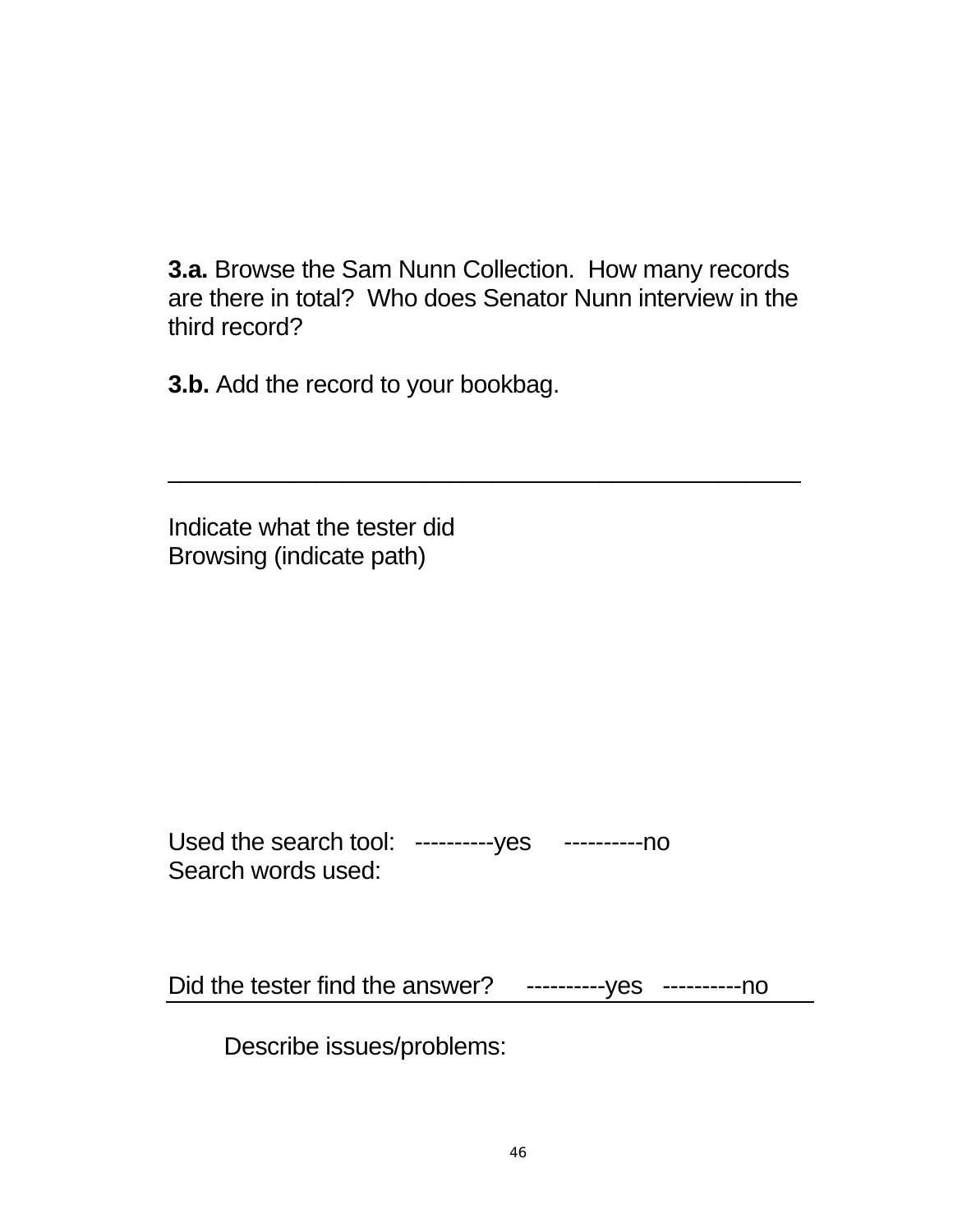**3.a.** Browse the Sam Nunn Collection. How many records are there in total? Who does Senator Nunn interview in the third record?

**3.b.** Add the record to your bookbag.

---

Indicate what the tester did
Browsing (indicate path)

Used the search tool: ----------yes ----------no
Search words used:

Did the tester find the answer? ----------yes ----------no

---

Describe issues/problems: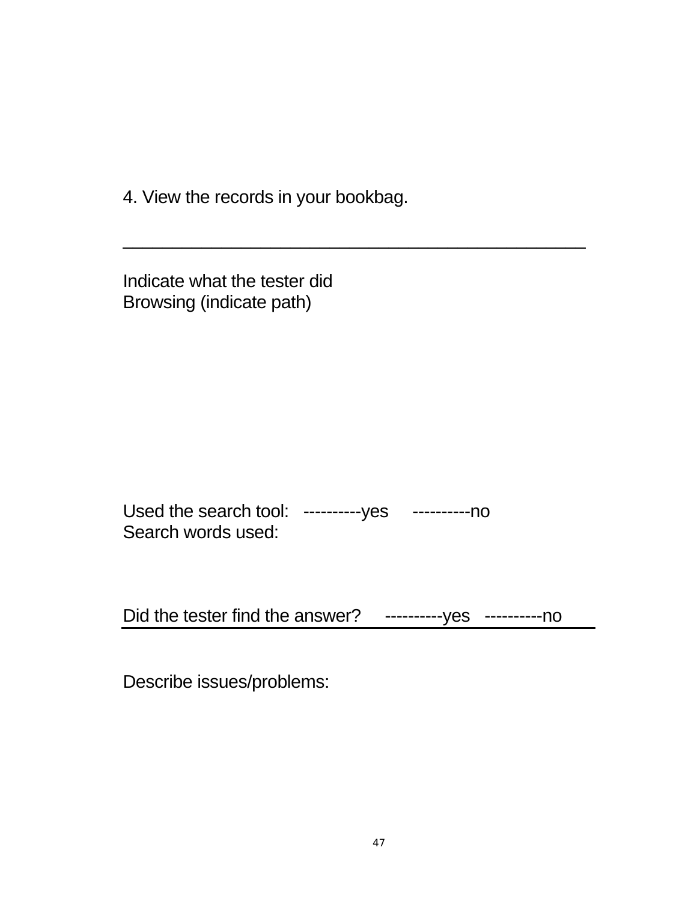4. View the records in your bookbag.

---

Indicate what the tester did
Browsing (indicate path)

Used the search tool: ----------yes ----------no
Search words used:

Did the tester find the answer? ----------yes ----------no

---

Describe issues/problems: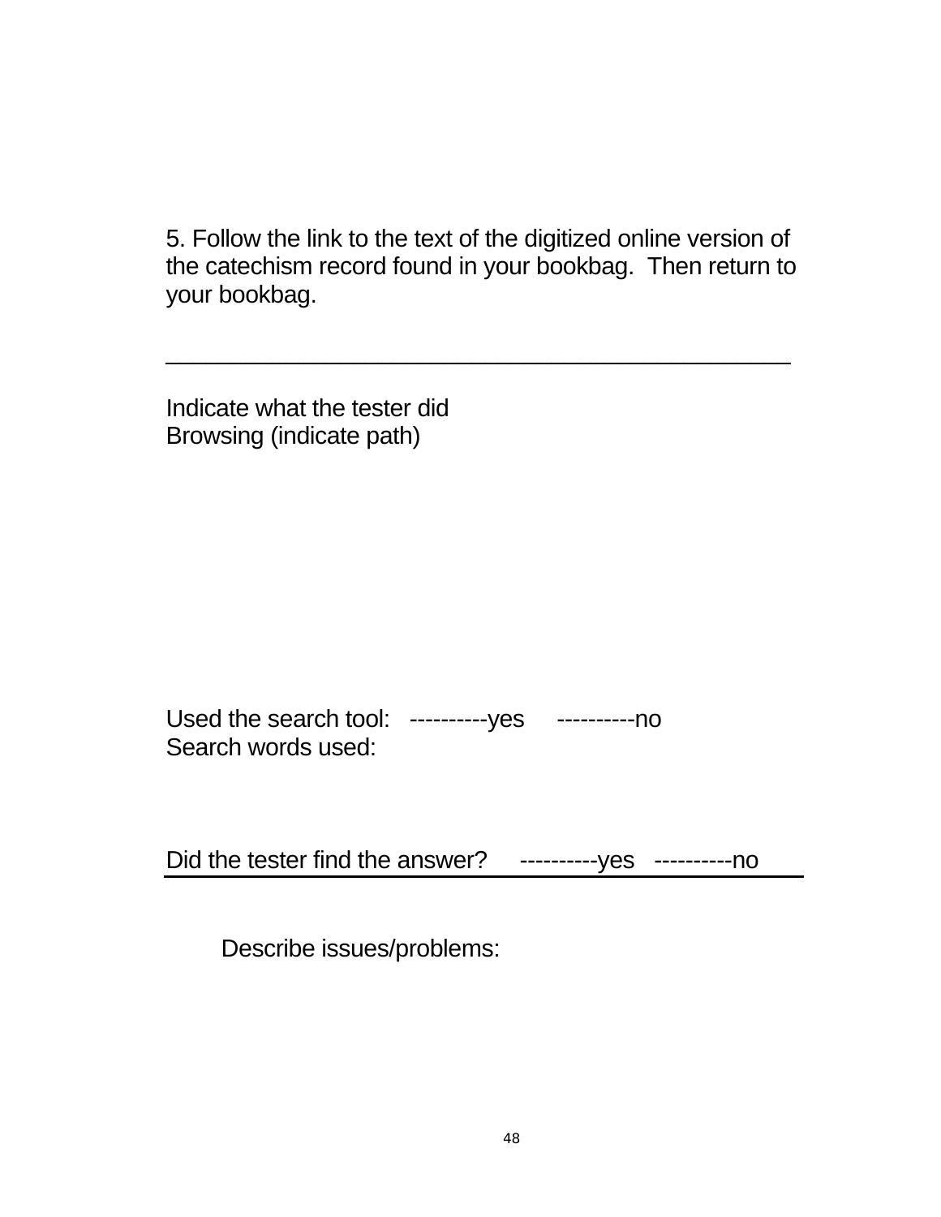5. Follow the link to the text of the digitized online version of the catechism record found in your bookbag. Then return to your bookbag.

---

Indicate what the tester did
Browsing (indicate path)

Used the search tool: ----------yes ----------no
Search words used:

Did the tester find the answer? ----------yes ----------no

---

Describe issues/problems: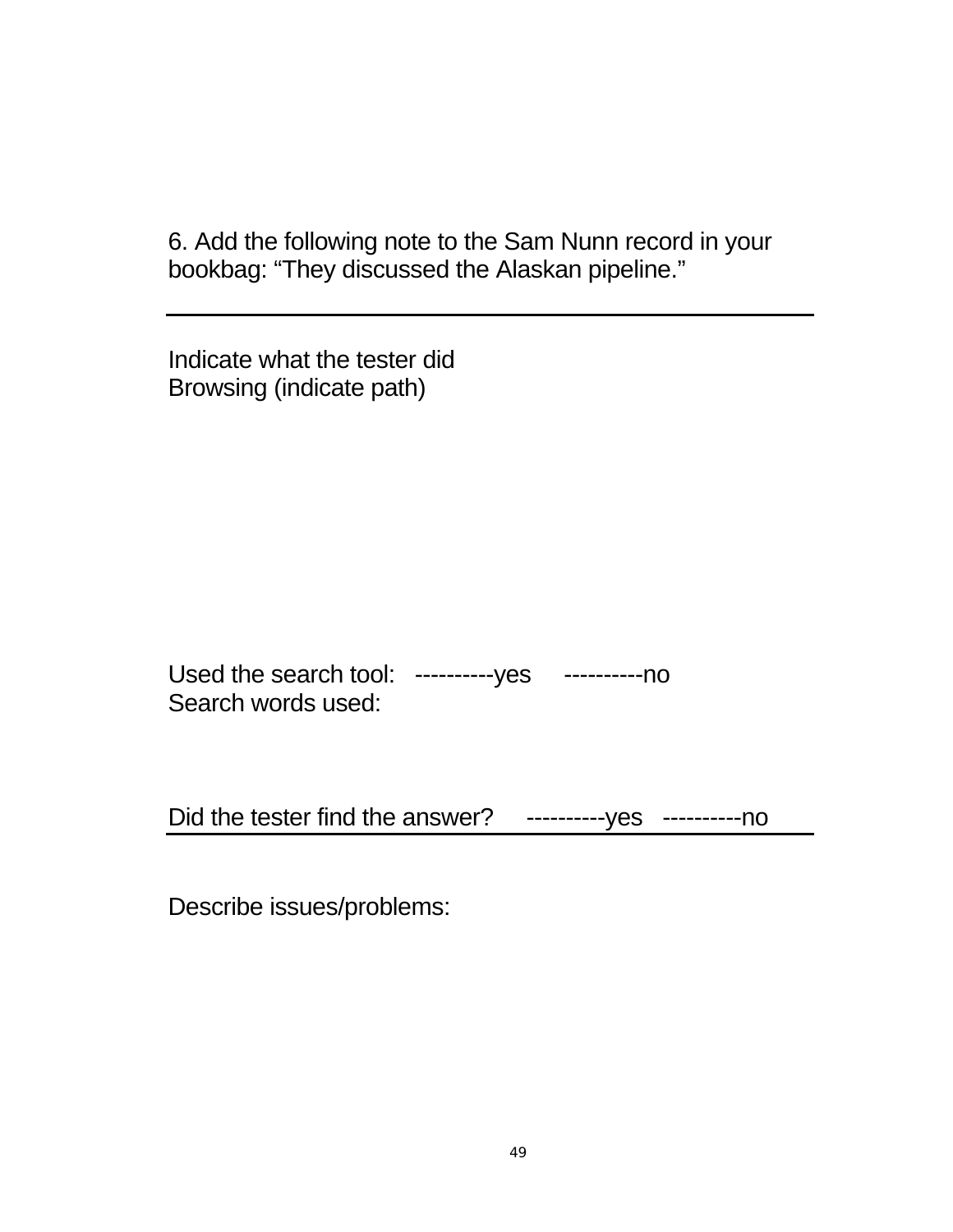6. Add the following note to the Sam Nunn record in your bookbag: “They discussed the Alaskan pipeline.”

---

Indicate what the tester did
Browsing (indicate path)

Used the search tool: ----------yes ----------no
Search words used:

Did the tester find the answer? ----------yes ----------no

---

Describe issues/problems: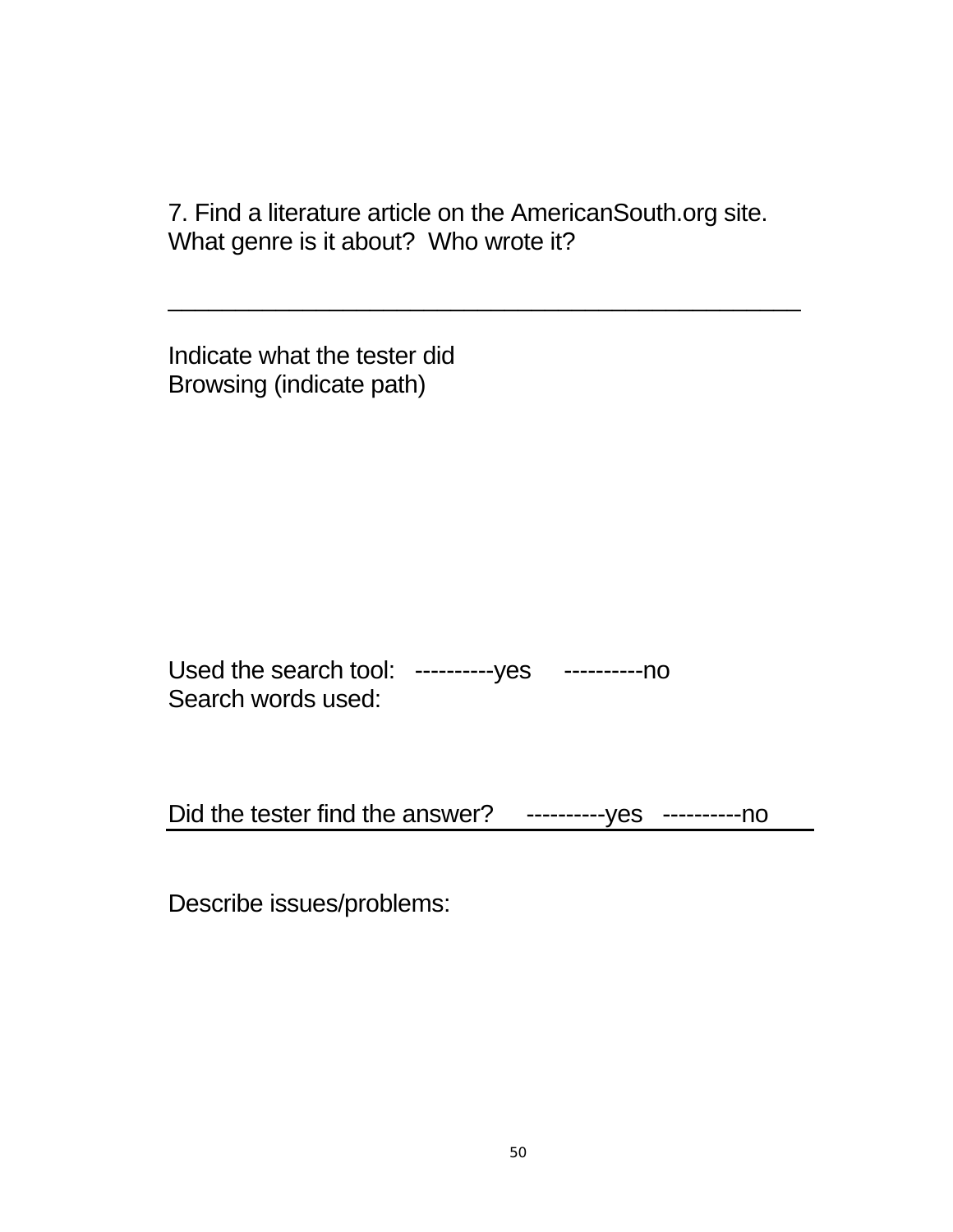7. Find a literature article on the AmericanSouth.org site. What genre is it about? Who wrote it?

______________________________________________

Indicate what the tester did
Browsing (indicate path)

Used the search tool: ----------yes ----------no
Search words used:

Did the tester find the answer? ----------yes ----------no

---

Describe issues/problems: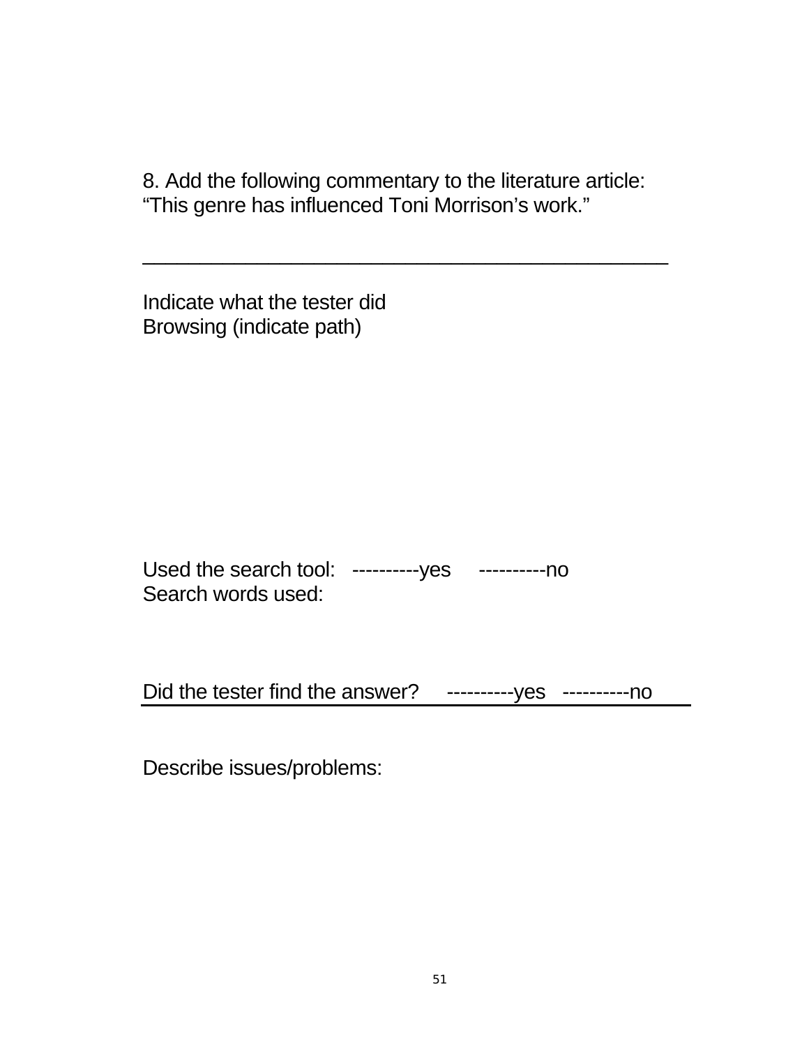8. Add the following commentary to the literature article:
“This genre has influenced Toni Morrison’s work.”

---

Indicate what the tester did
Browsing (indicate path)

Used the search tool: ----------yes ----------no
Search words used:

Did the tester find the answer? ----------yes ----------no

---

Describe issues/problems: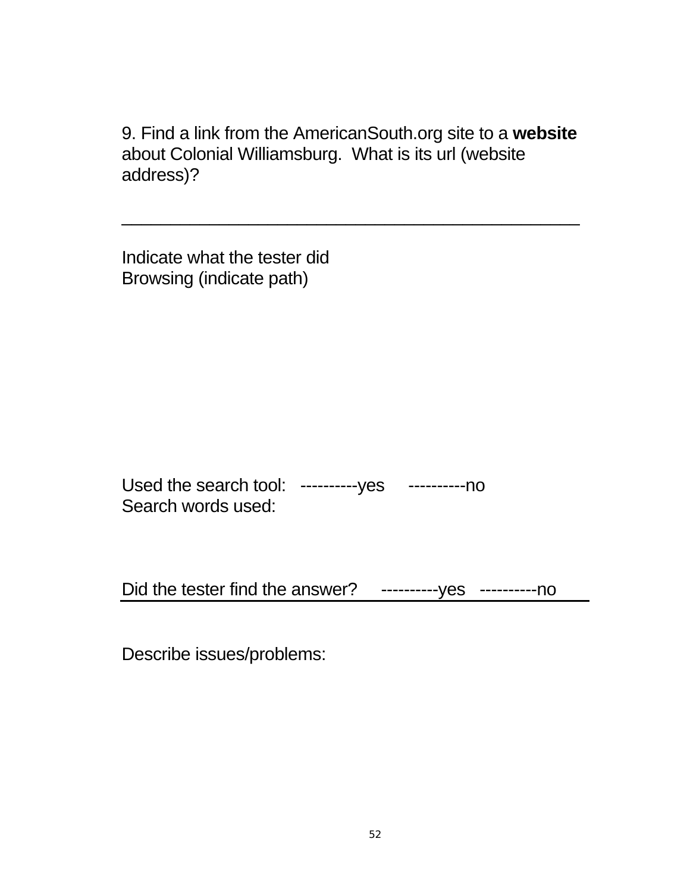9. Find a link from the AmericanSouth.org site to a **website** about Colonial Williamsburg. What is its url (website address)?

_______________________________________________

Indicate what the tester did
Browsing (indicate path)

Used the search tool: ----------yes ----------no
Search words used:

Did the tester find the answer? ----------yes ----------no

Describe issues/problems: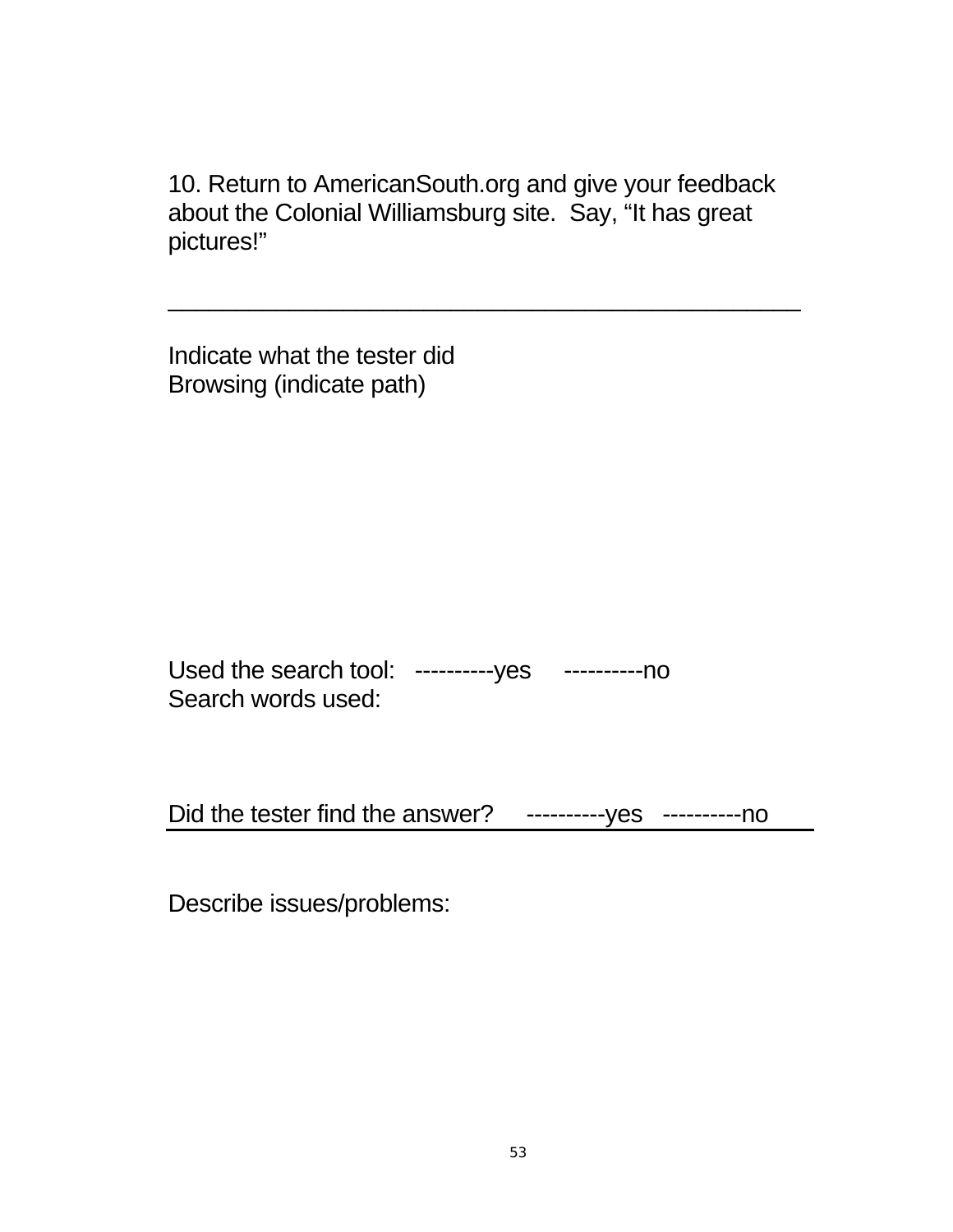10. Return to AmericanSouth.org and give your feedback about the Colonial Williamsburg site. Say, “It has great pictures!”

---

Indicate what the tester did
Browsing (indicate path)

Used the search tool: ----------yes ----------no
Search words used:

Did the tester find the answer? ----------yes ----------no

---

Describe issues/problems: